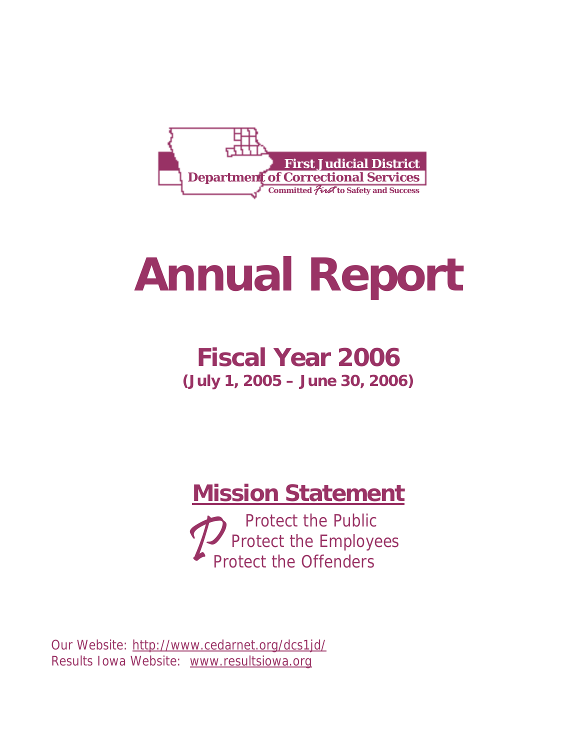First Judicial District
Department of Correctional Services
Committed *First* to Safety and Success

# Annual Report

## Fiscal Year 2006

**(July 1, 2005 – June 30, 2006)**

## Mission Statement

Protect the Public
Protect the Employees
Protect the Offenders

Our Website: http://www.cedarnet.org/dcs1jd/
Results Iowa Website: www.resultsiowa.org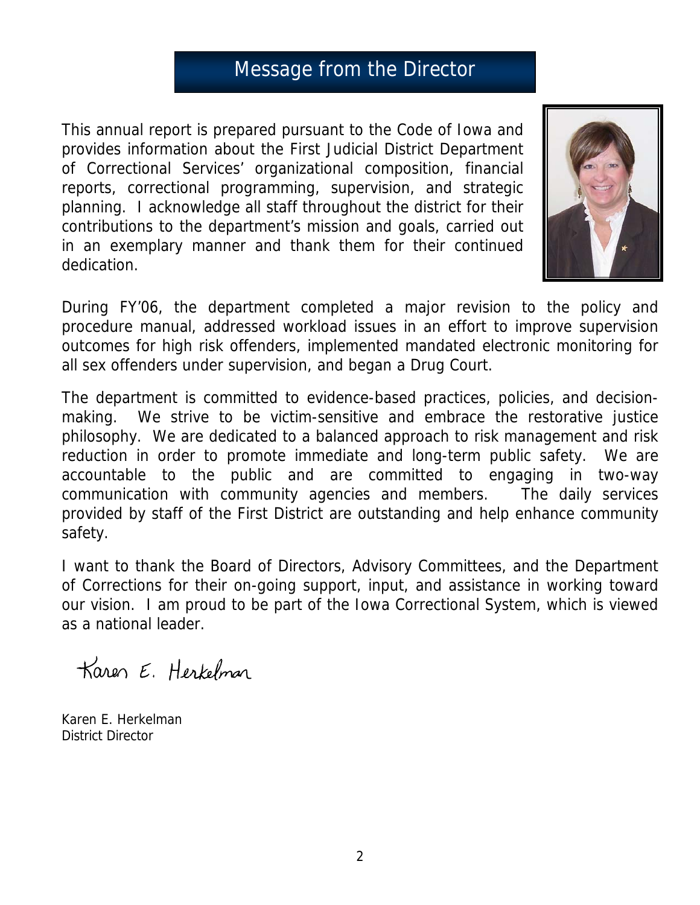# Message from the Director

This annual report is prepared pursuant to the Code of Iowa and provides information about the First Judicial District Department of Correctional Services' organizational composition, financial reports, correctional programming, supervision, and strategic planning. I acknowledge all staff throughout the district for their contributions to the department's mission and goals, carried out in an exemplary manner and thank them for their continued dedication.

During FY'06, the department completed a major revision to the policy and procedure manual, addressed workload issues in an effort to improve supervision outcomes for high risk offenders, implemented mandated electronic monitoring for all sex offenders under supervision, and began a Drug Court.

The department is committed to evidence-based practices, policies, and decision-making. We strive to be victim-sensitive and embrace the restorative justice philosophy. We are dedicated to a balanced approach to risk management and risk reduction in order to promote immediate and long-term public safety. We are accountable to the public and are committed to engaging in two-way communication with community agencies and members. The daily services provided by staff of the First District are outstanding and help enhance community safety.

I want to thank the Board of Directors, Advisory Committees, and the Department of Corrections for their on-going support, input, and assistance in working toward our vision. I am proud to be part of the Iowa Correctional System, which is viewed as a national leader.

Karen E. Herkelman

Karen E. Herkelman
District Director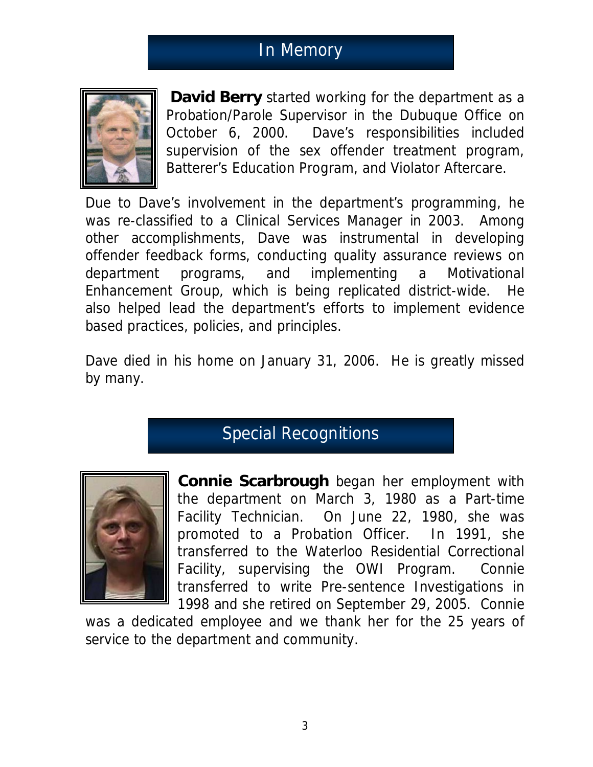## In Memory

**David Berry** started working for the department as a Probation/Parole Supervisor in the Dubuque Office on October 6, 2000. Dave's responsibilities included supervision of the sex offender treatment program, Batterer's Education Program, and Violator Aftercare.

Due to Dave's involvement in the department's programming, he was re-classified to a Clinical Services Manager in 2003. Among other accomplishments, Dave was instrumental in developing offender feedback forms, conducting quality assurance reviews on department programs, and implementing a Motivational Enhancement Group, which is being replicated district-wide. He also helped lead the department's efforts to implement evidence based practices, policies, and principles.

Dave died in his home on January 31, 2006. He is greatly missed by many.

## Special Recognitions

**Connie Scarbrough** began her employment with the department on March 3, 1980 as a Part-time Facility Technician. On June 22, 1980, she was promoted to a Probation Officer. In 1991, she transferred to the Waterloo Residential Correctional Facility, supervising the OWI Program. Connie transferred to write Pre-sentence Investigations in 1998 and she retired on September 29, 2005. Connie was a dedicated employee and we thank her for the 25 years of service to the department and community.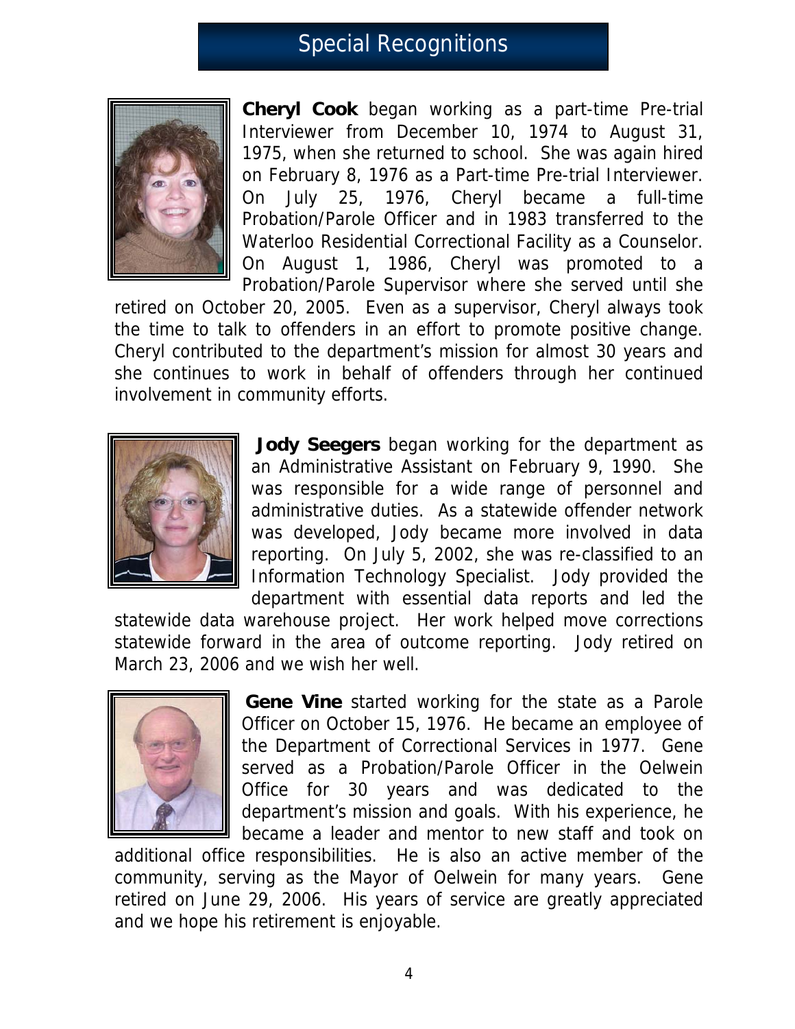# Special Recognitions

**Cheryl Cook** began working as a part-time Pre-trial Interviewer from December 10, 1974 to August 31, 1975, when she returned to school. She was again hired on February 8, 1976 as a Part-time Pre-trial Interviewer. On July 25, 1976, Cheryl became a full-time Probation/Parole Officer and in 1983 transferred to the Waterloo Residential Correctional Facility as a Counselor. On August 1, 1986, Cheryl was promoted to a Probation/Parole Supervisor where she served until she retired on October 20, 2005. Even as a supervisor, Cheryl always took the time to talk to offenders in an effort to promote positive change. Cheryl contributed to the department's mission for almost 30 years and she continues to work in behalf of offenders through her continued involvement in community efforts.

**Jody Seegers** began working for the department as an Administrative Assistant on February 9, 1990. She was responsible for a wide range of personnel and administrative duties. As a statewide offender network was developed, Jody became more involved in data reporting. On July 5, 2002, she was re-classified to an Information Technology Specialist. Jody provided the department with essential data reports and led the statewide data warehouse project. Her work helped move corrections statewide forward in the area of outcome reporting. Jody retired on March 23, 2006 and we wish her well.

**Gene Vine** started working for the state as a Parole Officer on October 15, 1976. He became an employee of the Department of Correctional Services in 1977. Gene served as a Probation/Parole Officer in the Oelwein Office for 30 years and was dedicated to the department's mission and goals. With his experience, he became a leader and mentor to new staff and took on additional office responsibilities. He is also an active member of the community, serving as the Mayor of Oelwein for many years. Gene retired on June 29, 2006. His years of service are greatly appreciated and we hope his retirement is enjoyable.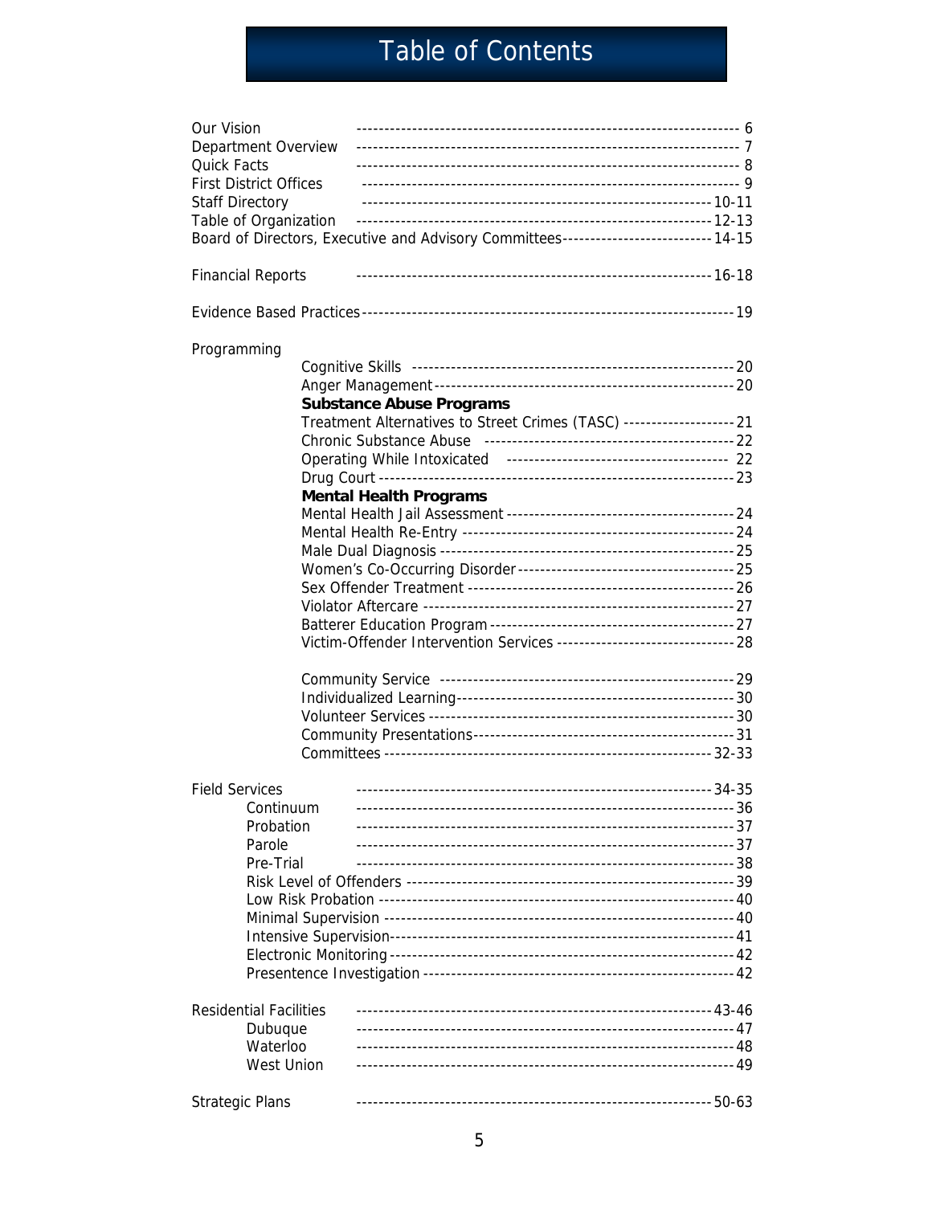# Table of Contents

Our Vision ------------------------------------------------------------------ 6
Department Overview ------------------------------------------------------------------ 7
Quick Facts ------------------------------------------------------------------ 8
First District Offices ------------------------------------------------------------------ 9
Staff Directory ------------------------------------------------------------ 10-11
Table of Organization ------------------------------------------------------------ 12-13
Board of Directors, Executive and Advisory Committees-------------------------- 14-15

Financial Reports ------------------------------------------------------------ 16-18

Evidence Based Practices------------------------------------------------------------------ 19

Programming

- Cognitive Skills -------------------------------------------------------- 20
- Anger Management----------------------------------------------------- 20
- **Substance Abuse Programs**
- Treatment Alternatives to Street Crimes (TASC) -------------------- 21
- Chronic Substance Abuse ------------------------------------------- 22
- Operating While Intoxicated -------------------------------------- 22
- Drug Court ---------------------------------------------------------------- 23
- **Mental Health Programs**
- Mental Health Jail Assessment ---------------------------------------- 24
- Mental Health Re-Entry ----------------------------------------------- 24
- Male Dual Diagnosis -------------------------------------------------- 25
- Women's Co-Occurring Disorder-------------------------------------- 25
- Sex Offender Treatment ---------------------------------------------- 26
- Violator Aftercare ---------------------------------------------------- 27
- Batterer Education Program ------------------------------------------ 27
- Victim-Offender Intervention Services ------------------------------- 28
- Community Service ---------------------------------------------------- 29
- Individualized Learning------------------------------------------------ 30
- Volunteer Services ---------------------------------------------------- 30
- Community Presentations--------------------------------------------- 31
- Committees ------------------------------------------------------- 32-33

Field Services ------------------------------------------------------------ 34-35

- Continuum ------------------------------------------------------------ 36
- Probation ------------------------------------------------------------ 37
- Parole ------------------------------------------------------------ 37
- Pre-Trial ------------------------------------------------------------ 38
- Risk Level of Offenders ----------------------------------------------------- 39
- Low Risk Probation -------------------------------------------------------- 40
- Minimal Supervision -------------------------------------------------------- 40
- Intensive Supervision-------------------------------------------------------- 41
- Electronic Monitoring ------------------------------------------------------- 42
- Presentence Investigation ------------------------------------------------- 42

Residential Facilities ------------------------------------------------------------ 43-46

- Dubuque ------------------------------------------------------------ 47
- Waterloo ------------------------------------------------------------ 48
- West Union ------------------------------------------------------------ 49

Strategic Plans ------------------------------------------------------------ 50-63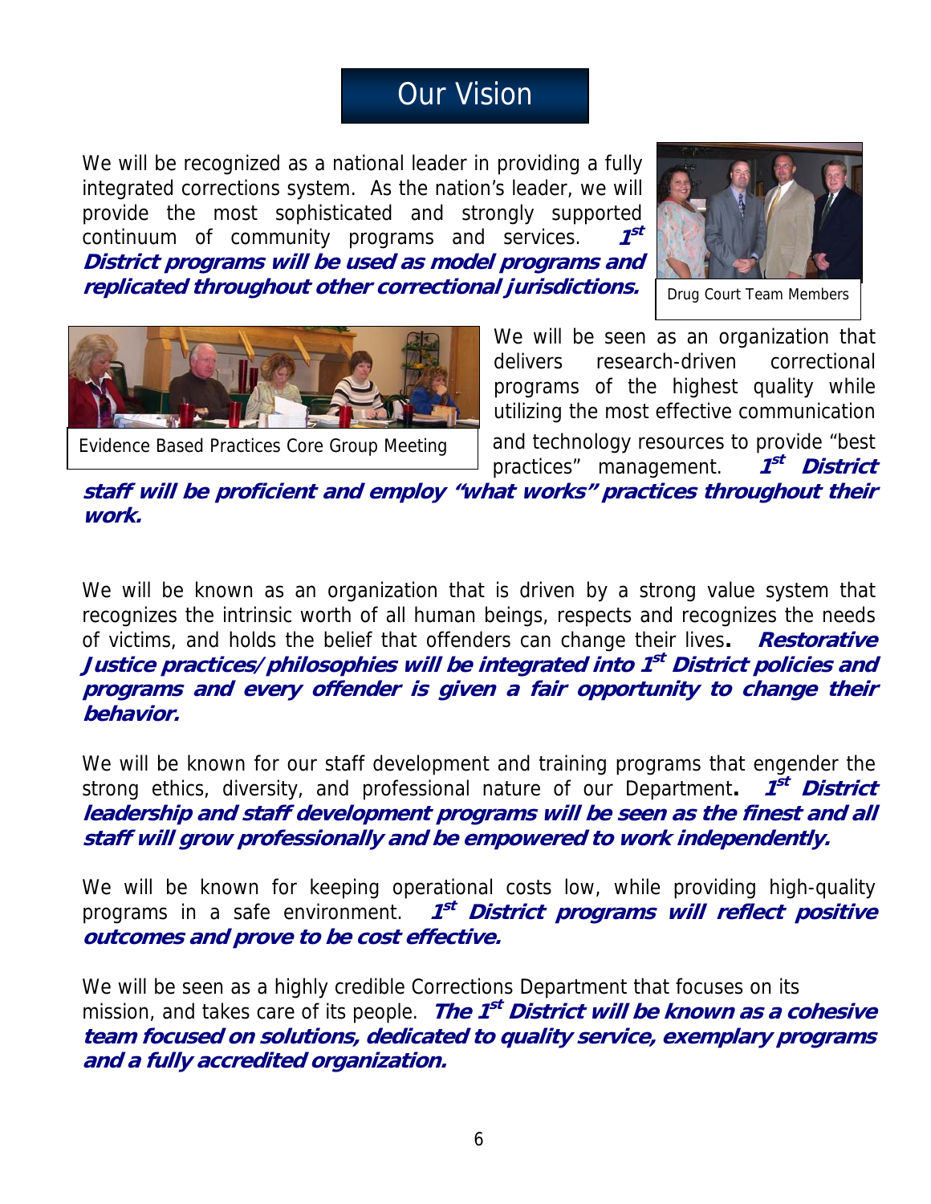# Our Vision

We will be recognized as a national leader in providing a fully integrated corrections system. As the nation's leader, we will provide the most sophisticated and strongly supported continuum of community programs and services. ***1st District programs will be used as model programs and replicated throughout other correctional jurisdictions.***

Drug Court Team Members

Evidence Based Practices Core Group Meeting

We will be seen as an organization that delivers research-driven correctional programs of the highest quality while utilizing the most effective communication and technology resources to provide "best practices" management. ***1st District staff will be proficient and employ "what works" practices throughout their work.***

We will be known as an organization that is driven by a strong value system that recognizes the intrinsic worth of all human beings, respects and recognizes the needs of victims, and holds the belief that offenders can change their lives. ***Restorative Justice practices/philosophies will be integrated into 1st District policies and programs and every offender is given a fair opportunity to change their behavior.***

We will be known for our staff development and training programs that engender the strong ethics, diversity, and professional nature of our Department. ***1st District leadership and staff development programs will be seen as the finest and all staff will grow professionally and be empowered to work independently.***

We will be known for keeping operational costs low, while providing high-quality programs in a safe environment. ***1st District programs will reflect positive outcomes and prove to be cost effective.***

We will be seen as a highly credible Corrections Department that focuses on its mission, and takes care of its people. ***The 1st District will be known as a cohesive team focused on solutions, dedicated to quality service, exemplary programs and a fully accredited organization.***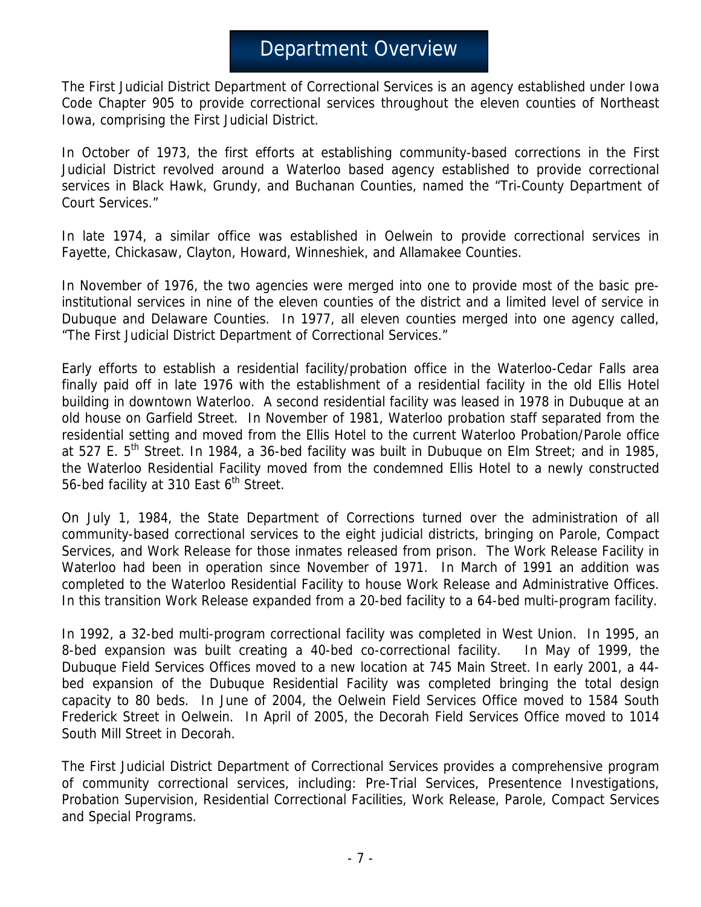# Department Overview

The First Judicial District Department of Correctional Services is an agency established under Iowa Code Chapter 905 to provide correctional services throughout the eleven counties of Northeast Iowa, comprising the First Judicial District.

In October of 1973, the first efforts at establishing community-based corrections in the First Judicial District revolved around a Waterloo based agency established to provide correctional services in Black Hawk, Grundy, and Buchanan Counties, named the "Tri-County Department of Court Services."

In late 1974, a similar office was established in Oelwein to provide correctional services in Fayette, Chickasaw, Clayton, Howard, Winneshiek, and Allamakee Counties.

In November of 1976, the two agencies were merged into one to provide most of the basic pre-institutional services in nine of the eleven counties of the district and a limited level of service in Dubuque and Delaware Counties. In 1977, all eleven counties merged into one agency called, "The First Judicial District Department of Correctional Services."

Early efforts to establish a residential facility/probation office in the Waterloo-Cedar Falls area finally paid off in late 1976 with the establishment of a residential facility in the old Ellis Hotel building in downtown Waterloo. A second residential facility was leased in 1978 in Dubuque at an old house on Garfield Street. In November of 1981, Waterloo probation staff separated from the residential setting and moved from the Ellis Hotel to the current Waterloo Probation/Parole office at 527 E. 5th Street. In 1984, a 36-bed facility was built in Dubuque on Elm Street; and in 1985, the Waterloo Residential Facility moved from the condemned Ellis Hotel to a newly constructed 56-bed facility at 310 East 6th Street.

On July 1, 1984, the State Department of Corrections turned over the administration of all community-based correctional services to the eight judicial districts, bringing on Parole, Compact Services, and Work Release for those inmates released from prison. The Work Release Facility in Waterloo had been in operation since November of 1971. In March of 1991 an addition was completed to the Waterloo Residential Facility to house Work Release and Administrative Offices. In this transition Work Release expanded from a 20-bed facility to a 64-bed multi-program facility.

In 1992, a 32-bed multi-program correctional facility was completed in West Union. In 1995, an 8-bed expansion was built creating a 40-bed co-correctional facility. In May of 1999, the Dubuque Field Services Offices moved to a new location at 745 Main Street. In early 2001, a 44-bed expansion of the Dubuque Residential Facility was completed bringing the total design capacity to 80 beds. In June of 2004, the Oelwein Field Services Office moved to 1584 South Frederick Street in Oelwein. In April of 2005, the Decorah Field Services Office moved to 1014 South Mill Street in Decorah.

The First Judicial District Department of Correctional Services provides a comprehensive program of community correctional services, including: Pre-Trial Services, Presentence Investigations, Probation Supervision, Residential Correctional Facilities, Work Release, Parole, Compact Services and Special Programs.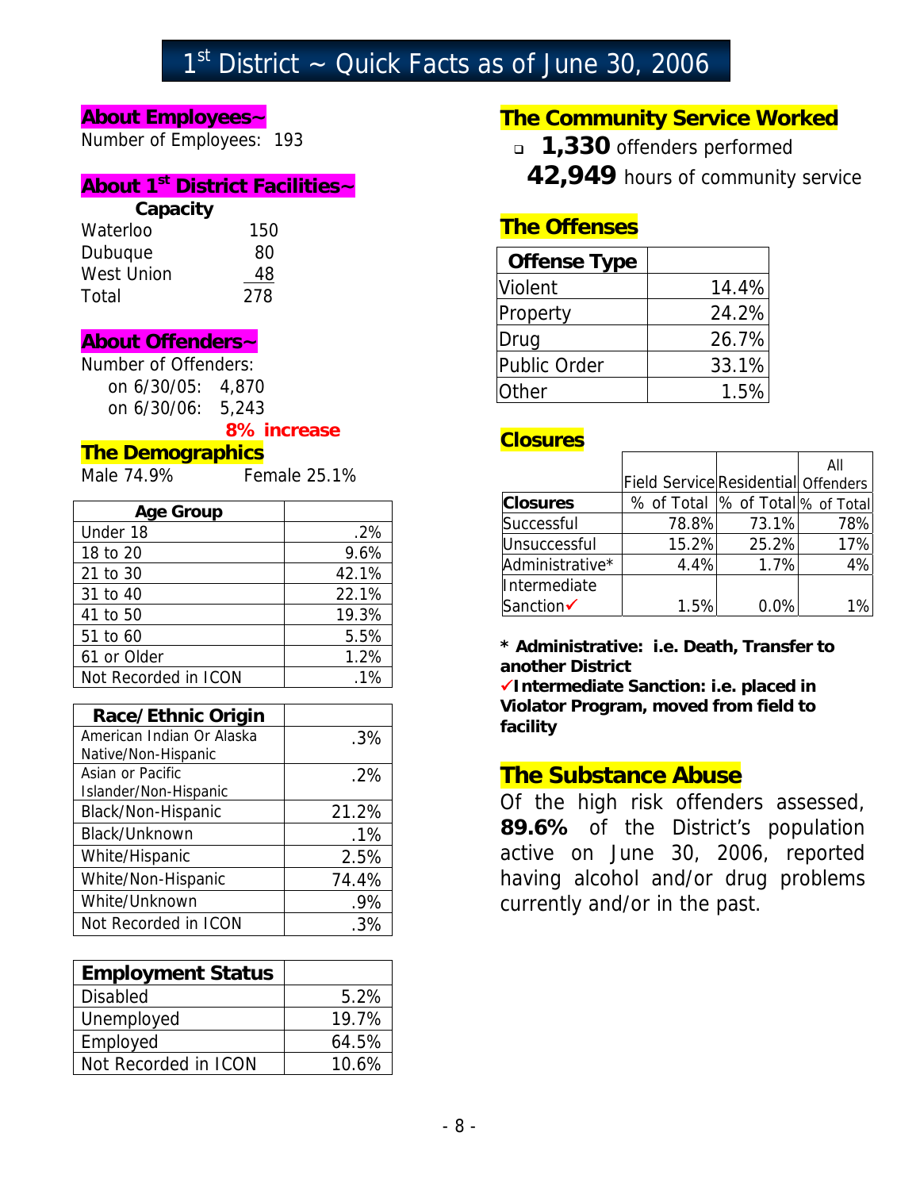# 1st District ~ Quick Facts as of June 30, 2006

## About Employees~

Number of Employees: 193

## About 1st District Facilities~

| | Capacity |
|---|---|
| Waterloo | 150 |
| Dubuque | 80 |
| West Union | 48 |
| Total | 278 |

## About Offenders~

Number of Offenders:

- on 6/30/05: 4,870
- on 6/30/06: 5,243

**8% increase**

## The Demographics

Male 74.9% Female 25.1%

| Age Group | |
|---|---|
| Under 18 | .2% |
| 18 to 20 | 9.6% |
| 21 to 30 | 42.1% |
| 31 to 40 | 22.1% |
| 41 to 50 | 19.3% |
| 51 to 60 | 5.5% |
| 61 or Older | 1.2% |
| Not Recorded in ICON | .1% |

| Race/Ethnic Origin | |
|---|---|
| American Indian Or Alaska Native/Non-Hispanic | .3% |
| Asian or Pacific Islander/Non-Hispanic | .2% |
| Black/Non-Hispanic | 21.2% |
| Black/Unknown | .1% |
| White/Hispanic | 2.5% |
| White/Non-Hispanic | 74.4% |
| White/Unknown | .9% |
| Not Recorded in ICON | .3% |

| Employment Status | |
|---|---|
| Disabled | 5.2% |
| Unemployed | 19.7% |
| Employed | 64.5% |
| Not Recorded in ICON | 10.6% |

## The Community Service Worked

- **1,330** offenders performed **42,949** hours of community service

## The Offenses

| Offense Type | |
|---|---|
| Violent | 14.4% |
| Property | 24.2% |
| Drug | 26.7% |
| Public Order | 33.1% |
| Other | 1.5% |

## Closures

| | Field Service | Residential | All Offenders |
|---|---|---|---|
| **Closures** | % of Total | % of Total | % of Total |
| Successful | 78.8% | 73.1% | 78% |
| Unsuccessful | 15.2% | 25.2% | 17% |
| Administrative* | 4.4% | 1.7% | 4% |
| Intermediate Sanction✓ | 1.5% | 0.0% | 1% |

**\* Administrative: i.e. Death, Transfer to another District**

**✓Intermediate Sanction: i.e. placed in Violator Program, moved from field to facility**

## The Substance Abuse

Of the high risk offenders assessed, **89.6%** of the District's population active on June 30, 2006, reported having alcohol and/or drug problems currently and/or in the past.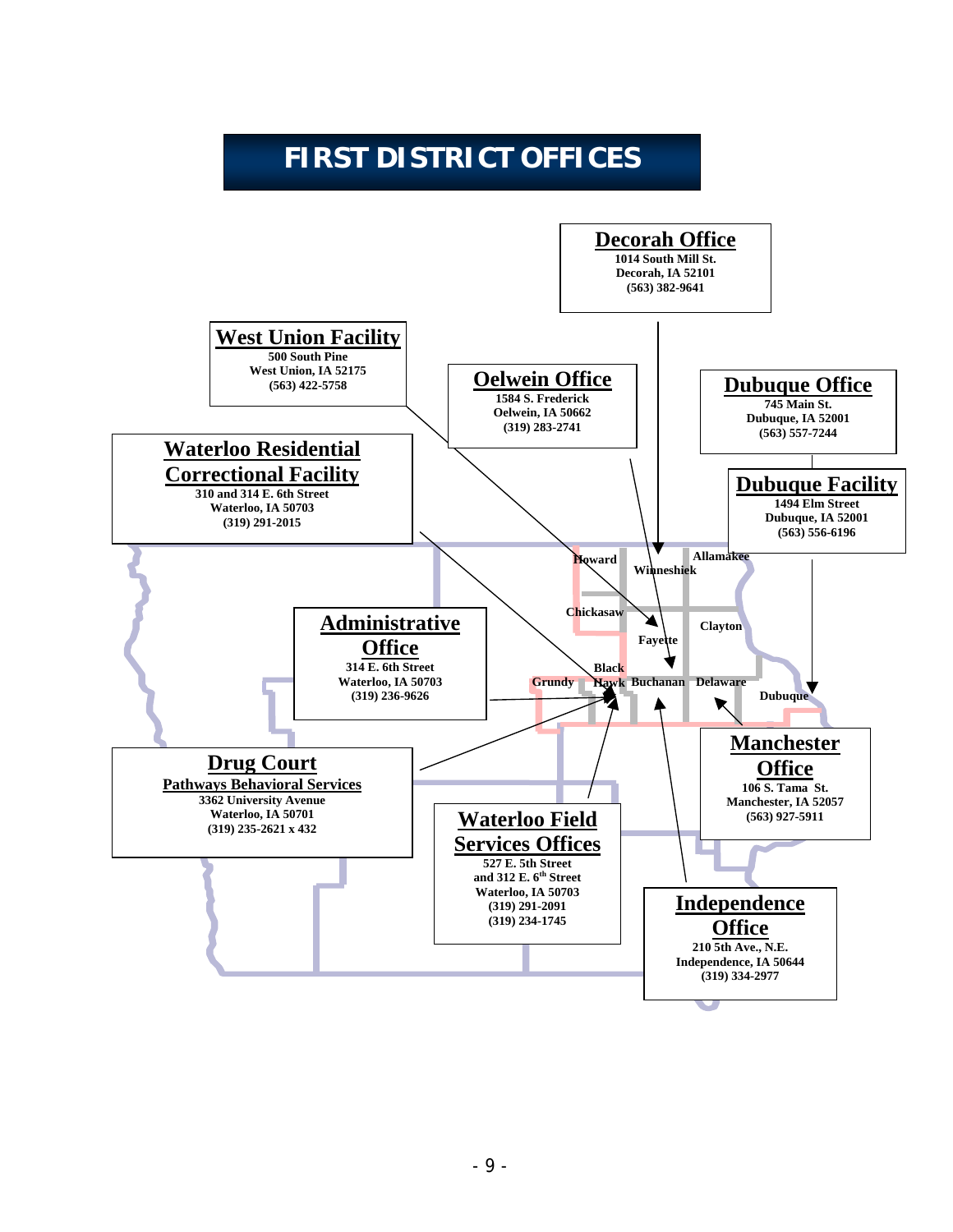# FIRST DISTRICT OFFICES

**Decorah Office**
1014 South Mill St.
Decorah, IA 52101
(563) 382-9641

**West Union Facility**
500 South Pine
West Union, IA 52175
(563) 422-5758

**Oelwein Office**
1584 S. Frederick
Oelwein, IA 50662
(319) 283-2741

**Dubuque Office**
745 Main St.
Dubuque, IA 52001
(563) 557-7244

**Waterloo Residential Correctional Facility**
310 and 314 E. 6th Street
Waterloo, IA 50703
(319) 291-2015

**Dubuque Facility**
1494 Elm Street
Dubuque, IA 52001
(563) 556-6196

**Administrative Office**
314 E. 6th Street
Waterloo, IA 50703
(319) 236-9626

**Drug Court**
Pathways Behavioral Services
3362 University Avenue
Waterloo, IA 50701
(319) 235-2621 x 432

**Waterloo Field Services Offices**
527 E. 5th Street
and 312 E. 6th Street
Waterloo, IA 50703
(319) 291-2091
(319) 234-1745

**Manchester Office**
106 S. Tama St.
Manchester, IA 52057
(563) 927-5911

**Independence Office**
210 5th Ave., N.E.
Independence, IA 50644
(319) 334-2977

Counties: Howard, Winneshiek, Allamakee, Chickasaw, Fayette, Clayton, Grundy, Black Hawk, Buchanan, Delaware, Dubuque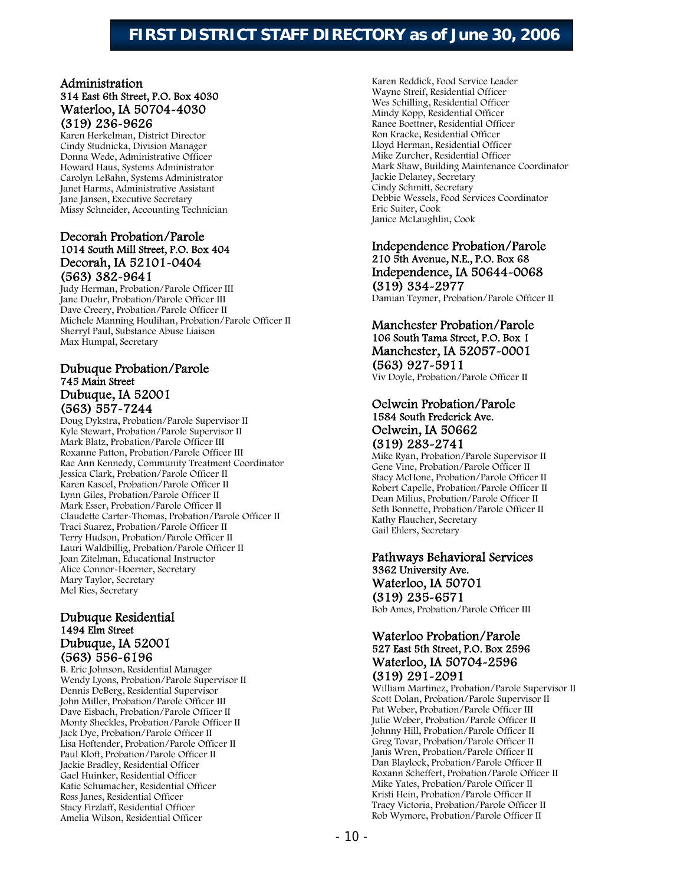# FIRST DISTRICT STAFF DIRECTORY as of June 30, 2006

## Administration

314 East 6th Street, P.O. Box 4030
Waterloo, IA 50704-4030
(319) 236-9626

Karen Herkelman, District Director
Cindy Studnicka, Division Manager
Donna Wede, Administrative Officer
Howard Haus, Systems Administrator
Carolyn LeBahn, Systems Administrator
Janet Harms, Administrative Assistant
Jane Jansen, Executive Secretary
Missy Schneider, Accounting Technician

## Decorah Probation/Parole

1014 South Mill Street, P.O. Box 404
Decorah, IA 52101-0404
(563) 382-9641

Judy Herman, Probation/Parole Officer III
Jane Duehr, Probation/Parole Officer III
Dave Creery, Probation/Parole Officer II
Michele Manning Houlihan, Probation/Parole Officer II
Sherryl Paul, Substance Abuse Liaison
Max Humpal, Secretary

## Dubuque Probation/Parole

745 Main Street
Dubuque, IA 52001
(563) 557-7244

Doug Dykstra, Probation/Parole Supervisor II
Kyle Stewart, Probation/Parole Supervisor II
Mark Blatz, Probation/Parole Officer III
Roxanne Patton, Probation/Parole Officer III
Rae Ann Kennedy, Community Treatment Coordinator
Jessica Clark, Probation/Parole Officer II
Karen Kascel, Probation/Parole Officer II
Lynn Giles, Probation/Parole Officer II
Mark Esser, Probation/Parole Officer II
Claudette Carter-Thomas, Probation/Parole Officer II
Traci Suarez, Probation/Parole Officer II
Terry Hudson, Probation/Parole Officer II
Lauri Waldbillig, Probation/Parole Officer II
Joan Zitelman, Educational Instructor
Alice Connor-Hoerner, Secretary
Mary Taylor, Secretary
Mel Ries, Secretary

## Dubuque Residential

1494 Elm Street
Dubuque, IA 52001
(563) 556-6196

B. Eric Johnson, Residential Manager
Wendy Lyons, Probation/Parole Supervisor II
Dennis DeBerg, Residential Supervisor
John Miller, Probation/Parole Officer III
Dave Eisbach, Probation/Parole Officer II
Monty Sheckles, Probation/Parole Officer II
Jack Dye, Probation/Parole Officer II
Lisa Hoftender, Probation/Parole Officer II
Paul Kloft, Probation/Parole Officer II
Jackie Bradley, Residential Officer
Gael Huinker, Residential Officer
Katie Schumacher, Residential Officer
Ross Janes, Residential Officer
Stacy Firzlaff, Residential Officer
Amelia Wilson, Residential Officer
Karen Reddick, Food Service Leader
Wayne Streif, Residential Officer
Wes Schilling, Residential Officer
Mindy Kopp, Residential Officer
Ranee Boettner, Residential Officer
Ron Kracke, Residential Officer
Lloyd Herman, Residential Officer
Mike Zurcher, Residential Officer
Mark Shaw, Building Maintenance Coordinator
Jackie Delaney, Secretary
Cindy Schmitt, Secretary
Debbie Wessels, Food Services Coordinator
Eric Suiter, Cook
Janice McLaughlin, Cook

## Independence Probation/Parole

210 5th Avenue, N.E., P.O. Box 68
Independence, IA 50644-0068
(319) 334-2977

Damian Teymer, Probation/Parole Officer II

## Manchester Probation/Parole

106 South Tama Street, P.O. Box 1
Manchester, IA 52057-0001
(563) 927-5911

Viv Doyle, Probation/Parole Officer II

## Oelwein Probation/Parole

1584 South Frederick Ave.
Oelwein, IA 50662
(319) 283-2741

Mike Ryan, Probation/Parole Supervisor II
Gene Vine, Probation/Parole Officer II
Stacy McHone, Probation/Parole Officer II
Robert Capelle, Probation/Parole Officer II
Dean Milius, Probation/Parole Officer II
Seth Bonnette, Probation/Parole Officer II
Kathy Flaucher, Secretary
Gail Ehlers, Secretary

## Pathways Behavioral Services

3362 University Ave.
Waterloo, IA 50701
(319) 235-6571

Bob Ames, Probation/Parole Officer III

## Waterloo Probation/Parole

527 East 5th Street, P.O. Box 2596
Waterloo, IA 50704-2596
(319) 291-2091

William Martinez, Probation/Parole Supervisor II
Scott Dolan, Probation/Parole Supervisor II
Pat Weber, Probation/Parole Officer III
Julie Weber, Probation/Parole Officer II
Johnny Hill, Probation/Parole Officer II
Greg Tovar, Probation/Parole Officer II
Janis Wren, Probation/Parole Officer II
Dan Blaylock, Probation/Parole Officer II
Roxann Scheffert, Probation/Parole Officer II
Mike Yates, Probation/Parole Officer II
Kristi Hein, Probation/Parole Officer II
Tracy Victoria, Probation/Parole Officer II
Rob Wymore, Probation/Parole Officer II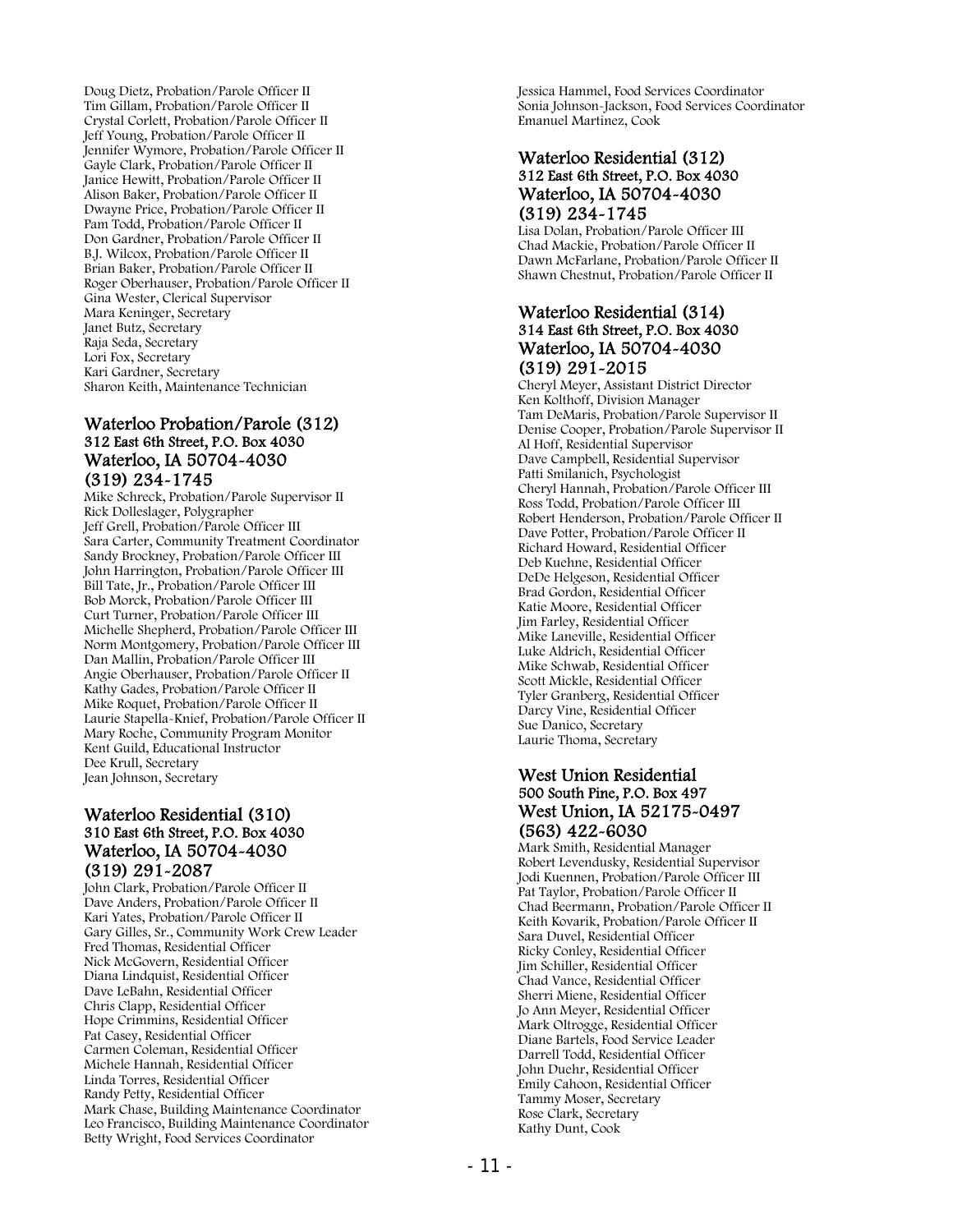Doug Dietz, Probation/Parole Officer II
Tim Gillam, Probation/Parole Officer II
Crystal Corlett, Probation/Parole Officer II
Jeff Young, Probation/Parole Officer II
Jennifer Wymore, Probation/Parole Officer II
Gayle Clark, Probation/Parole Officer II
Janice Hewitt, Probation/Parole Officer II
Alison Baker, Probation/Parole Officer II
Dwayne Price, Probation/Parole Officer II
Pam Todd, Probation/Parole Officer II
Don Gardner, Probation/Parole Officer II
B.J. Wilcox, Probation/Parole Officer II
Brian Baker, Probation/Parole Officer II
Roger Oberhauser, Probation/Parole Officer II
Gina Wester, Clerical Supervisor
Mara Keninger, Secretary
Janet Butz, Secretary
Raja Seda, Secretary
Lori Fox, Secretary
Kari Gardner, Secretary
Sharon Keith, Maintenance Technician

## Waterloo Probation/Parole (312)
**312 East 6th Street, P.O. Box 4030**
**Waterloo, IA 50704-4030**
**(319) 234-1745**

Mike Schreck, Probation/Parole Supervisor II
Rick Dolleslager, Polygrapher
Jeff Grell, Probation/Parole Officer III
Sara Carter, Community Treatment Coordinator
Sandy Brockney, Probation/Parole Officer III
John Harrington, Probation/Parole Officer III
Bill Tate, Jr., Probation/Parole Officer III
Bob Morck, Probation/Parole Officer III
Curt Turner, Probation/Parole Officer III
Michelle Shepherd, Probation/Parole Officer III
Norm Montgomery, Probation/Parole Officer III
Dan Mallin, Probation/Parole Officer III
Angie Oberhauser, Probation/Parole Officer II
Kathy Gades, Probation/Parole Officer II
Mike Roquet, Probation/Parole Officer II
Laurie Stapella-Knief, Probation/Parole Officer II
Mary Roche, Community Program Monitor
Kent Guild, Educational Instructor
Dee Krull, Secretary
Jean Johnson, Secretary

## Waterloo Residential (310)
**310 East 6th Street, P.O. Box 4030**
**Waterloo, IA 50704-4030**
**(319) 291-2087**

John Clark, Probation/Parole Officer II
Dave Anders, Probation/Parole Officer II
Kari Yates, Probation/Parole Officer II
Gary Gilles, Sr., Community Work Crew Leader
Fred Thomas, Residential Officer
Nick McGovern, Residential Officer
Diana Lindquist, Residential Officer
Dave LeBahn, Residential Officer
Chris Clapp, Residential Officer
Hope Crimmins, Residential Officer
Pat Casey, Residential Officer
Carmen Coleman, Residential Officer
Michele Hannah, Residential Officer
Linda Torres, Residential Officer
Randy Petty, Residential Officer
Mark Chase, Building Maintenance Coordinator
Leo Francisco, Building Maintenance Coordinator
Betty Wright, Food Services Coordinator
Jessica Hammel, Food Services Coordinator
Sonia Johnson-Jackson, Food Services Coordinator
Emanuel Martinez, Cook

## Waterloo Residential (312)
**312 East 6th Street, P.O. Box 4030**
**Waterloo, IA 50704-4030**
**(319) 234-1745**

Lisa Dolan, Probation/Parole Officer III
Chad Mackie, Probation/Parole Officer II
Dawn McFarlane, Probation/Parole Officer II
Shawn Chestnut, Probation/Parole Officer II

## Waterloo Residential (314)
**314 East 6th Street, P.O. Box 4030**
**Waterloo, IA 50704-4030**
**(319) 291-2015**

Cheryl Meyer, Assistant District Director
Ken Kolthoff, Division Manager
Tam DeMaris, Probation/Parole Supervisor II
Denise Cooper, Probation/Parole Supervisor II
Al Hoff, Residential Supervisor
Dave Campbell, Residential Supervisor
Patti Smilanich, Psychologist
Cheryl Hannah, Probation/Parole Officer III
Ross Todd, Probation/Parole Officer III
Robert Henderson, Probation/Parole Officer II
Dave Potter, Probation/Parole Officer II
Richard Howard, Residential Officer
Deb Kuehne, Residential Officer
DeDe Helgeson, Residential Officer
Brad Gordon, Residential Officer
Katie Moore, Residential Officer
Jim Farley, Residential Officer
Mike Laneville, Residential Officer
Luke Aldrich, Residential Officer
Mike Schwab, Residential Officer
Scott Mickle, Residential Officer
Tyler Granberg, Residential Officer
Darcy Vine, Residential Officer
Sue Danico, Secretary
Laurie Thoma, Secretary

## West Union Residential
**500 South Pine, P.O. Box 497**
**West Union, IA 52175-0497**
**(563) 422-6030**

Mark Smith, Residential Manager
Robert Levendusky, Residential Supervisor
Jodi Kuennen, Probation/Parole Officer III
Pat Taylor, Probation/Parole Officer II
Chad Beermann, Probation/Parole Officer II
Keith Kovarik, Probation/Parole Officer II
Sara Duvel, Residential Officer
Ricky Conley, Residential Officer
Jim Schiller, Residential Officer
Chad Vance, Residential Officer
Sherri Miene, Residential Officer
Jo Ann Meyer, Residential Officer
Mark Oltrogge, Residential Officer
Diane Bartels, Food Service Leader
Darrell Todd, Residential Officer
John Duehr, Residential Officer
Emily Cahoon, Residential Officer
Tammy Moser, Secretary
Rose Clark, Secretary
Kathy Dunt, Cook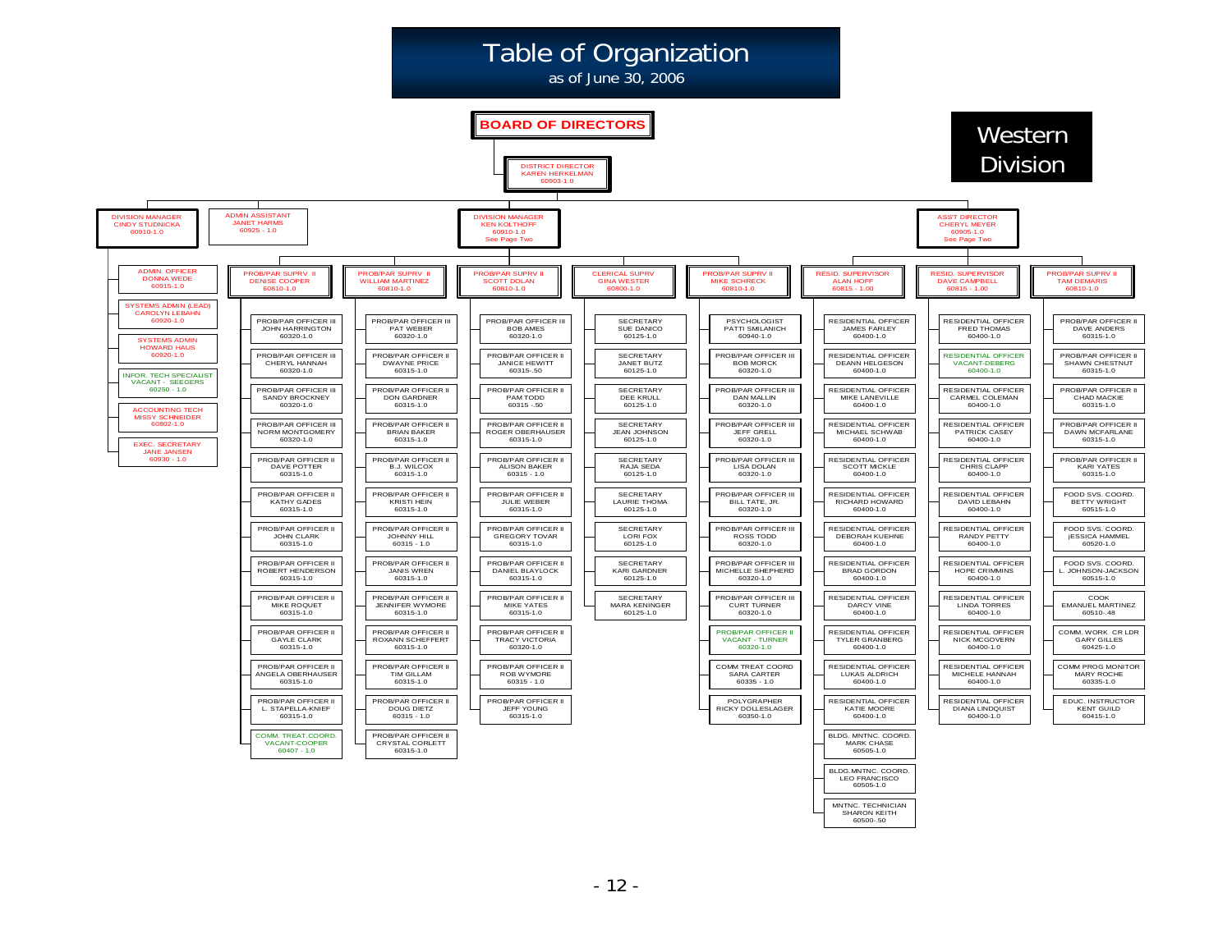# Table of Organization

as of June 30, 2006

**Western Division**

**BOARD OF DIRECTORS**

- DISTRICT DIRECTOR — KAREN HERKELMAN — 60903-1.0

## DIVISION MANAGER — CINDY STUDNICKA — 60910-1.0

- ADMIN. OFFICER — DONNA WEDE — 60915-1.0
- SYSTEMS ADMIN (LEAD) — CAROLYN LEBAHN — 60920-1.0
- SYSTEMS ADMIN — HOWARD HAUS — 60920-1.0
- INFOR. TECH SPECIALIST — VACANT - SEEGERS — 60250 - 1.0
- ACCOUNTING TECH — MISSY SCHNEIDER — 60802-1.0
- EXEC. SECRETARY — JANE JANSEN — 60930 - 1.0

## ADMIN ASSISTANT — JANET HARMS — 60925 - 1.0

## DIVISION MANAGER — KEN KOLTHOFF — 60910-1.0 — See Page Two

### PROB/PAR SUPRV II — DENISE COOPER — 60810-1.0

- PROB/PAR OFFICER III — JOHN HARRINGTON — 60320-1.0
- PROB/PAR OFFICER III — CHERYL HANNAH — 60320-1.0
- PROB/PAR OFFICER III — SANDY BROCKNEY — 60320-1.0
- PROB/PAR OFFICER III — NORM MONTGOMERY — 60320-1.0
- PROB/PAR OFFICER II — DAVE POTTER — 60315-1.0
- PROB/PAR OFFICER II — KATHY GADES — 60315-1.0
- PROB/PAR OFFICER II — JOHN CLARK — 60315-1.0
- PROB/PAR OFFICER II — ROBERT HENDERSON — 60315-1.0
- PROB/PAR OFFICER II — MIKE ROQUET — 60315-1.0
- PROB/PAR OFFICER II — GAYLE CLARK — 60315-1.0
- PROB/PAR OFFICER II — ANGELA OBERHAUSER — 60315-1.0
- PROB/PAR OFFICER II — L. STAPELLA-KNIEF — 60315-1.0
- COMM. TREAT.COORD. — VACANT-COOPER — 60407 - 1.0

### PROB/PAR SUPRV II — WILLIAM MARTINEZ — 60810-1.0

- PROB/PAR OFFICER III — PAT WEBER — 60320-1.0
- PROB/PAR OFFICER II — DWAYNE PRICE — 60315-1.0
- PROB/PAR OFFICER II — DON GARDNER — 60315-1.0
- PROB/PAR OFFICER II — BRIAN BAKER — 60315-1.0
- PROB/PAR OFFICER II — B.J. WILCOX — 60315-1.0
- PROB/PAR OFFICER II — KRISTI HEIN — 60315-1.0
- PROB/PAR OFFICER II — JOHNNY HILL — 60315 - 1.0
- PROB/PAR OFFICER II — JANIS WREN — 60315-1.0
- PROB/PAR OFFICER II — JENNIFER WYMORE — 60315-1.0
- PROB/PAR OFFICER II — ROXANN SCHEFFERT — 60315-1.0
- PROB/PAR OFFICER II — TIM GILLAM — 60315-1.0
- PROB/PAR OFFICER II — DOUG DIETZ — 60315 - 1.0
- PROB/PAR OFFICER II — CRYSTAL CORLETT — 60315-1.0

### PROB/PAR SUPRV II — SCOTT DOLAN — 60810-1.0

- PROB/PAR OFFICER III — BOB AMES — 60320-1.0
- PROB/PAR OFFICER II — JANICE HEWITT — 60315-.50
- PROB/PAR OFFICER II — PAM TODD — 60315 -.50
- PROB/PAR OFFICER II — ROGER OBERHAUSER — 60315-1.0
- PROB/PAR OFFICER II — ALISON BAKER — 60315 - 1.0
- PROB/PAR OFFICER II — JULIE WEBER — 60315-1.0
- PROB/PAR OFFICER II — GREGORY TOVAR — 60315-1.0
- PROB/PAR OFFICER II — DANIEL BLAYLOCK — 60315-1.0
- PROB/PAR OFFICER II — MIKE YATES — 60315-1.0
- PROB/PAR OFFICER II — TRACY VICTORIA — 60320-1.0
- PROB/PAR OFFICER II — ROB WYMORE — 60315 - 1.0
- PROB/PAR OFFICER II — JEFF YOUNG — 60315-1.0

### CLERICAL SUPRV — GINA WESTER — 60800-1.0

- SECRETARY — SUE DANICO — 60125-1.0
- SECRETARY — JANET BUTZ — 60125-1.0
- SECRETARY — DEE KRULL — 60125-1.0
- SECRETARY — JEAN JOHNSON — 60125-1.0
- SECRETARY — RAJA SEDA — 60125-1.0
- SECRETARY — LAURIE THOMA — 60125-1.0
- SECRETARY — LORI FOX — 60125-1.0
- SECRETARY — KARI GARDNER — 60125-1.0
- SECRETARY — MARA KENINGER — 60125-1.0

### PROB/PAR SUPRV II — MIKE SCHRECK — 60810-1.0

- PSYCHOLOGIST — PATTI SMILANICH — 60940-1.0
- PROB/PAR OFFICER III — BOB MORCK — 60320-1.0
- PROB/PAR OFFICER III — DAN MALLIN — 60320-1.0
- PROB/PAR OFFICER III — JEFF GRELL — 60320-1.0
- PROB/PAR OFFICER III — LISA DOLAN — 60320-1.0
- PROB/PAR OFFICER III — BILL TATE, JR. — 60320-1.0
- PROB/PAR OFFICER III — ROSS TODD — 60320-1.0
- PROB/PAR OFFICER III — MICHELLE SHEPHERD — 60320-1.0
- PROB/PAR OFFICER III — CURT TURNER — 60320-1.0
- PROB/PAR OFFICER II — VACANT - TURNER — 60320-1.0
- COMM TREAT COORD — SARA CARTER — 60335 - 1.0
- POLYGRAPHER — RICKY DOLLESLAGER — 60350-1.0

## ASS'T DIRECTOR — CHERYL MEYER — 60905-1.0 — See Page Two

### RESID. SUPERVISOR — ALAN HOFF — 60815 - 1.00

- RESIDENTIAL OFFICER — JAMES FARLEY — 60400-1.0
- RESIDENTIAL OFFICER — DEANN HELGESON — 60400-1.0
- RESIDENTIAL OFFICER — MIKE LANEVILLE — 60400-1.0
- RESIDENTIAL OFFICER — MICHAEL SCHWAB — 60400-1.0
- RESIDENTIAL OFFICER — SCOTT MICKLE — 60400-1.0
- RESIDENTIAL OFFICER — RICHARD HOWARD — 60400-1.0
- RESIDENTIAL OFFICER — DEBORAH KUEHNE — 60400-1.0
- RESIDENTIAL OFFICER — BRAD GORDON — 60400-1.0
- RESIDENTIAL OFFICER — DARCY VINE — 60400-1.0
- RESIDENTIAL OFFICER — TYLER GRANBERG — 60400-1.0
- RESIDENTIAL OFFICER — LUKAS ALDRICH — 60400-1.0
- RESIDENTIAL OFFICER — KATIE MOORE — 60400-1.0
- BLDG. MNTNC. COORD. — MARK CHASE — 60505-1.0
- BLDG.MNTNC. COORD. — LEO FRANCISCO — 60505-1.0
- MNTNC. TECHNICIAN — SHARON KEITH — 60500-.50

### RESID. SUPERVISOR — DAVE CAMPBELL — 60815 - 1.00

- RESIDENTIAL OFFICER — FRED THOMAS — 60400-1.0
- RESIDENTIAL OFFICER — VACANT-DEBERG — 60400-1.0
- RESIDENTIAL OFFICER — CARMEL COLEMAN — 60400-1.0
- RESIDENTIAL OFFICER — PATRICK CASEY — 60400-1.0
- RESIDENTIAL OFFICER — CHRIS CLAPP — 60400-1.0
- RESIDENTIAL OFFICER — DAVID LEBAHN — 60400-1.0
- RESIDENTIAL OFFICER — RANDY PETTY — 60400-1.0
- RESIDENTIAL OFFICER — HOPE CRIMMINS — 60400-1.0
- RESIDENTIAL OFFICER — LINDA TORRES — 60400-1.0
- RESIDENTIAL OFFICER — NICK MCGOVERN — 60400-1.0
- RESIDENTIAL OFFICER — MICHELE HANNAH — 60400-1.0
- RESIDENTIAL OFFICER — DIANA LINDQUIST — 60400-1.0

### PROB/PAR SUPRV II — TAM DEMARIS — 60810-1.0

- PROB/PAR OFFICER II — DAVE ANDERS — 60315-1.0
- PROB/PAR OFFICER II — SHAWN CHESTNUT — 60315-1.0
- PROB/PAR OFFICER II — CHAD MACKIE — 60315-1.0
- PROB/PAR OFFICER II — DAWN MCFARLANE — 60315-1.0
- PROB/PAR OFFICER II — KARI YATES — 60315-1.0
- FOOD SVS. COORD. — BETTY WRIGHT — 60515-1.0
- FOOD SVS. COORD. — jESSICA HAMMEL — 60520-1.0
- FOOD SVS. COORD. — L. JOHNSON-JACKSON — 60515-1.0
- COOK — EMANUEL MARTINEZ — 60510-.48
- COMM. WORK CR LDR — GARY GILLES — 60425-1.0
- COMM PROG MONITOR — MARY ROCHE — 60335-1.0
- EDUC. INSTRUCTOR — KENT GUILD — 60415-1.0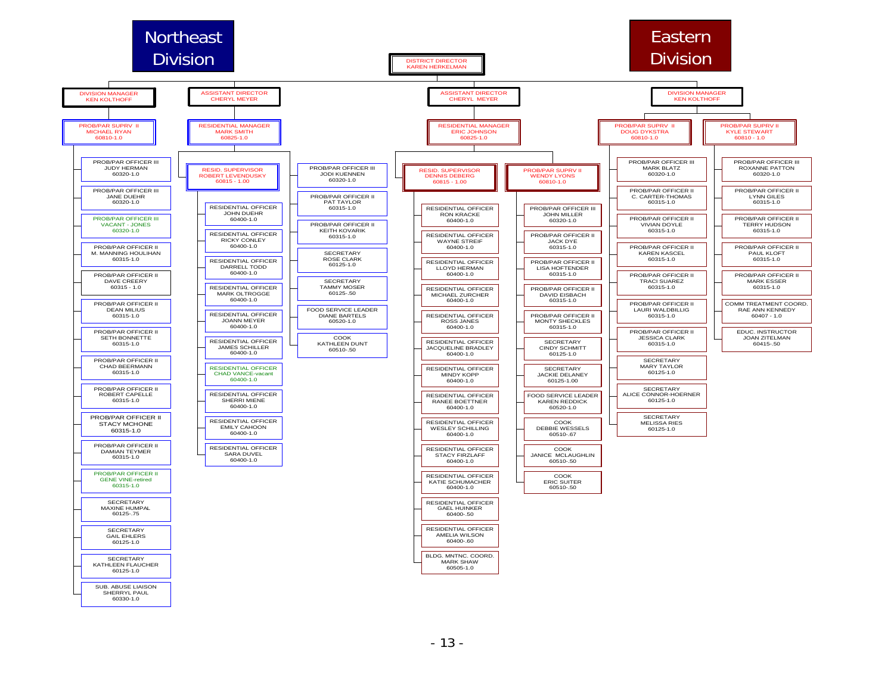# Northeast Division

# Eastern Division

**DISTRICT DIRECTOR**
KAREN HERKELMAN

## Northeast Division

**DIVISION MANAGER**
KEN KOLTHOFF

- **PROB/PAR SUPRV II** – MICHAEL RYAN – 60810-1.0
  - PROB/PAR OFFICER III – JUDY HERMAN – 60320-1.0
  - PROB/PAR OFFICER III – JANE DUEHR – 60320-1.0
  - PROB/PAR OFFICER III – VACANT - JONES – 60320-1.0
  - PROB/PAR OFFICER II – M. MANNING HOULIHAN – 60315-1.0
  - PROB/PAR OFFICER II – DAVE CREERY – 60315 - 1.0
  - PROB/PAR OFFICER II – DEAN MILIUS – 60315-1.0
  - PROB/PAR OFFICER II – SETH BONNETTE – 60315-1.0
  - PROB/PAR OFFICER II – CHAD BEERMANN – 60315-1.0
  - PROB/PAR OFFICER II – ROBERT CAPELLE – 60315-1.0
  - PROB/PAR OFFICER II – STACY MCHONE – 60315-1.0
  - PROB/PAR OFFICER II – DAMIAN TEYMER – 60315-1.0
  - PROB/PAR OFFICER II – GENE VINE-retired – 60315-1.0
  - SECRETARY – MAXINE HUMPAL – 60125-.75
  - SECRETARY – GAIL EHLERS – 60125-1.0
  - SECRETARY – KATHLEEN FLAUCHER – 60125-1.0
  - SUB. ABUSE LIAISON – SHERRYL PAUL – 60330-1.0

**ASSISTANT DIRECTOR**
CHERYL MEYER

- **RESIDENTIAL MANAGER** – MARK SMITH – 60825-1.0
  - **RESID. SUPERVISOR** – ROBERT LEVENDUSKY – 60815 - 1.00
    - RESIDENTIAL OFFICER – JOHN DUEHR – 60400-1.0
    - RESIDENTIAL OFFICER – RICKY CONLEY – 60400-1.0
    - RESIDENTIAL OFFICER – DARRELL TODD – 60400-1.0
    - RESIDENTIAL OFFICER – MARK OLTROGGE – 60400-1.0
    - RESIDENTIAL OFFICER – JOANN MEYER – 60400-1.0
    - RESIDENTIAL OFFICER – JAMES SCHILLER – 60400-1.0
    - RESIDENTIAL OFFICER – CHAD VANCE-vacant – 60400-1.0
    - RESIDENTIAL OFFICER – SHERRI MIENE – 60400-1.0
    - RESIDENTIAL OFFICER – EMILY CAHOON – 60400-1.0
    - RESIDENTIAL OFFICER – SARA DUVEL – 60400-1.0
  - PROB/PAR OFFICER III – JODI KUENNEN – 60320-1.0
  - PROB/PAR OFFICER II – PAT TAYLOR – 60315-1.0
  - PROB/PAR OFFICER II – KEITH KOVARIK – 60315-1.0
  - SECRETARY – ROSE CLARK – 60125-1.0
  - SECRETARY – TAMMY MOSER – 60125-.50
  - FOOD SERVICE LEADER – DIANE BARTELS – 60520-1.0
  - COOK – KATHLEEN DUNT – 60510-.50

## Eastern Division

**ASSISTANT DIRECTOR**
CHERYL MEYER

- **RESIDENTIAL MANAGER** – ERIC JOHNSON – 60825-1.0
  - **RESID. SUPERVISOR** – DENNIS DEBERG – 60815 - 1.00
    - RESIDENTIAL OFFICER – RON KRACKE – 60400-1.0
    - RESIDENTIAL OFFICER – WAYNE STREIF – 60400-1.0
    - RESIDENTIAL OFFICER – LLOYD HERMAN – 60400-1.0
    - RESIDENTIAL OFFICER – MICHAEL ZURCHER – 60400-1.0
    - RESIDENTIAL OFFICER – ROSS JANES – 60400-1.0
    - RESIDENTIAL OFFICER – JACQUELINE BRADLEY – 60400-1.0
    - RESIDENTIAL OFFICER – MINDY KOPP – 60400-1.0
    - RESIDENTIAL OFFICER – RANEE BOETTNER – 60400-1.0
    - RESIDENTIAL OFFICER – WESLEY SCHILLING – 60400-1.0
    - RESIDENTIAL OFFICER – STACY FIRZLAFF – 60400-1.0
    - RESIDENTIAL OFFICER – KATIE SCHUMACHER – 60400-1.0
    - RESIDENTIAL OFFICER – GAEL HUINKER – 60400-.50
    - RESIDENTIAL OFFICER – AMELIA WILSON – 60400-.60
    - BLDG. MNTNC. COORD. – MARK SHAW – 60505-1.0
  - **PROB/PAR SUPRV II** – WENDY LYONS – 60810-1.0
    - PROB/PAR OFFICER III – JOHN MILLER – 60320-1.0
    - PROB/PAR OFFICER II – JACK DYE – 60315-1.0
    - PROB/PAR OFFICER II – LISA HOFTENDER – 60315-1.0
    - PROB/PAR OFFICER II – DAVID EISBACH – 60315-1.0
    - PROB/PAR OFFICER II – MONTY SHECKLES – 60315-1.0
    - SECRETARY – CINDY SCHMITT – 60125-1.0
    - SECRETARY – JACKIE DELANEY – 60125-1.00
    - FOOD SERVICE LEADER – KAREN REDDICK – 60520-1.0
    - COOK – DEBBIE WESSELS – 60510-.67
    - COOK – JANICE MCLAUGHLIN – 60510-.50
    - COOK – ERIC SUITER – 60510-.50

**DIVISION MANAGER**
KEN KOLTHOFF

- **PROB/PAR SUPRV II** – DOUG DYKSTRA – 60810-1.0
  - PROB/PAR OFFICER III – MARK BLATZ – 60320-1.0
  - PROB/PAR OFFICER II – C. CARTER-THOMAS – 60315-1.0
  - PROB/PAR OFFICER II – VIVIAN DOYLE – 60315-1.0
  - PROB/PAR OFFICER II – KAREN KASCEL – 60315-1.0
  - PROB/PAR OFFICER II – TRACI SUAREZ – 60315-1.0
  - PROB/PAR OFFICER II – LAURI WALDBILLIG – 60315-1.0
  - PROB/PAR OFFICER II – JESSICA CLARK – 60315-1.0
  - SECRETARY – MARY TAYLOR – 60125-1.0
  - SECRETARY – ALICE CONNOR-HOERNER – 60125-1.0
  - SECRETARY – MELISSA RIES – 60125-1.0
- **PROB/PAR SUPRV II** – KYLE STEWART – 60810 - 1.0
  - PROB/PAR OFFICER III – ROXANNE PATTON – 60320-1.0
  - PROB/PAR OFFICER II – LYNN GILES – 60315-1.0
  - PROB/PAR OFFICER II – TERRY HUDSON – 60315-1.0
  - PROB/PAR OFFICER II – PAUL KLOFT – 60315-1.0
  - PROB/PAR OFFICER II – MARK ESSER – 60315-1.0
  - COMM TREATMENT COORD. – RAE ANN KENNEDY – 60407 - 1.0
  - EDUC. INSTRUCTOR – JOAN ZITELMAN – 60415-.50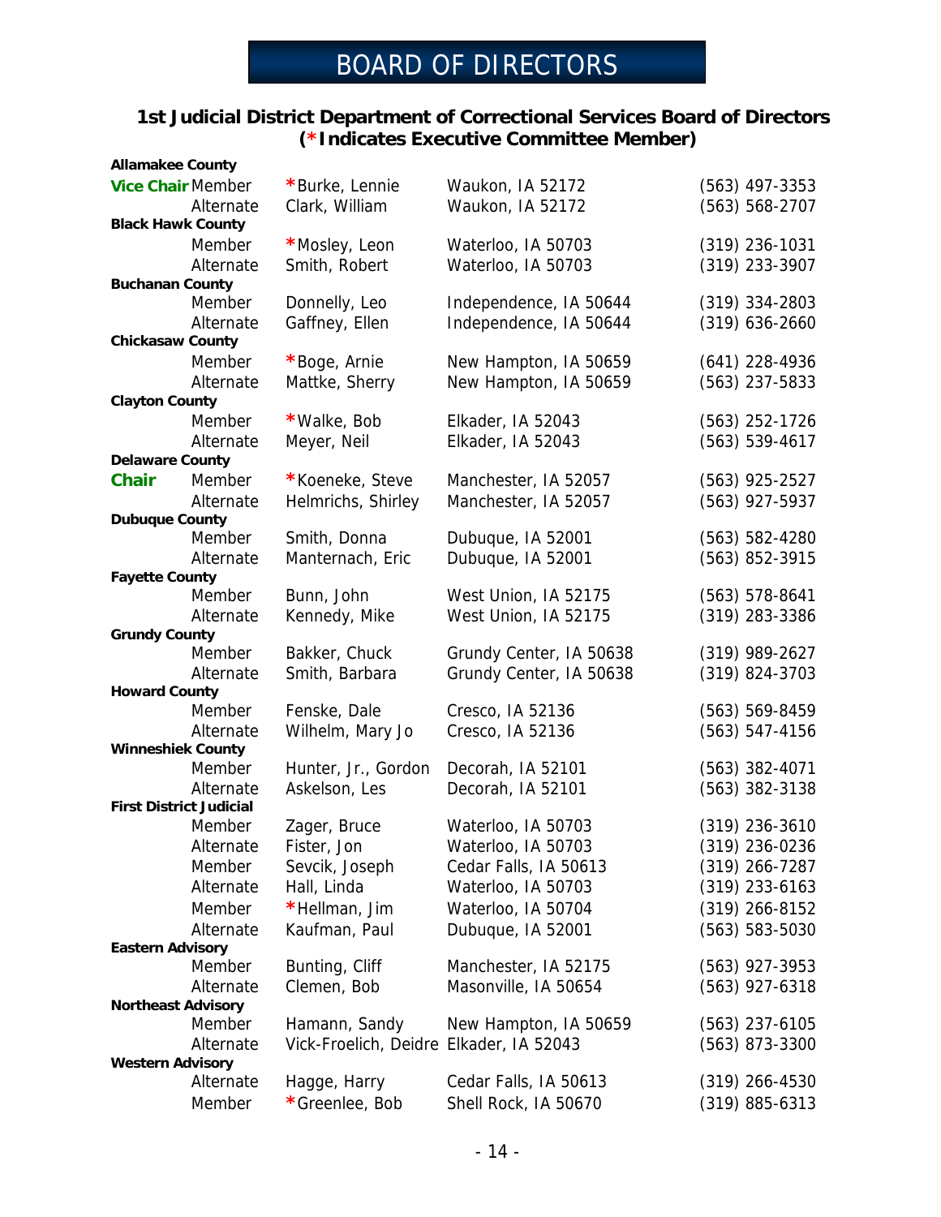# BOARD OF DIRECTORS

## 1st Judicial District Department of Correctional Services Board of Directors
## (* Indicates Executive Committee Member)

| | | Name | Location | Phone |
|---|---|---|---|---|
| **Allamakee County** | | | | |
| **Vice Chair** | Member | *Burke, Lennie | Waukon, IA 52172 | (563) 497-3353 |
| | Alternate | Clark, William | Waukon, IA 52172 | (563) 568-2707 |
| **Black Hawk County** | | | | |
| | Member | *Mosley, Leon | Waterloo, IA 50703 | (319) 236-1031 |
| | Alternate | Smith, Robert | Waterloo, IA 50703 | (319) 233-3907 |
| **Buchanan County** | | | | |
| | Member | Donnelly, Leo | Independence, IA 50644 | (319) 334-2803 |
| | Alternate | Gaffney, Ellen | Independence, IA 50644 | (319) 636-2660 |
| **Chickasaw County** | | | | |
| | Member | *Boge, Arnie | New Hampton, IA 50659 | (641) 228-4936 |
| | Alternate | Mattke, Sherry | New Hampton, IA 50659 | (563) 237-5833 |
| **Clayton County** | | | | |
| | Member | *Walke, Bob | Elkader, IA 52043 | (563) 252-1726 |
| | Alternate | Meyer, Neil | Elkader, IA 52043 | (563) 539-4617 |
| **Delaware County** | | | | |
| **Chair** | Member | *Koeneke, Steve | Manchester, IA 52057 | (563) 925-2527 |
| | Alternate | Helmrichs, Shirley | Manchester, IA 52057 | (563) 927-5937 |
| **Dubuque County** | | | | |
| | Member | Smith, Donna | Dubuque, IA 52001 | (563) 582-4280 |
| | Alternate | Manternach, Eric | Dubuque, IA 52001 | (563) 852-3915 |
| **Fayette County** | | | | |
| | Member | Bunn, John | West Union, IA 52175 | (563) 578-8641 |
| | Alternate | Kennedy, Mike | West Union, IA 52175 | (319) 283-3386 |
| **Grundy County** | | | | |
| | Member | Bakker, Chuck | Grundy Center, IA 50638 | (319) 989-2627 |
| | Alternate | Smith, Barbara | Grundy Center, IA 50638 | (319) 824-3703 |
| **Howard County** | | | | |
| | Member | Fenske, Dale | Cresco, IA 52136 | (563) 569-8459 |
| | Alternate | Wilhelm, Mary Jo | Cresco, IA 52136 | (563) 547-4156 |
| **Winneshiek County** | | | | |
| | Member | Hunter, Jr., Gordon | Decorah, IA 52101 | (563) 382-4071 |
| | Alternate | Askelson, Les | Decorah, IA 52101 | (563) 382-3138 |
| **First District Judicial** | | | | |
| | Member | Zager, Bruce | Waterloo, IA 50703 | (319) 236-3610 |
| | Alternate | Fister, Jon | Waterloo, IA 50703 | (319) 236-0236 |
| | Member | Sevcik, Joseph | Cedar Falls, IA 50613 | (319) 266-7287 |
| | Alternate | Hall, Linda | Waterloo, IA 50703 | (319) 233-6163 |
| | Member | *Hellman, Jim | Waterloo, IA 50704 | (319) 266-8152 |
| | Alternate | Kaufman, Paul | Dubuque, IA 52001 | (563) 583-5030 |
| **Eastern Advisory** | | | | |
| | Member | Bunting, Cliff | Manchester, IA 52175 | (563) 927-3953 |
| | Alternate | Clemen, Bob | Masonville, IA 50654 | (563) 927-6318 |
| **Northeast Advisory** | | | | |
| | Member | Hamann, Sandy | New Hampton, IA 50659 | (563) 237-6105 |
| | Alternate | Vick-Froelich, Deidre | Elkader, IA 52043 | (563) 873-3300 |
| **Western Advisory** | | | | |
| | Alternate | Hagge, Harry | Cedar Falls, IA 50613 | (319) 266-4530 |
| | Member | *Greenlee, Bob | Shell Rock, IA 50670 | (319) 885-6313 |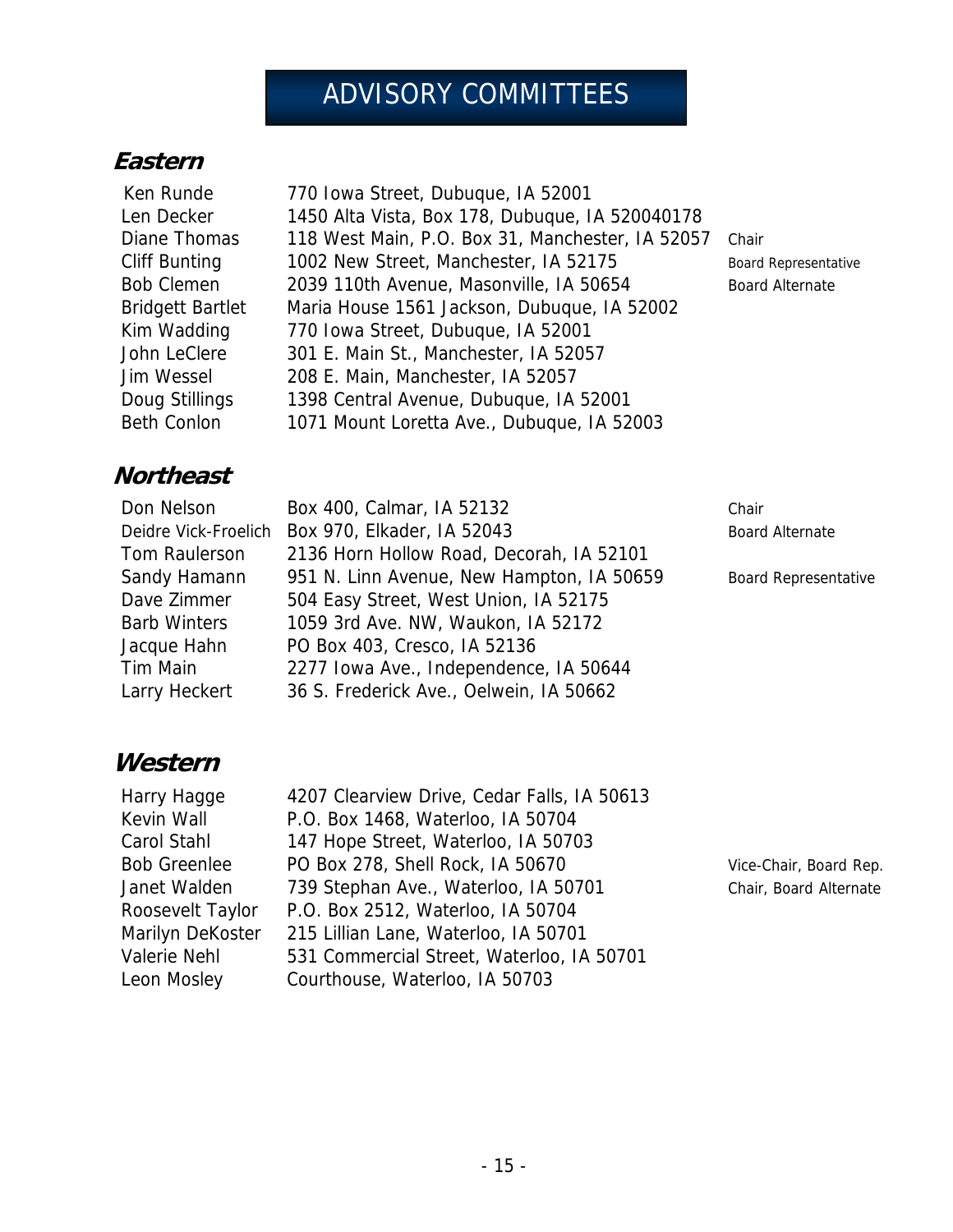# ADVISORY COMMITTEES

## Eastern

| Name | Address | Role |
| --- | --- | --- |
| Ken Runde | 770 Iowa Street, Dubuque, IA 52001 | |
| Len Decker | 1450 Alta Vista, Box 178, Dubuque, IA 520040178 | |
| Diane Thomas | 118 West Main, P.O. Box 31, Manchester, IA 52057 | Chair |
| Cliff Bunting | 1002 New Street, Manchester, IA 52175 | Board Representative |
| Bob Clemen | 2039 110th Avenue, Masonville, IA 50654 | Board Alternate |
| Bridgett Bartlet | Maria House 1561 Jackson, Dubuque, IA 52002 | |
| Kim Wadding | 770 Iowa Street, Dubuque, IA 52001 | |
| John LeClere | 301 E. Main St., Manchester, IA 52057 | |
| Jim Wessel | 208 E. Main, Manchester, IA 52057 | |
| Doug Stillings | 1398 Central Avenue, Dubuque, IA 52001 | |
| Beth Conlon | 1071 Mount Loretta Ave., Dubuque, IA 52003 | |

## Northeast

| Name | Address | Role |
| --- | --- | --- |
| Don Nelson | Box 400, Calmar, IA 52132 | Chair |
| Deidre Vick-Froelich | Box 970, Elkader, IA 52043 | Board Alternate |
| Tom Raulerson | 2136 Horn Hollow Road, Decorah, IA 52101 | |
| Sandy Hamann | 951 N. Linn Avenue, New Hampton, IA 50659 | Board Representative |
| Dave Zimmer | 504 Easy Street, West Union, IA 52175 | |
| Barb Winters | 1059 3rd Ave. NW, Waukon, IA 52172 | |
| Jacque Hahn | PO Box 403, Cresco, IA 52136 | |
| Tim Main | 2277 Iowa Ave., Independence, IA 50644 | |
| Larry Heckert | 36 S. Frederick Ave., Oelwein, IA 50662 | |

## Western

| Name | Address | Role |
| --- | --- | --- |
| Harry Hagge | 4207 Clearview Drive, Cedar Falls, IA 50613 | |
| Kevin Wall | P.O. Box 1468, Waterloo, IA 50704 | |
| Carol Stahl | 147 Hope Street, Waterloo, IA 50703 | |
| Bob Greenlee | PO Box 278, Shell Rock, IA 50670 | Vice-Chair, Board Rep. |
| Janet Walden | 739 Stephan Ave., Waterloo, IA 50701 | Chair, Board Alternate |
| Roosevelt Taylor | P.O. Box 2512, Waterloo, IA 50704 | |
| Marilyn DeKoster | 215 Lillian Lane, Waterloo, IA 50701 | |
| Valerie Nehl | 531 Commercial Street, Waterloo, IA 50701 | |
| Leon Mosley | Courthouse, Waterloo, IA 50703 | |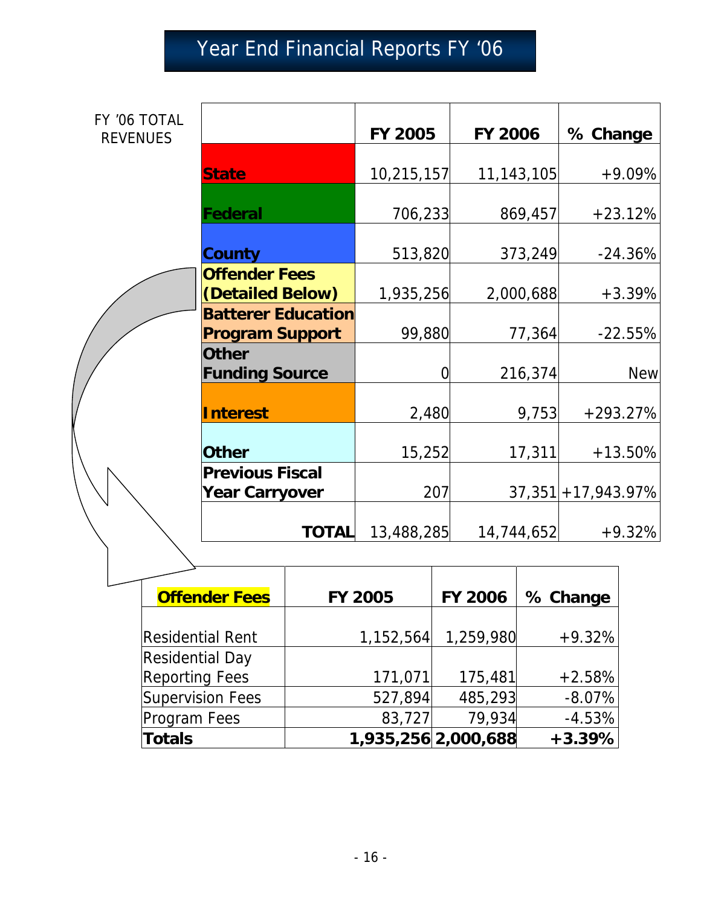# Year End Financial Reports FY '06

FY '06 TOTAL REVENUES

| | FY 2005 | FY 2006 | % Change |
|---|---|---|---|
| **State** | 10,215,157 | 11,143,105 | +9.09% |
| **Federal** | 706,233 | 869,457 | +23.12% |
| **County** | 513,820 | 373,249 | -24.36% |
| **Offender Fees (Detailed Below)** | 1,935,256 | 2,000,688 | +3.39% |
| **Batterer Education Program Support** | 99,880 | 77,364 | -22.55% |
| **Other Funding Source** | 0 | 216,374 | New |
| **Interest** | 2,480 | 9,753 | +293.27% |
| **Other** | 15,252 | 17,311 | +13.50% |
| **Previous Fiscal Year Carryover** | 207 | 37,351 | +17,943.97% |
| **TOTAL** | 13,488,285 | 14,744,652 | +9.32% |

| **Offender Fees** | FY 2005 | FY 2006 | % Change |
|---|---|---|---|
| Residential Rent | 1,152,564 | 1,259,980 | +9.32% |
| Residential Day Reporting Fees | 171,071 | 175,481 | +2.58% |
| Supervision Fees | 527,894 | 485,293 | -8.07% |
| Program Fees | 83,727 | 79,934 | -4.53% |
| **Totals** | **1,935,256** | **2,000,688** | **+3.39%** |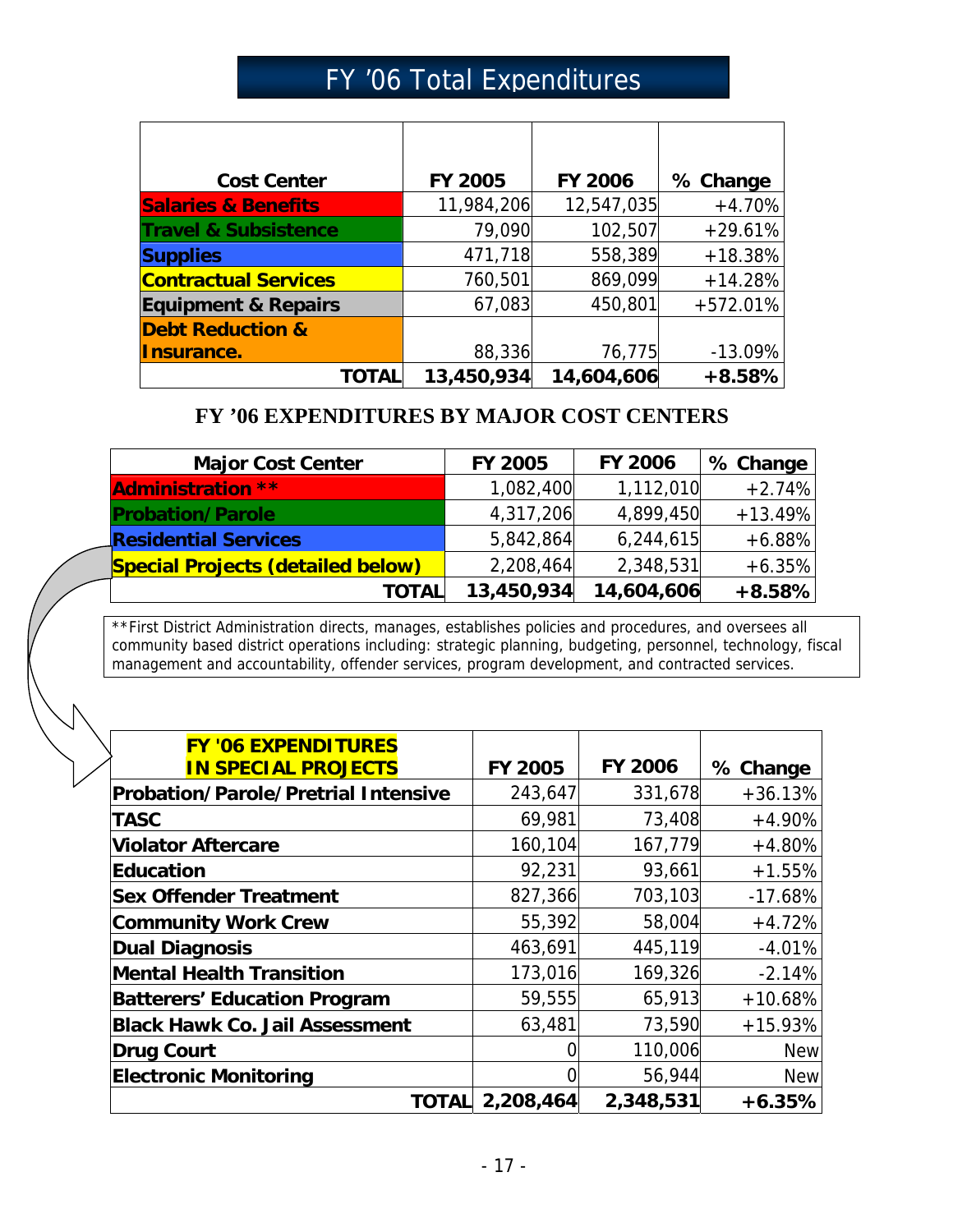# FY '06 Total Expenditures

| Cost Center | FY 2005 | FY 2006 | % Change |
|---|---|---|---|
| **Salaries & Benefits** | 11,984,206 | 12,547,035 | +4.70% |
| **Travel & Subsistence** | 79,090 | 102,507 | +29.61% |
| **Supplies** | 471,718 | 558,389 | +18.38% |
| **Contractual Services** | 760,501 | 869,099 | +14.28% |
| **Equipment & Repairs** | 67,083 | 450,801 | +572.01% |
| **Debt Reduction & Insurance.** | 88,336 | 76,775 | -13.09% |
| **TOTAL** | **13,450,934** | **14,604,606** | **+8.58%** |

## FY '06 EXPENDITURES BY MAJOR COST CENTERS

| Major Cost Center | FY 2005 | FY 2006 | % Change |
|---|---|---|---|
| **Administration \*\*** | 1,082,400 | 1,112,010 | +2.74% |
| **Probation/Parole** | 4,317,206 | 4,899,450 | +13.49% |
| **Residential Services** | 5,842,864 | 6,244,615 | +6.88% |
| **Special Projects (detailed below)** | 2,208,464 | 2,348,531 | +6.35% |
| **TOTAL** | **13,450,934** | **14,604,606** | **+8.58%** |

**First District Administration directs, manages, establishes policies and procedures, and oversees all community based district operations including: strategic planning, budgeting, personnel, technology, fiscal management and accountability, offender services, program development, and contracted services.

| FY '06 EXPENDITURES IN SPECIAL PROJECTS | FY 2005 | FY 2006 | % Change |
|---|---|---|---|
| **Probation/Parole/Pretrial Intensive** | 243,647 | 331,678 | +36.13% |
| **TASC** | 69,981 | 73,408 | +4.90% |
| **Violator Aftercare** | 160,104 | 167,779 | +4.80% |
| **Education** | 92,231 | 93,661 | +1.55% |
| **Sex Offender Treatment** | 827,366 | 703,103 | -17.68% |
| **Community Work Crew** | 55,392 | 58,004 | +4.72% |
| **Dual Diagnosis** | 463,691 | 445,119 | -4.01% |
| **Mental Health Transition** | 173,016 | 169,326 | -2.14% |
| **Batterers' Education Program** | 59,555 | 65,913 | +10.68% |
| **Black Hawk Co. Jail Assessment** | 63,481 | 73,590 | +15.93% |
| **Drug Court** | 0 | 110,006 | New |
| **Electronic Monitoring** | 0 | 56,944 | New |
| **TOTAL** | **2,208,464** | **2,348,531** | **+6.35%** |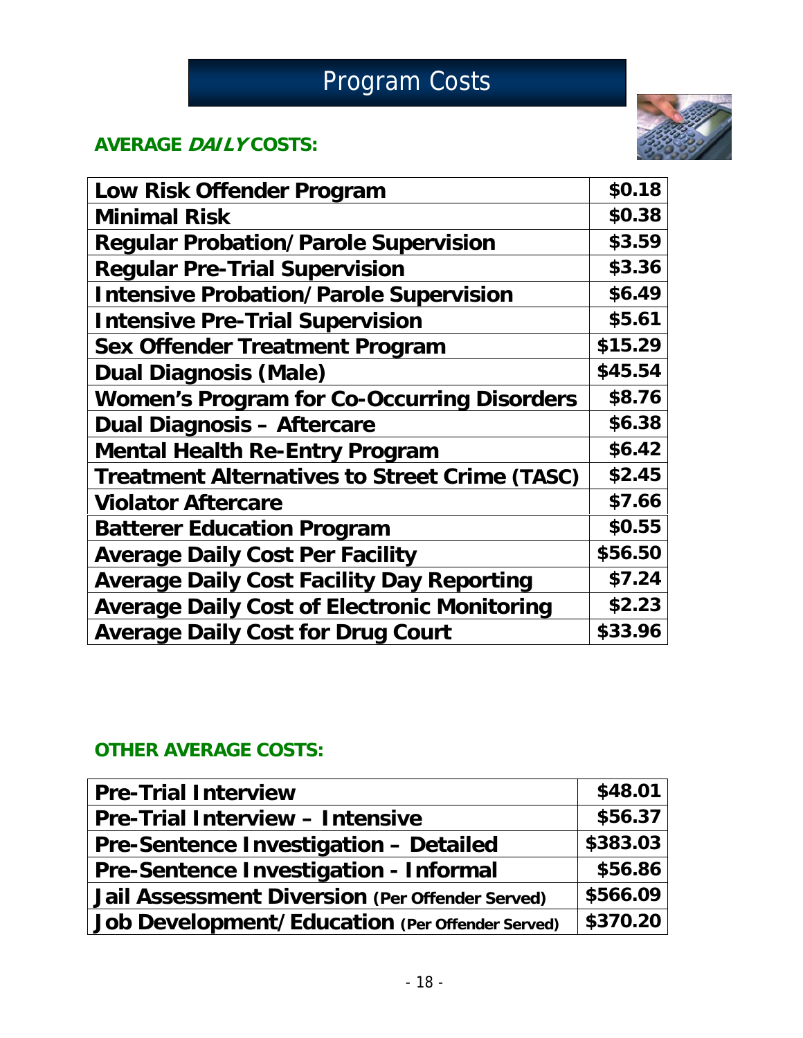# Program Costs

**AVERAGE *DAILY* COSTS:**

| Program | Cost |
|---|---|
| **Low Risk Offender Program** | **$0.18** |
| **Minimal Risk** | **$0.38** |
| **Regular Probation/Parole Supervision** | **$3.59** |
| **Regular Pre-Trial Supervision** | **$3.36** |
| **Intensive Probation/Parole Supervision** | **$6.49** |
| **Intensive Pre-Trial Supervision** | **$5.61** |
| **Sex Offender Treatment Program** | **$15.29** |
| **Dual Diagnosis (Male)** | **$45.54** |
| **Women's Program for Co-Occurring Disorders** | **$8.76** |
| **Dual Diagnosis – Aftercare** | **$6.38** |
| **Mental Health Re-Entry Program** | **$6.42** |
| **Treatment Alternatives to Street Crime (TASC)** | **$2.45** |
| **Violator Aftercare** | **$7.66** |
| **Batterer Education Program** | **$0.55** |
| **Average Daily Cost Per Facility** | **$56.50** |
| **Average Daily Cost Facility Day Reporting** | **$7.24** |
| **Average Daily Cost of Electronic Monitoring** | **$2.23** |
| **Average Daily Cost for Drug Court** | **$33.96** |

**OTHER AVERAGE COSTS:**

| Program | Cost |
|---|---|
| **Pre-Trial Interview** | **$48.01** |
| **Pre-Trial Interview – Intensive** | **$56.37** |
| **Pre-Sentence Investigation – Detailed** | **$383.03** |
| **Pre-Sentence Investigation - Informal** | **$56.86** |
| **Jail Assessment Diversion (Per Offender Served)** | **$566.09** |
| **Job Development/Education (Per Offender Served)** | **$370.20** |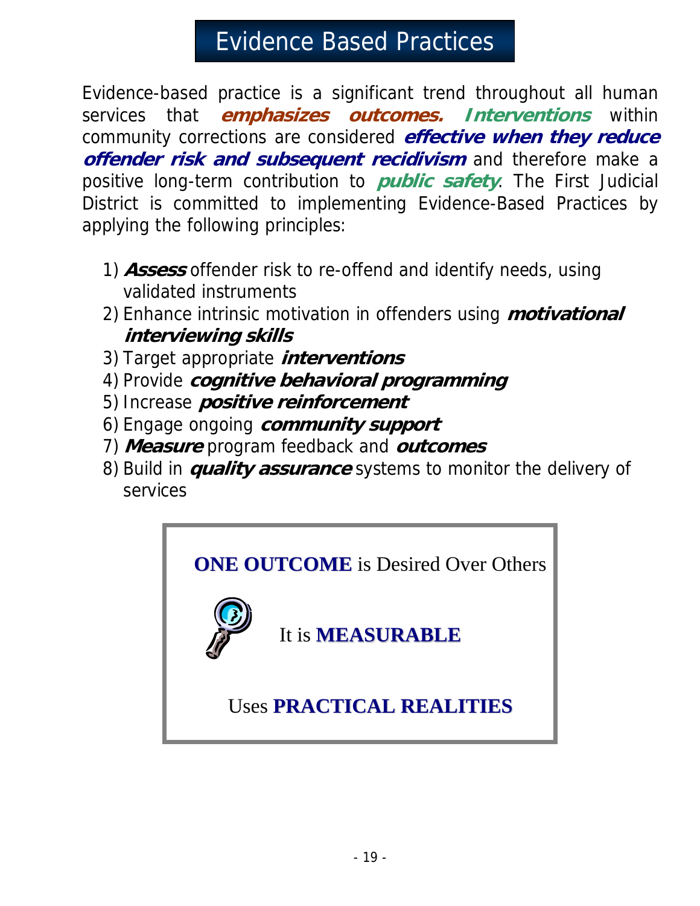# Evidence Based Practices

Evidence-based practice is a significant trend throughout all human services that ***emphasizes outcomes.*** ***Interventions*** within community corrections are considered ***effective when they reduce offender risk and subsequent recidivism*** and therefore make a positive long-term contribution to ***public safety***. The First Judicial District is committed to implementing Evidence-Based Practices by applying the following principles:

1) ***Assess*** offender risk to re-offend and identify needs, using validated instruments
2) Enhance intrinsic motivation in offenders using ***motivational interviewing skills***
3) Target appropriate ***interventions***
4) Provide ***cognitive behavioral programming***
5) Increase ***positive reinforcement***
6) Engage ongoing ***community support***
7) ***Measure*** program feedback and ***outcomes***
8) Build in ***quality assurance*** systems to monitor the delivery of services

**ONE OUTCOME** is Desired Over Others

It is **MEASURABLE**

Uses **PRACTICAL REALITIES**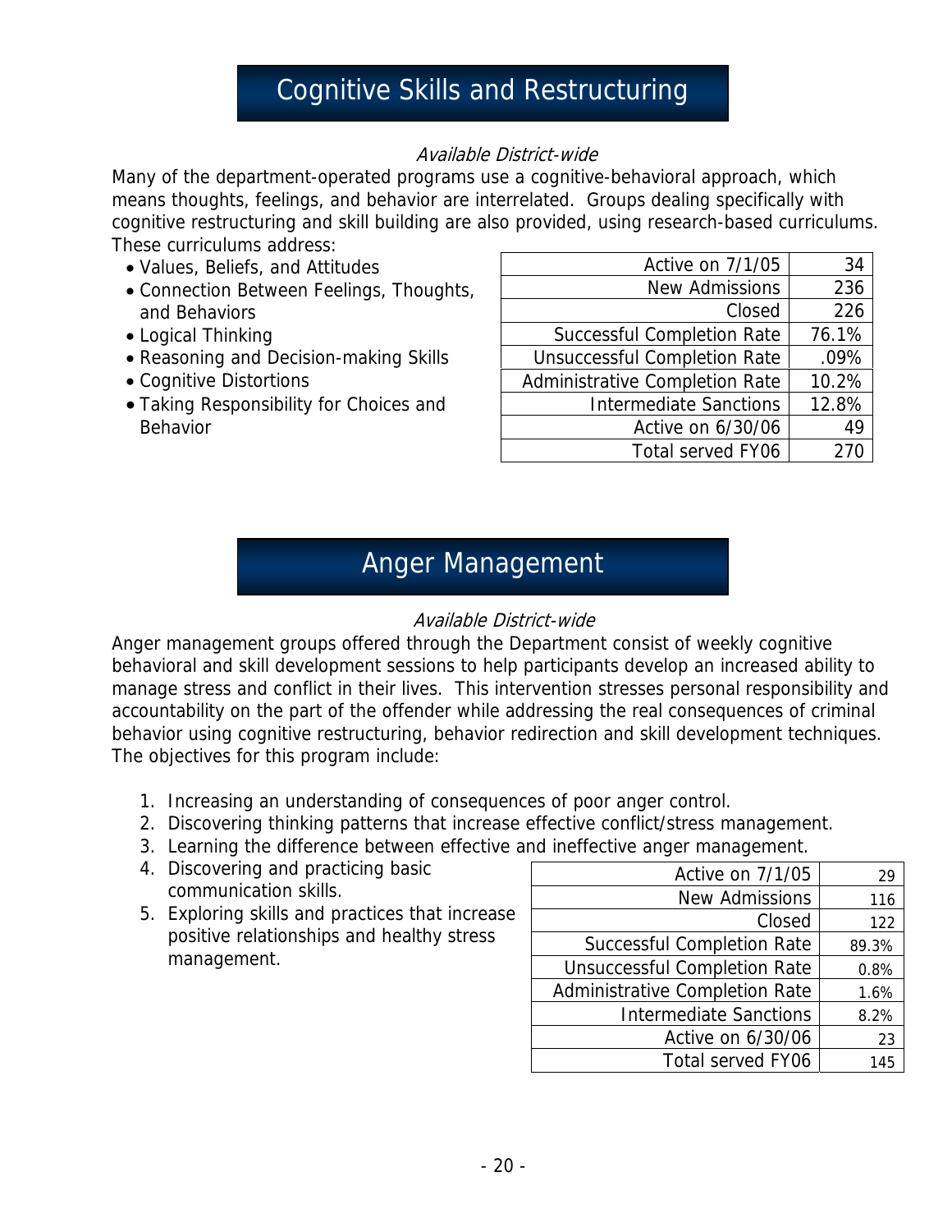# Cognitive Skills and Restructuring

*Available District-wide*

Many of the department-operated programs use a cognitive-behavioral approach, which means thoughts, feelings, and behavior are interrelated. Groups dealing specifically with cognitive restructuring and skill building are also provided, using research-based curriculums. These curriculums address:

- Values, Beliefs, and Attitudes
- Connection Between Feelings, Thoughts, and Behaviors
- Logical Thinking
- Reasoning and Decision-making Skills
- Cognitive Distortions
- Taking Responsibility for Choices and Behavior

| | |
|---|---|
| Active on 7/1/05 | 34 |
| New Admissions | 236 |
| Closed | 226 |
| Successful Completion Rate | 76.1% |
| Unsuccessful Completion Rate | .09% |
| Administrative Completion Rate | 10.2% |
| Intermediate Sanctions | 12.8% |
| Active on 6/30/06 | 49 |
| Total served FY06 | 270 |

# Anger Management

*Available District-wide*

Anger management groups offered through the Department consist of weekly cognitive behavioral and skill development sessions to help participants develop an increased ability to manage stress and conflict in their lives. This intervention stresses personal responsibility and accountability on the part of the offender while addressing the real consequences of criminal behavior using cognitive restructuring, behavior redirection and skill development techniques. The objectives for this program include:

1. Increasing an understanding of consequences of poor anger control.
2. Discovering thinking patterns that increase effective conflict/stress management.
3. Learning the difference between effective and ineffective anger management.
4. Discovering and practicing basic communication skills.
5. Exploring skills and practices that increase positive relationships and healthy stress management.

| | |
|---|---|
| Active on 7/1/05 | 29 |
| New Admissions | 116 |
| Closed | 122 |
| Successful Completion Rate | 89.3% |
| Unsuccessful Completion Rate | 0.8% |
| Administrative Completion Rate | 1.6% |
| Intermediate Sanctions | 8.2% |
| Active on 6/30/06 | 23 |
| Total served FY06 | 145 |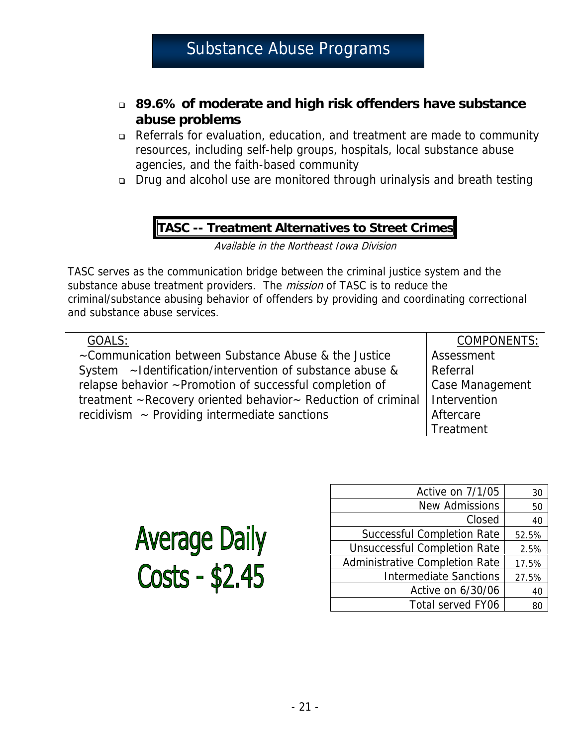# Substance Abuse Programs

- **89.6% of moderate and high risk offenders have substance abuse problems**
- Referrals for evaluation, education, and treatment are made to community resources, including self-help groups, hospitals, local substance abuse agencies, and the faith-based community
- Drug and alcohol use are monitored through urinalysis and breath testing

## TASC -- Treatment Alternatives to Street Crimes

*Available in the Northeast Iowa Division*

TASC serves as the communication bridge between the criminal justice system and the substance abuse treatment providers. The *mission* of TASC is to reduce the criminal/substance abusing behavior of offenders by providing and coordinating correctional and substance abuse services.

| GOALS: | COMPONENTS: |
|---|---|
| ~Communication between Substance Abuse & the Justice System ~Identification/intervention of substance abuse & relapse behavior ~Promotion of successful completion of treatment ~Recovery oriented behavior~ Reduction of criminal recidivism ~ Providing intermediate sanctions | Assessment<br>Referral<br>Case Management<br>Intervention<br>Aftercare<br>Treatment |

**Average Daily Costs - $2.45**

| | |
|---|---|
| Active on 7/1/05 | 30 |
| New Admissions | 50 |
| Closed | 40 |
| Successful Completion Rate | 52.5% |
| Unsuccessful Completion Rate | 2.5% |
| Administrative Completion Rate | 17.5% |
| Intermediate Sanctions | 27.5% |
| Active on 6/30/06 | 40 |
| Total served FY06 | 80 |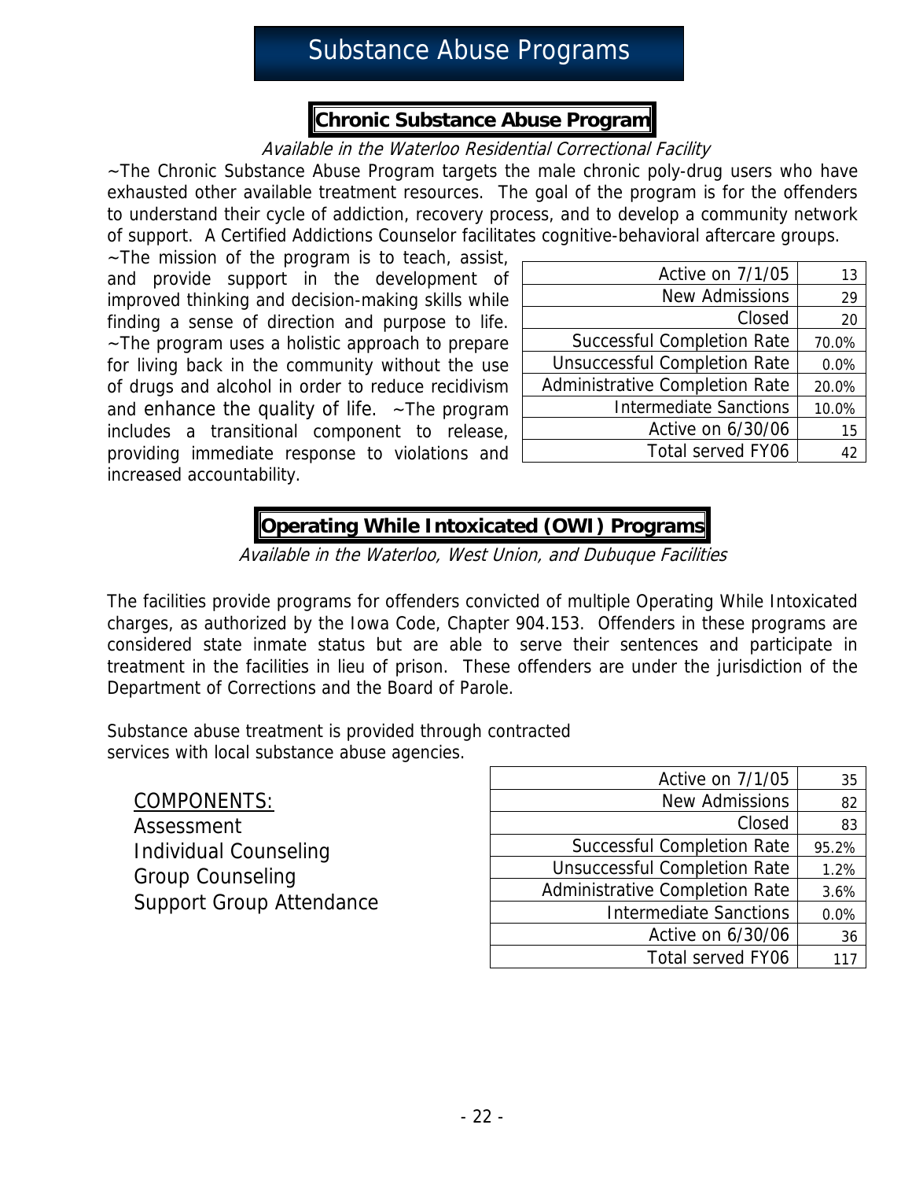# Substance Abuse Programs

## Chronic Substance Abuse Program

*Available in the Waterloo Residential Correctional Facility*

~The Chronic Substance Abuse Program targets the male chronic poly-drug users who have exhausted other available treatment resources. The goal of the program is for the offenders to understand their cycle of addiction, recovery process, and to develop a community network of support. A Certified Addictions Counselor facilitates cognitive-behavioral aftercare groups.

~The mission of the program is to teach, assist, and provide support in the development of improved thinking and decision-making skills while finding a sense of direction and purpose to life. ~The program uses a holistic approach to prepare for living back in the community without the use of drugs and alcohol in order to reduce recidivism and enhance the quality of life. ~The program includes a transitional component to release, providing immediate response to violations and increased accountability.

| | |
|---|---|
| Active on 7/1/05 | 13 |
| New Admissions | 29 |
| Closed | 20 |
| Successful Completion Rate | 70.0% |
| Unsuccessful Completion Rate | 0.0% |
| Administrative Completion Rate | 20.0% |
| Intermediate Sanctions | 10.0% |
| Active on 6/30/06 | 15 |
| Total served FY06 | 42 |

## Operating While Intoxicated (OWI) Programs

*Available in the Waterloo, West Union, and Dubuque Facilities*

The facilities provide programs for offenders convicted of multiple Operating While Intoxicated charges, as authorized by the Iowa Code, Chapter 904.153. Offenders in these programs are considered state inmate status but are able to serve their sentences and participate in treatment in the facilities in lieu of prison. These offenders are under the jurisdiction of the Department of Corrections and the Board of Parole.

Substance abuse treatment is provided through contracted services with local substance abuse agencies.

COMPONENTS:

- Assessment
- Individual Counseling
- Group Counseling
- Support Group Attendance

| | |
|---|---|
| Active on 7/1/05 | 35 |
| New Admissions | 82 |
| Closed | 83 |
| Successful Completion Rate | 95.2% |
| Unsuccessful Completion Rate | 1.2% |
| Administrative Completion Rate | 3.6% |
| Intermediate Sanctions | 0.0% |
| Active on 6/30/06 | 36 |
| Total served FY06 | 117 |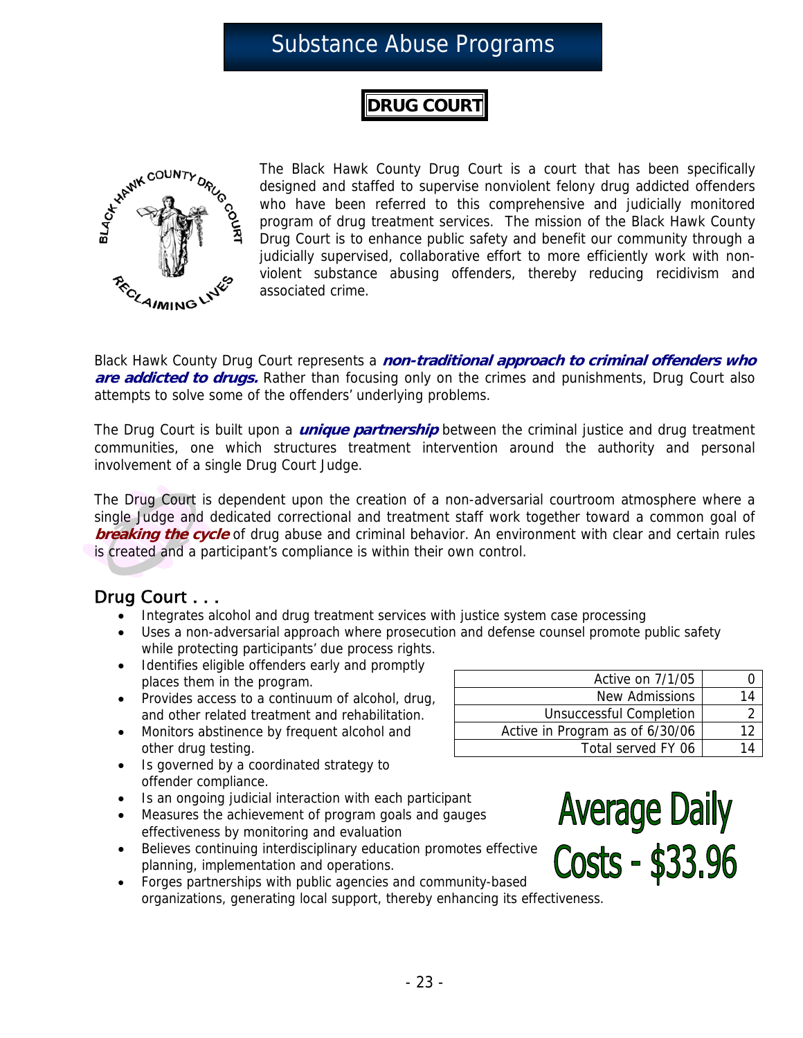# Substance Abuse Programs

## DRUG COURT

The Black Hawk County Drug Court is a court that has been specifically designed and staffed to supervise nonviolent felony drug addicted offenders who have been referred to this comprehensive and judicially monitored program of drug treatment services. The mission of the Black Hawk County Drug Court is to enhance public safety and benefit our community through a judicially supervised, collaborative effort to more efficiently work with non-violent substance abusing offenders, thereby reducing recidivism and associated crime.

Black Hawk County Drug Court represents a ***non-traditional approach to criminal offenders who are addicted to drugs.*** Rather than focusing only on the crimes and punishments, Drug Court also attempts to solve some of the offenders' underlying problems.

The Drug Court is built upon a ***unique partnership*** between the criminal justice and drug treatment communities, one which structures treatment intervention around the authority and personal involvement of a single Drug Court Judge.

The Drug Court is dependent upon the creation of a non-adversarial courtroom atmosphere where a single Judge and dedicated correctional and treatment staff work together toward a common goal of ***breaking the cycle*** of drug abuse and criminal behavior. An environment with clear and certain rules is created and a participant's compliance is within their own control.

### Drug Court . . .

- Integrates alcohol and drug treatment services with justice system case processing
- Uses a non-adversarial approach where prosecution and defense counsel promote public safety while protecting participants' due process rights.
- Identifies eligible offenders early and promptly places them in the program.
- Provides access to a continuum of alcohol, drug, and other related treatment and rehabilitation.
- Monitors abstinence by frequent alcohol and other drug testing.
- Is governed by a coordinated strategy to offender compliance.
- Is an ongoing judicial interaction with each participant
- Measures the achievement of program goals and gauges effectiveness by monitoring and evaluation
- Believes continuing interdisciplinary education promotes effective planning, implementation and operations.
- Forges partnerships with public agencies and community-based organizations, generating local support, thereby enhancing its effectiveness.

| | |
|---|---|
| Active on 7/1/05 | 0 |
| New Admissions | 14 |
| Unsuccessful Completion | 2 |
| Active in Program as of 6/30/06 | 12 |
| Total served FY 06 | 14 |

**Average Daily Costs - $33.96**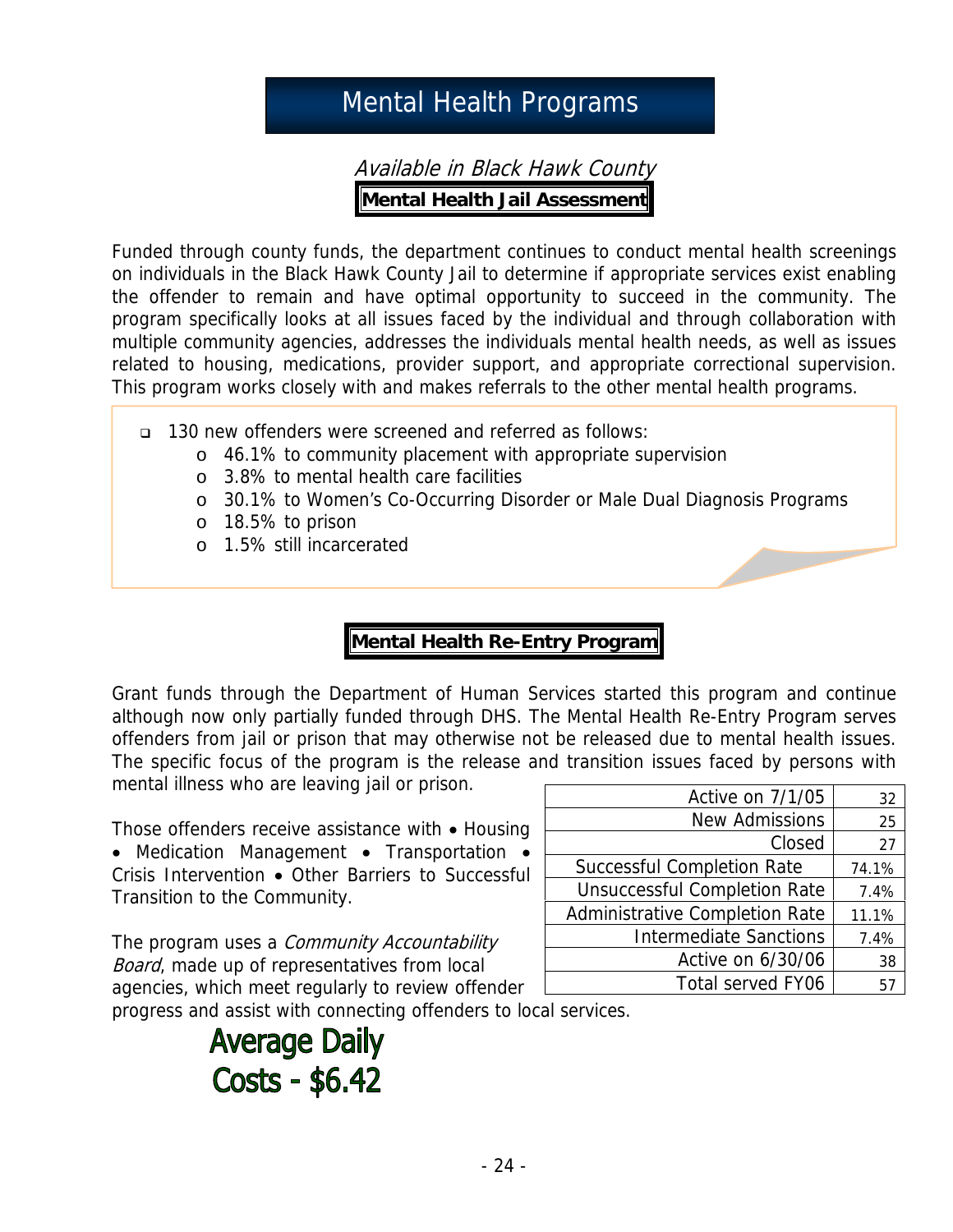# Mental Health Programs

*Available in Black Hawk County*

## Mental Health Jail Assessment

Funded through county funds, the department continues to conduct mental health screenings on individuals in the Black Hawk County Jail to determine if appropriate services exist enabling the offender to remain and have optimal opportunity to succeed in the community. The program specifically looks at all issues faced by the individual and through collaboration with multiple community agencies, addresses the individuals mental health needs, as well as issues related to housing, medications, provider support, and appropriate correctional supervision. This program works closely with and makes referrals to the other mental health programs.

- 130 new offenders were screened and referred as follows:
  - 46.1% to community placement with appropriate supervision
  - 3.8% to mental health care facilities
  - 30.1% to Women's Co-Occurring Disorder or Male Dual Diagnosis Programs
  - 18.5% to prison
  - 1.5% still incarcerated

## Mental Health Re-Entry Program

Grant funds through the Department of Human Services started this program and continue although now only partially funded through DHS. The Mental Health Re-Entry Program serves offenders from jail or prison that may otherwise not be released due to mental health issues. The specific focus of the program is the release and transition issues faced by persons with mental illness who are leaving jail or prison.

Those offenders receive assistance with • Housing • Medication Management • Transportation • Crisis Intervention • Other Barriers to Successful Transition to the Community.

The program uses a *Community Accountability Board*, made up of representatives from local agencies, which meet regularly to review offender progress and assist with connecting offenders to local services.

| | |
|---|---|
| Active on 7/1/05 | 32 |
| New Admissions | 25 |
| Closed | 27 |
| Successful Completion Rate | 74.1% |
| Unsuccessful Completion Rate | 7.4% |
| Administrative Completion Rate | 11.1% |
| Intermediate Sanctions | 7.4% |
| Active on 6/30/06 | 38 |
| Total served FY06 | 57 |

**Average Daily Costs - $6.42**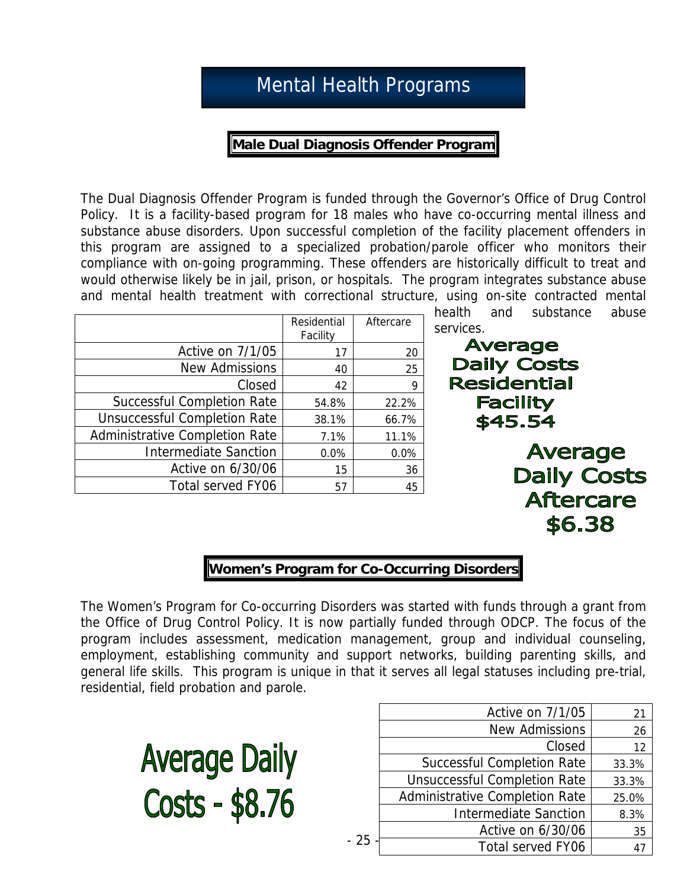# Mental Health Programs

## Male Dual Diagnosis Offender Program

The Dual Diagnosis Offender Program is funded through the Governor's Office of Drug Control Policy. It is a facility-based program for 18 males who have co-occurring mental illness and substance abuse disorders. Upon successful completion of the facility placement offenders in this program are assigned to a specialized probation/parole officer who monitors their compliance with on-going programming. These offenders are historically difficult to treat and would otherwise likely be in jail, prison, or hospitals. The program integrates substance abuse and mental health treatment with correctional structure, using on-site contracted mental health and substance abuse services.

| | Residential Facility | Aftercare |
|---|---|---|
| Active on 7/1/05 | 17 | 20 |
| New Admissions | 40 | 25 |
| Closed | 42 | 9 |
| Successful Completion Rate | 54.8% | 22.2% |
| Unsuccessful Completion Rate | 38.1% | 66.7% |
| Administrative Completion Rate | 7.1% | 11.1% |
| Intermediate Sanction | 0.0% | 0.0% |
| Active on 6/30/06 | 15 | 36 |
| Total served FY06 | 57 | 45 |

**Average Daily Costs Residential Facility $45.54**

**Average Daily Costs Aftercare $6.38**

## Women's Program for Co-Occurring Disorders

The Women's Program for Co-occurring Disorders was started with funds through a grant from the Office of Drug Control Policy. It is now partially funded through ODCP. The focus of the program includes assessment, medication management, group and individual counseling, employment, establishing community and support networks, building parenting skills, and general life skills. This program is unique in that it serves all legal statuses including pre-trial, residential, field probation and parole.

**Average Daily Costs - $8.76**

| | |
|---|---|
| Active on 7/1/05 | 21 |
| New Admissions | 26 |
| Closed | 12 |
| Successful Completion Rate | 33.3% |
| Unsuccessful Completion Rate | 33.3% |
| Administrative Completion Rate | 25.0% |
| Intermediate Sanction | 8.3% |
| Active on 6/30/06 | 35 |
| Total served FY06 | 47 |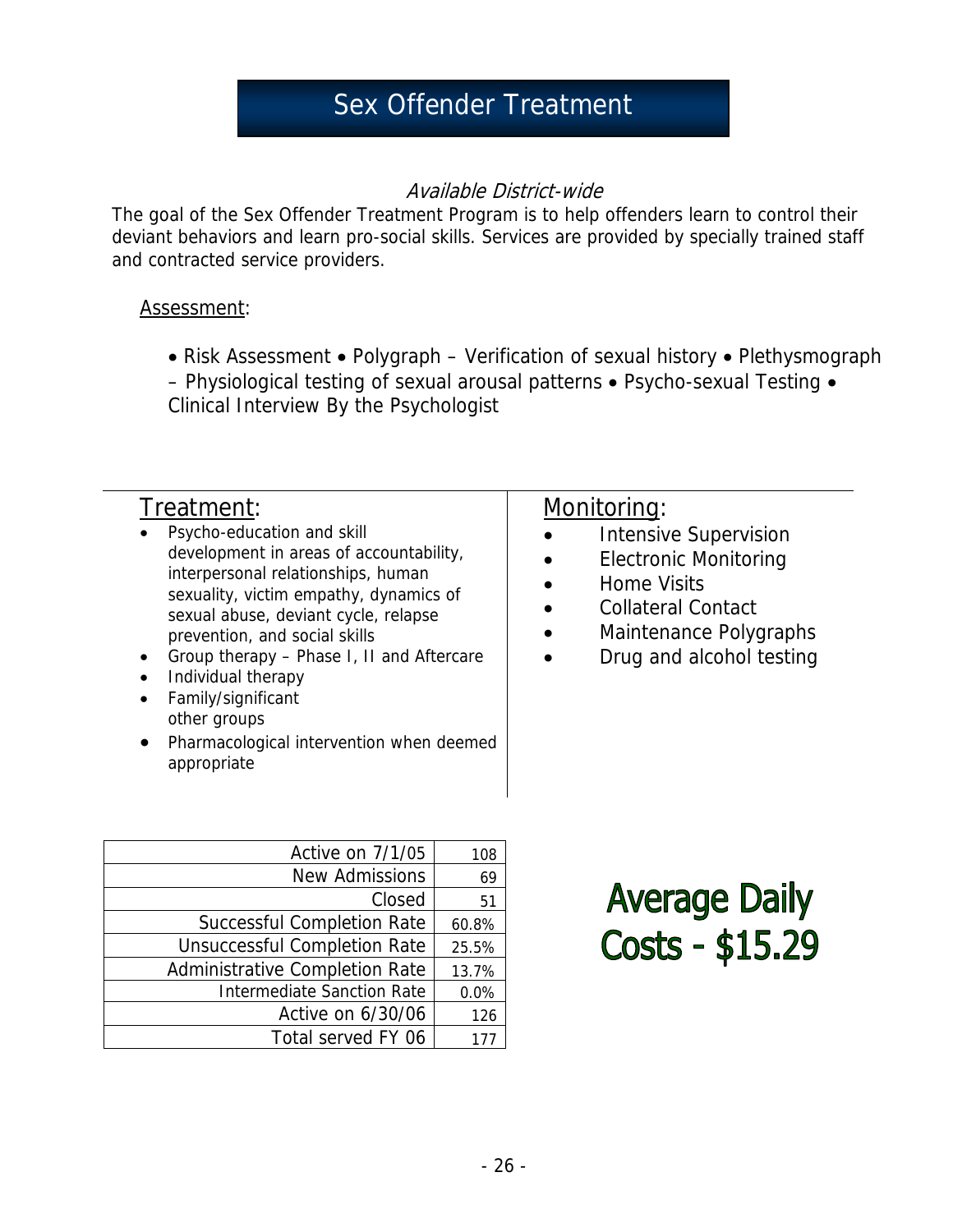# Sex Offender Treatment

*Available District-wide*

The goal of the Sex Offender Treatment Program is to help offenders learn to control their deviant behaviors and learn pro-social skills. Services are provided by specially trained staff and contracted service providers.

Assessment:

• Risk Assessment • Polygraph – Verification of sexual history • Plethysmograph – Physiological testing of sexual arousal patterns • Psycho-sexual Testing • Clinical Interview By the Psychologist

## Treatment:

- Psycho-education and skill development in areas of accountability, interpersonal relationships, human sexuality, victim empathy, dynamics of sexual abuse, deviant cycle, relapse prevention, and social skills
- Group therapy – Phase I, II and Aftercare
- Individual therapy
- Family/significant other groups
- Pharmacological intervention when deemed appropriate

## Monitoring:

- Intensive Supervision
- Electronic Monitoring
- Home Visits
- Collateral Contact
- Maintenance Polygraphs
- Drug and alcohol testing

| | |
|---|---|
| Active on 7/1/05 | 108 |
| New Admissions | 69 |
| Closed | 51 |
| Successful Completion Rate | 60.8% |
| Unsuccessful Completion Rate | 25.5% |
| Administrative Completion Rate | 13.7% |
| Intermediate Sanction Rate | 0.0% |
| Active on 6/30/06 | 126 |
| Total served FY 06 | 177 |

**Average Daily Costs - $15.29**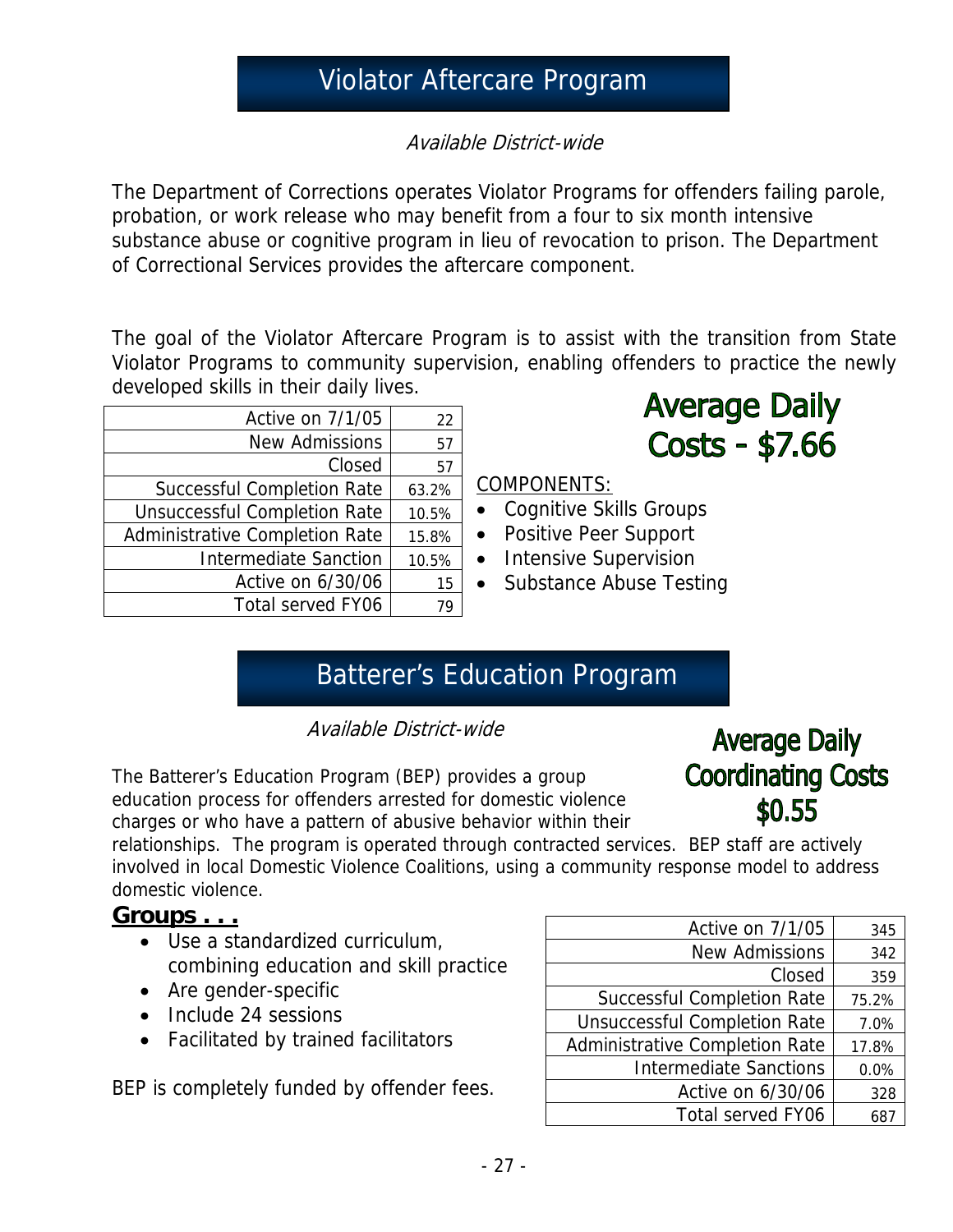# Violator Aftercare Program

*Available District-wide*

The Department of Corrections operates Violator Programs for offenders failing parole, probation, or work release who may benefit from a four to six month intensive substance abuse or cognitive program in lieu of revocation to prison. The Department of Correctional Services provides the aftercare component.

The goal of the Violator Aftercare Program is to assist with the transition from State Violator Programs to community supervision, enabling offenders to practice the newly developed skills in their daily lives.

| | |
|---|---|
| Active on 7/1/05 | 22 |
| New Admissions | 57 |
| Closed | 57 |
| Successful Completion Rate | 63.2% |
| Unsuccessful Completion Rate | 10.5% |
| Administrative Completion Rate | 15.8% |
| Intermediate Sanction | 10.5% |
| Active on 6/30/06 | 15 |
| Total served FY06 | 79 |

**Average Daily Costs - $7.66**

COMPONENTS:

- Cognitive Skills Groups
- Positive Peer Support
- Intensive Supervision
- Substance Abuse Testing

# Batterer's Education Program

*Available District-wide*

**Average Daily Coordinating Costs $0.55**

The Batterer's Education Program (BEP) provides a group education process for offenders arrested for domestic violence charges or who have a pattern of abusive behavior within their relationships. The program is operated through contracted services. BEP staff are actively involved in local Domestic Violence Coalitions, using a community response model to address domestic violence.

**Groups . . .**

- Use a standardized curriculum, combining education and skill practice
- Are gender-specific
- Include 24 sessions
- Facilitated by trained facilitators

BEP is completely funded by offender fees.

| | |
|---|---|
| Active on 7/1/05 | 345 |
| New Admissions | 342 |
| Closed | 359 |
| Successful Completion Rate | 75.2% |
| Unsuccessful Completion Rate | 7.0% |
| Administrative Completion Rate | 17.8% |
| Intermediate Sanctions | 0.0% |
| Active on 6/30/06 | 328 |
| Total served FY06 | 687 |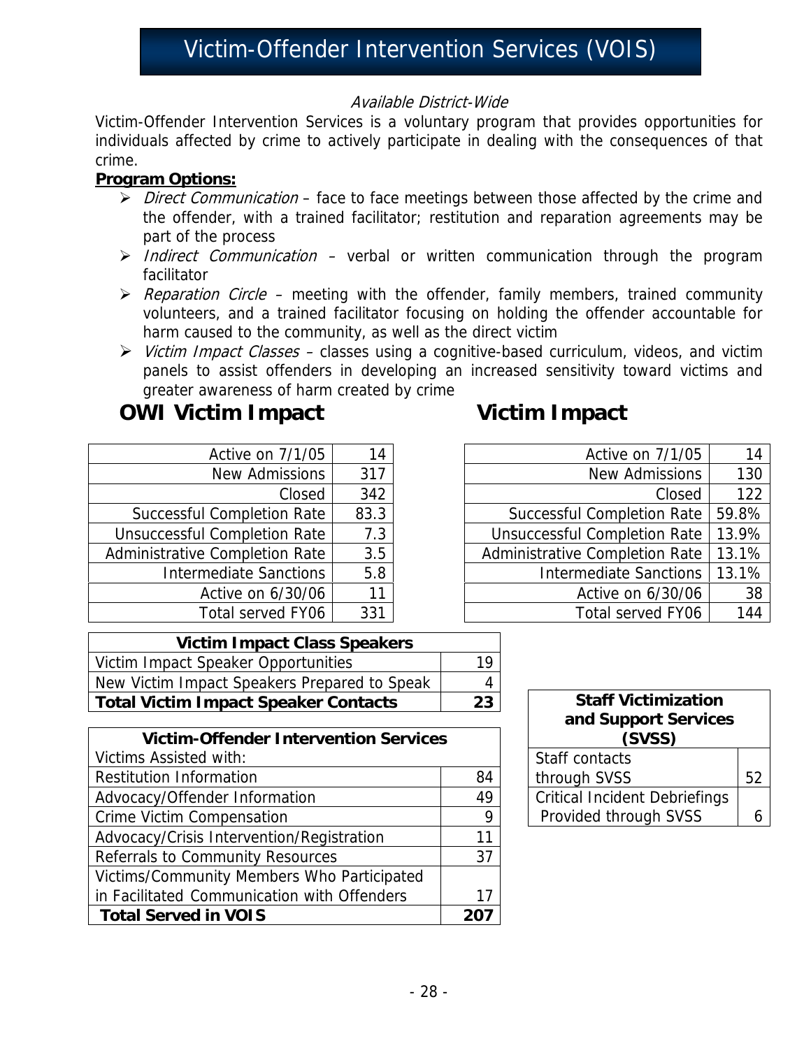# Victim-Offender Intervention Services (VOIS)

*Available District-Wide*

Victim-Offender Intervention Services is a voluntary program that provides opportunities for individuals affected by crime to actively participate in dealing with the consequences of that crime.

**Program Options:**

- *Direct Communication* – face to face meetings between those affected by the crime and the offender, with a trained facilitator; restitution and reparation agreements may be part of the process
- *Indirect Communication* – verbal or written communication through the program facilitator
- *Reparation Circle* – meeting with the offender, family members, trained community volunteers, and a trained facilitator focusing on holding the offender accountable for harm caused to the community, as well as the direct victim
- *Victim Impact Classes* – classes using a cognitive-based curriculum, videos, and victim panels to assist offenders in developing an increased sensitivity toward victims and greater awareness of harm created by crime

## OWI Victim Impact

| | |
|---|---|
| Active on 7/1/05 | 14 |
| New Admissions | 317 |
| Closed | 342 |
| Successful Completion Rate | 83.3 |
| Unsuccessful Completion Rate | 7.3 |
| Administrative Completion Rate | 3.5 |
| Intermediate Sanctions | 5.8 |
| Active on 6/30/06 | 11 |
| Total served FY06 | 331 |

## Victim Impact

| | |
|---|---|
| Active on 7/1/05 | 14 |
| New Admissions | 130 |
| Closed | 122 |
| Successful Completion Rate | 59.8% |
| Unsuccessful Completion Rate | 13.9% |
| Administrative Completion Rate | 13.1% |
| Intermediate Sanctions | 13.1% |
| Active on 6/30/06 | 38 |
| Total served FY06 | 144 |

| Victim Impact Class Speakers | |
|---|---|
| Victim Impact Speaker Opportunities | 19 |
| New Victim Impact Speakers Prepared to Speak | 4 |
| **Total Victim Impact Speaker Contacts** | **23** |

| Victim-Offender Intervention Services | |
|---|---|
| Victims Assisted with: | |
| Restitution Information | 84 |
| Advocacy/Offender Information | 49 |
| Crime Victim Compensation | 9 |
| Advocacy/Crisis Intervention/Registration | 11 |
| Referrals to Community Resources | 37 |
| Victims/Community Members Who Participated in Facilitated Communication with Offenders | 17 |
| **Total Served in VOIS** | **207** |

| Staff Victimization and Support Services (SVSS) | |
|---|---|
| Staff contacts through SVSS | 52 |
| Critical Incident Debriefings Provided through SVSS | 6 |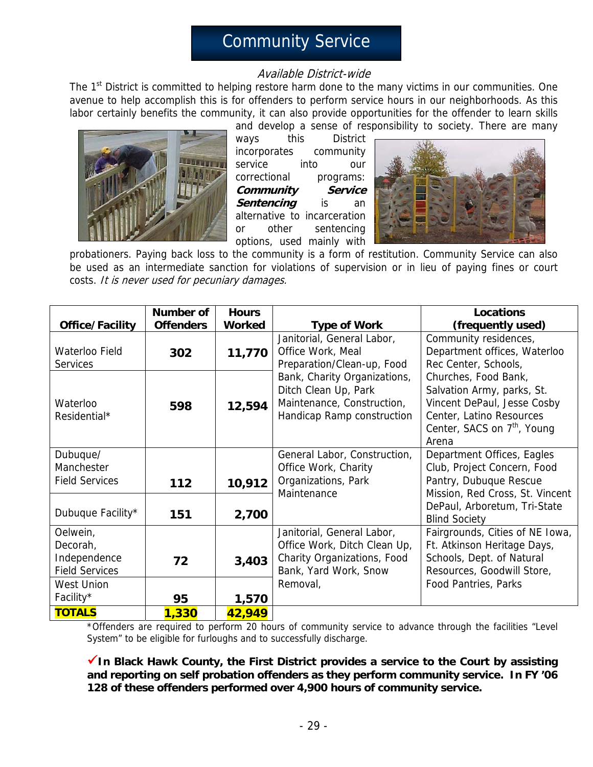# Community Service

*Available District-wide*

The 1st District is committed to helping restore harm done to the many victims in our communities. One avenue to help accomplish this is for offenders to perform service hours in our neighborhoods. As this labor certainly benefits the community, it can also provide opportunities for the offender to learn skills and develop a sense of responsibility to society. There are many ways this District incorporates community service into our correctional programs: ***Community Service Sentencing*** is an alternative to incarceration or other sentencing options, used mainly with probationers. Paying back loss to the community is a form of restitution. Community Service can also be used as an intermediate sanction for violations of supervision or in lieu of paying fines or court costs. *It is never used for pecuniary damages.*

| Office/Facility | Number of Offenders | Hours Worked | Type of Work | Locations (frequently used) |
|---|---|---|---|---|
| Waterloo Field Services | **302** | **11,770** | Janitorial, General Labor, Office Work, Meal Preparation/Clean-up, Food Bank, Charity Organizations, Ditch Clean Up, Park Maintenance, Construction, Handicap Ramp construction | Community residences, Department offices, Waterloo Rec Center, Schools, Churches, Food Bank, Salvation Army, parks, St. Vincent DePaul, Jesse Cosby Center, Latino Resources Center, SACS on 7th, Young Arena |
| Waterloo Residential* | **598** | **12,594** | | |
| Dubuque/ Manchester Field Services | **112** | **10,912** | General Labor, Construction, Office Work, Charity Organizations, Park Maintenance | Department Offices, Eagles Club, Project Concern, Food Pantry, Dubuque Rescue Mission, Red Cross, St. Vincent DePaul, Arboretum, Tri-State Blind Society |
| Dubuque Facility* | **151** | **2,700** | | |
| Oelwein, Decorah, Independence Field Services | **72** | **3,403** | Janitorial, General Labor, Office Work, Ditch Clean Up, Charity Organizations, Food Bank, Yard Work, Snow Removal, | Fairgrounds, Cities of NE Iowa, Ft. Atkinson Heritage Days, Schools, Dept. of Natural Resources, Goodwill Store, Food Pantries, Parks |
| West Union Facility* | **95** | **1,570** | | |
| **TOTALS** | **1,330** | **42,949** | | |

*Offenders are required to perform 20 hours of community service to advance through the facilities "Level System" to be eligible for furloughs and to successfully discharge.

✓**In Black Hawk County, the First District provides a service to the Court by assisting and reporting on self probation offenders as they perform community service. In FY '06 128 of these offenders performed over 4,900 hours of community service.**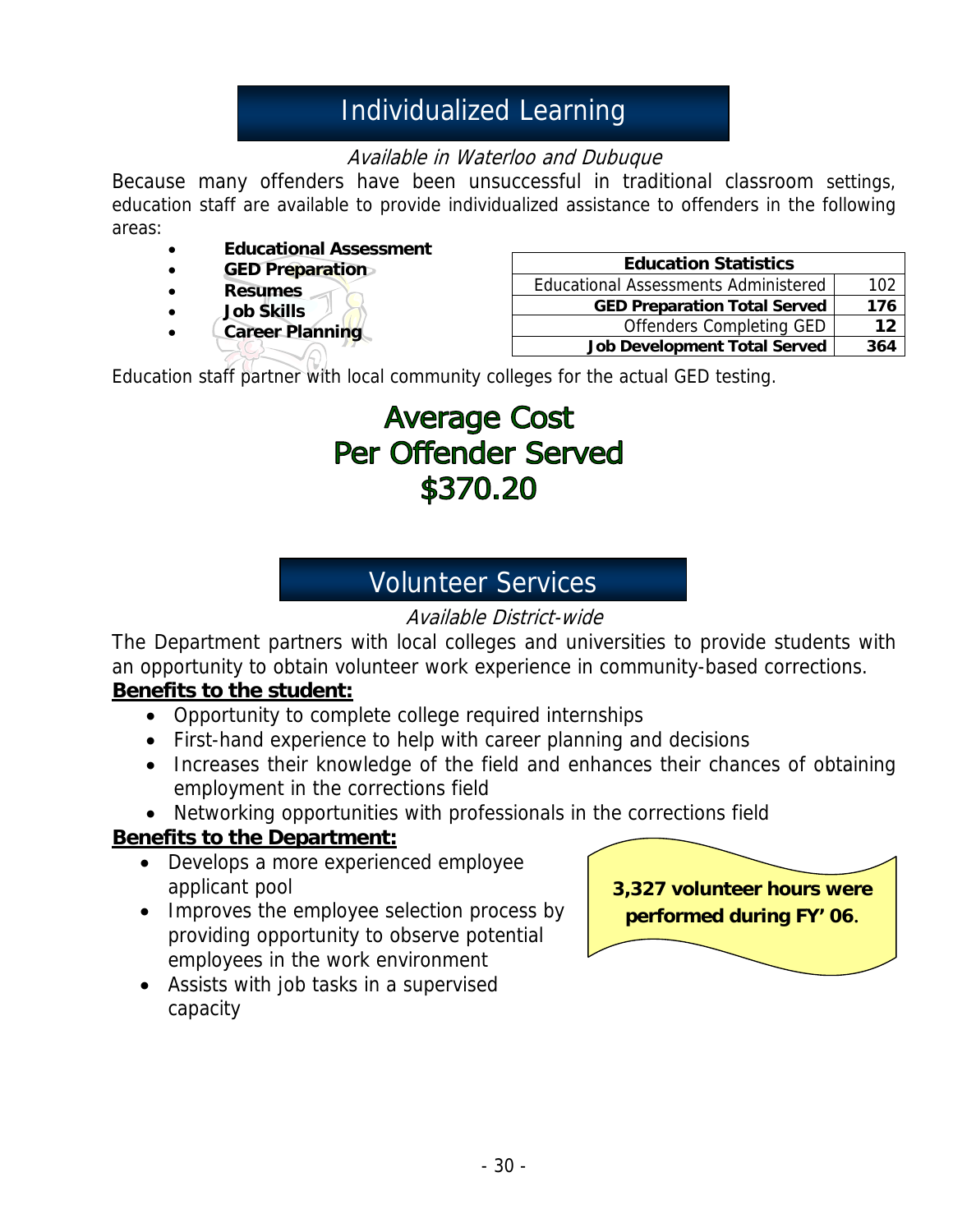# Individualized Learning

*Available in Waterloo and Dubuque*

Because many offenders have been unsuccessful in traditional classroom settings, education staff are available to provide individualized assistance to offenders in the following areas:

- **Educational Assessment**
- **GED Preparation**
- **Resumes**
- **Job Skills**
- **Career Planning**

| Education Statistics | |
|---|---|
| Educational Assessments Administered | 102 |
| **GED Preparation Total Served** | **176** |
| Offenders Completing GED | **12** |
| **Job Development Total Served** | **364** |

Education staff partner with local community colleges for the actual GED testing.

**Average Cost**
**Per Offender Served**
**$370.20**

# Volunteer Services

*Available District-wide*

The Department partners with local colleges and universities to provide students with an opportunity to obtain volunteer work experience in community-based corrections.

**Benefits to the student:**

- Opportunity to complete college required internships
- First-hand experience to help with career planning and decisions
- Increases their knowledge of the field and enhances their chances of obtaining employment in the corrections field
- Networking opportunities with professionals in the corrections field

**Benefits to the Department:**

- Develops a more experienced employee applicant pool
- Improves the employee selection process by providing opportunity to observe potential employees in the work environment
- Assists with job tasks in a supervised capacity

**3,327 volunteer hours were performed during FY' 06.**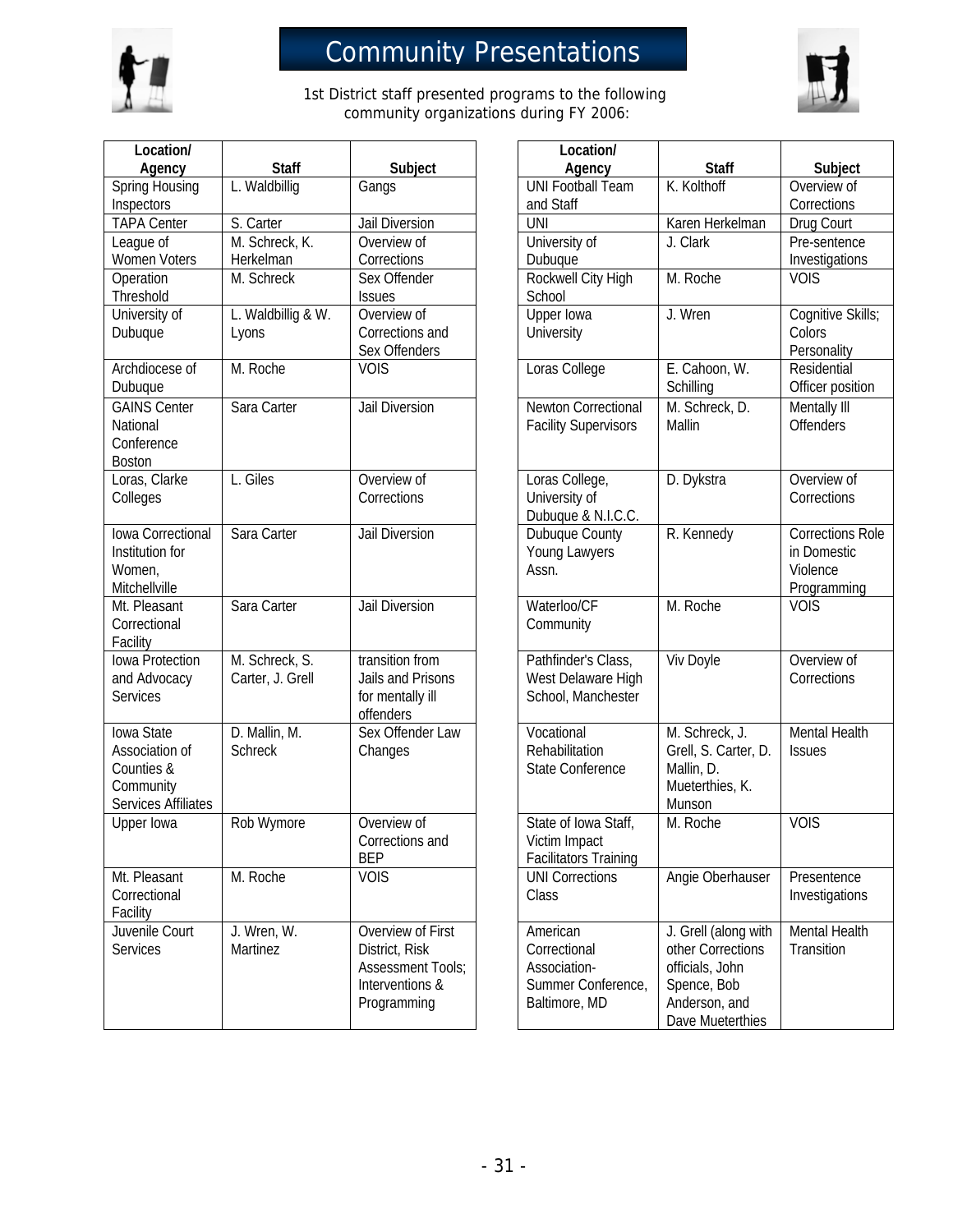# Community Presentations

1st District staff presented programs to the following community organizations during FY 2006:

| Location/ Agency | Staff | Subject |
|---|---|---|
| Spring Housing Inspectors | L. Waldbillig | Gangs |
| TAPA Center | S. Carter | Jail Diversion |
| League of Women Voters | M. Schreck, K. Herkelman | Overview of Corrections |
| Operation Threshold | M. Schreck | Sex Offender Issues |
| University of Dubuque | L. Waldbillig & W. Lyons | Overview of Corrections and Sex Offenders |
| Archdiocese of Dubuque | M. Roche | VOIS |
| GAINS Center National Conference Boston | Sara Carter | Jail Diversion |
| Loras, Clarke Colleges | L. Giles | Overview of Corrections |
| Iowa Correctional Institution for Women, Mitchellville | Sara Carter | Jail Diversion |
| Mt. Pleasant Correctional Facility | Sara Carter | Jail Diversion |
| Iowa Protection and Advocacy Services | M. Schreck, S. Carter, J. Grell | transition from Jails and Prisons for mentally ill offenders |
| Iowa State Association of Counties & Community Services Affiliates | D. Mallin, M. Schreck | Sex Offender Law Changes |
| Upper Iowa | Rob Wymore | Overview of Corrections and BEP |
| Mt. Pleasant Correctional Facility | M. Roche | VOIS |
| Juvenile Court Services | J. Wren, W. Martinez | Overview of First District, Risk Assessment Tools; Interventions & Programming |
| UNI Football Team and Staff | K. Kolthoff | Overview of Corrections |
| UNI | Karen Herkelman | Drug Court |
| University of Dubuque | J. Clark | Pre-sentence Investigations |
| Rockwell City High School | M. Roche | VOIS |
| Upper Iowa University | J. Wren | Cognitive Skills; Colors Personality |
| Loras College | E. Cahoon, W. Schilling | Residential Officer position |
| Newton Correctional Facility Supervisors | M. Schreck, D. Mallin | Mentally Ill Offenders |
| Loras College, University of Dubuque & N.I.C.C. | D. Dykstra | Overview of Corrections |
| Dubuque County Young Lawyers Assn. | R. Kennedy | Corrections Role in Domestic Violence Programming |
| Waterloo/CF Community | M. Roche | VOIS |
| Pathfinder's Class, West Delaware High School, Manchester | Viv Doyle | Overview of Corrections |
| Vocational Rehabilitation State Conference | M. Schreck, J. Grell, S. Carter, D. Mallin, D. Mueterthies, K. Munson | Mental Health Issues |
| State of Iowa Staff, Victim Impact Facilitators Training | M. Roche | VOIS |
| UNI Corrections Class | Angie Oberhauser | Presentence Investigations |
| American Correctional Association-Summer Conference, Baltimore, MD | J. Grell (along with other Corrections officials, John Spence, Bob Anderson, and Dave Mueterthies | Mental Health Transition |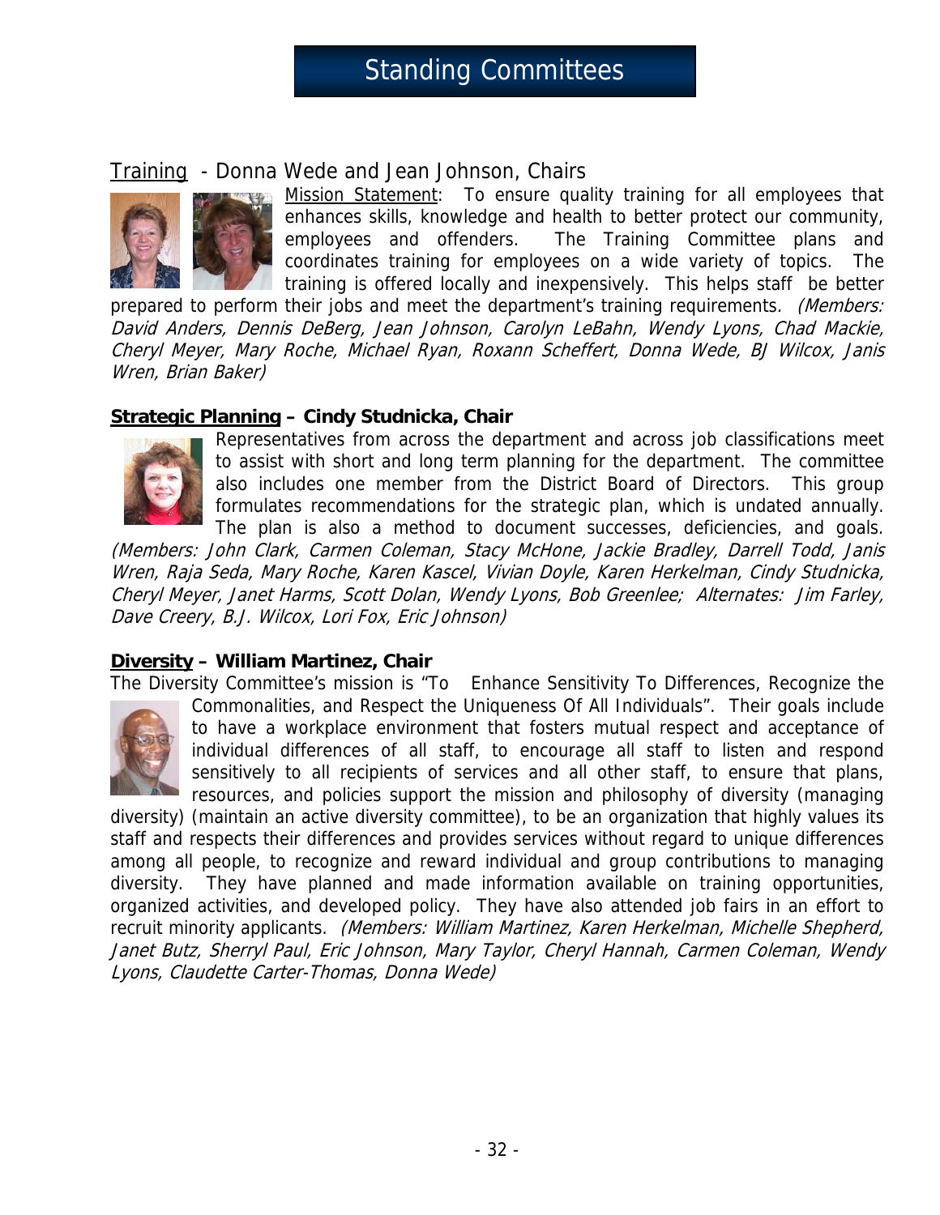# Standing Committees

## Training - Donna Wede and Jean Johnson, Chairs

Mission Statement: To ensure quality training for all employees that enhances skills, knowledge and health to better protect our community, employees and offenders. The Training Committee plans and coordinates training for employees on a wide variety of topics. The training is offered locally and inexpensively. This helps staff be better prepared to perform their jobs and meet the department's training requirements. *(Members: David Anders, Dennis DeBerg, Jean Johnson, Carolyn LeBahn, Wendy Lyons, Chad Mackie, Cheryl Meyer, Mary Roche, Michael Ryan, Roxann Scheffert, Donna Wede, BJ Wilcox, Janis Wren, Brian Baker)*

## Strategic Planning – Cindy Studnicka, Chair

Representatives from across the department and across job classifications meet to assist with short and long term planning for the department. The committee also includes one member from the District Board of Directors. This group formulates recommendations for the strategic plan, which is undated annually. The plan is also a method to document successes, deficiencies, and goals. *(Members: John Clark, Carmen Coleman, Stacy McHone, Jackie Bradley, Darrell Todd, Janis Wren, Raja Seda, Mary Roche, Karen Kascel, Vivian Doyle, Karen Herkelman, Cindy Studnicka, Cheryl Meyer, Janet Harms, Scott Dolan, Wendy Lyons, Bob Greenlee; Alternates: Jim Farley, Dave Creery, B.J. Wilcox, Lori Fox, Eric Johnson)*

## Diversity – William Martinez, Chair

The Diversity Committee's mission is "To Enhance Sensitivity To Differences, Recognize the Commonalities, and Respect the Uniqueness Of All Individuals". Their goals include to have a workplace environment that fosters mutual respect and acceptance of individual differences of all staff, to encourage all staff to listen and respond sensitively to all recipients of services and all other staff, to ensure that plans, resources, and policies support the mission and philosophy of diversity (managing diversity) (maintain an active diversity committee), to be an organization that highly values its staff and respects their differences and provides services without regard to unique differences among all people, to recognize and reward individual and group contributions to managing diversity. They have planned and made information available on training opportunities, organized activities, and developed policy. They have also attended job fairs in an effort to recruit minority applicants. *(Members: William Martinez, Karen Herkelman, Michelle Shepherd, Janet Butz, Sherryl Paul, Eric Johnson, Mary Taylor, Cheryl Hannah, Carmen Coleman, Wendy Lyons, Claudette Carter-Thomas, Donna Wede)*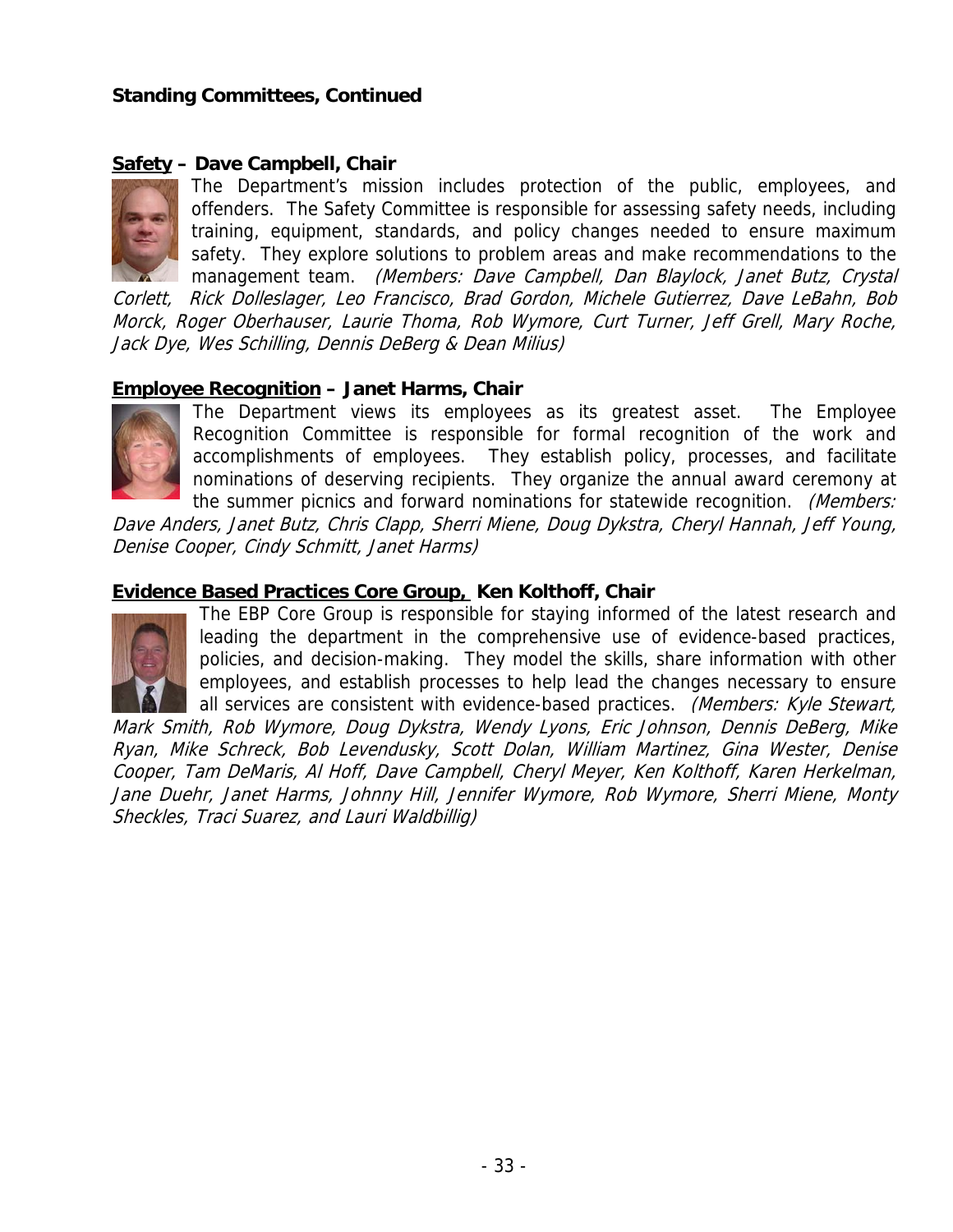**Standing Committees, Continued**

**Safety – Dave Campbell, Chair**

The Department's mission includes protection of the public, employees, and offenders. The Safety Committee is responsible for assessing safety needs, including training, equipment, standards, and policy changes needed to ensure maximum safety. They explore solutions to problem areas and make recommendations to the management team. *(Members: Dave Campbell, Dan Blaylock, Janet Butz, Crystal Corlett, Rick Dolleslager, Leo Francisco, Brad Gordon, Michele Gutierrez, Dave LeBahn, Bob Morck, Roger Oberhauser, Laurie Thoma, Rob Wymore, Curt Turner, Jeff Grell, Mary Roche, Jack Dye, Wes Schilling, Dennis DeBerg & Dean Milius)*

**Employee Recognition – Janet Harms, Chair**

The Department views its employees as its greatest asset. The Employee Recognition Committee is responsible for formal recognition of the work and accomplishments of employees. They establish policy, processes, and facilitate nominations of deserving recipients. They organize the annual award ceremony at the summer picnics and forward nominations for statewide recognition. *(Members: Dave Anders, Janet Butz, Chris Clapp, Sherri Miene, Doug Dykstra, Cheryl Hannah, Jeff Young, Denise Cooper, Cindy Schmitt, Janet Harms)*

**Evidence Based Practices Core Group, Ken Kolthoff, Chair**

The EBP Core Group is responsible for staying informed of the latest research and leading the department in the comprehensive use of evidence-based practices, policies, and decision-making. They model the skills, share information with other employees, and establish processes to help lead the changes necessary to ensure all services are consistent with evidence-based practices. *(Members: Kyle Stewart, Mark Smith, Rob Wymore, Doug Dykstra, Wendy Lyons, Eric Johnson, Dennis DeBerg, Mike Ryan, Mike Schreck, Bob Levendusky, Scott Dolan, William Martinez, Gina Wester, Denise Cooper, Tam DeMaris, Al Hoff, Dave Campbell, Cheryl Meyer, Ken Kolthoff, Karen Herkelman, Jane Duehr, Janet Harms, Johnny Hill, Jennifer Wymore, Rob Wymore, Sherri Miene, Monty Sheckles, Traci Suarez, and Lauri Waldbillig)*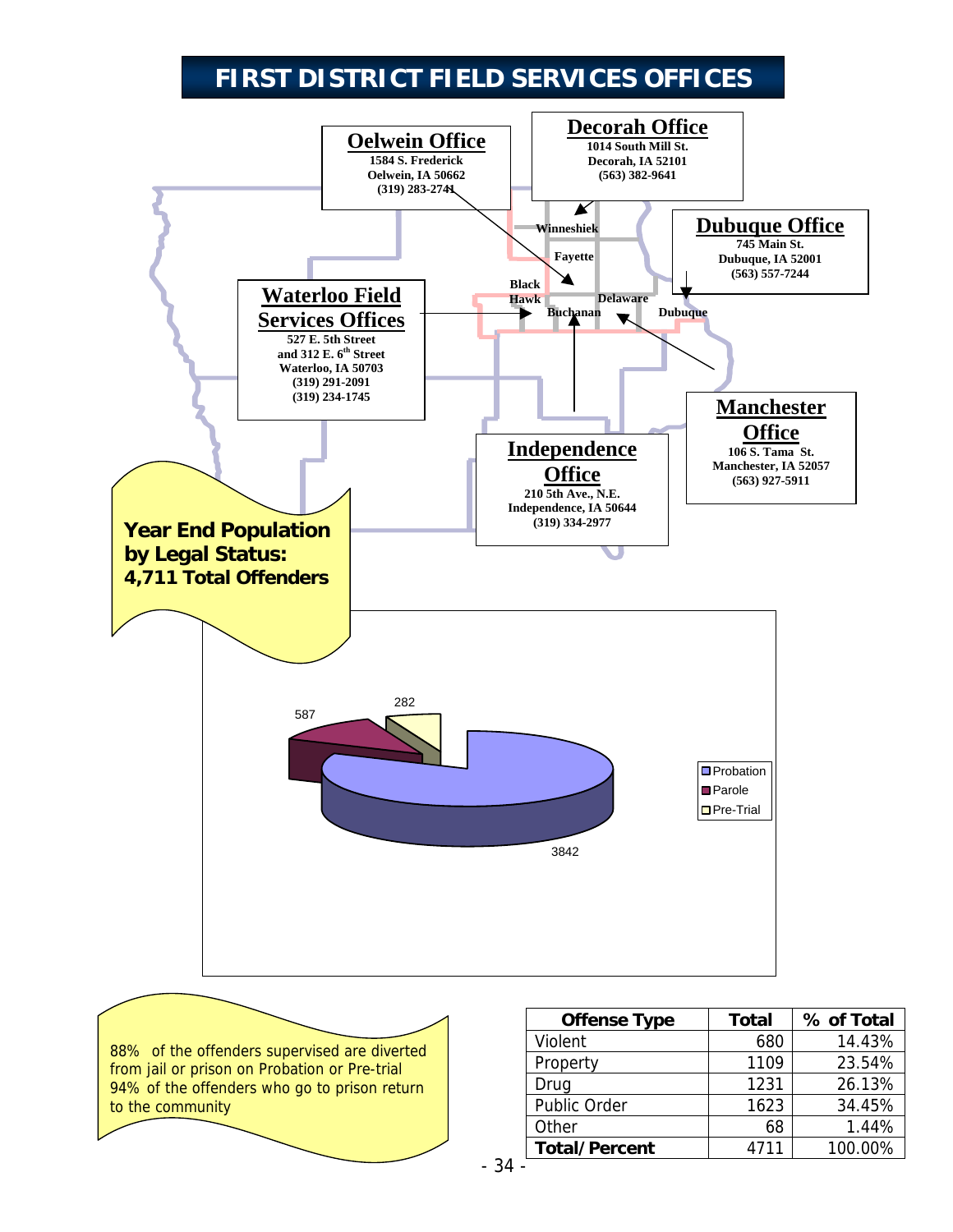# FIRST DISTRICT FIELD SERVICES OFFICES

**Oelwein Office**
1584 S. Frederick
Oelwein, IA 50662
(319) 283-2741

**Decorah Office**
1014 South Mill St.
Decorah, IA 52101
(563) 382-9641

**Dubuque Office**
745 Main St.
Dubuque, IA 52001
(563) 557-7244

**Waterloo Field Services Offices**
527 E. 5th Street
and 312 E. 6th Street
Waterloo, IA 50703
(319) 291-2091
(319) 234-1745

**Manchester Office**
106 S. Tama St.
Manchester, IA 52057
(563) 927-5911

**Independence Office**
210 5th Ave., N.E.
Independence, IA 50644
(319) 334-2977

Winneshiek, Fayette, Black Hawk, Buchanan, Delaware, Dubuque

**Year End Population by Legal Status: 4,711 Total Offenders**

| Legal Status | Total |
|---|---|
| Probation | 3842 |
| Parole | 587 |
| Pre-Trial | 282 |

88% of the offenders supervised are diverted from jail or prison on Probation or Pre-trial
94% of the offenders who go to prison return to the community

| Offense Type | Total | % of Total |
|---|---|---|
| Violent | 680 | 14.43% |
| Property | 1109 | 23.54% |
| Drug | 1231 | 26.13% |
| Public Order | 1623 | 34.45% |
| Other | 68 | 1.44% |
| **Total/Percent** | 4711 | 100.00% |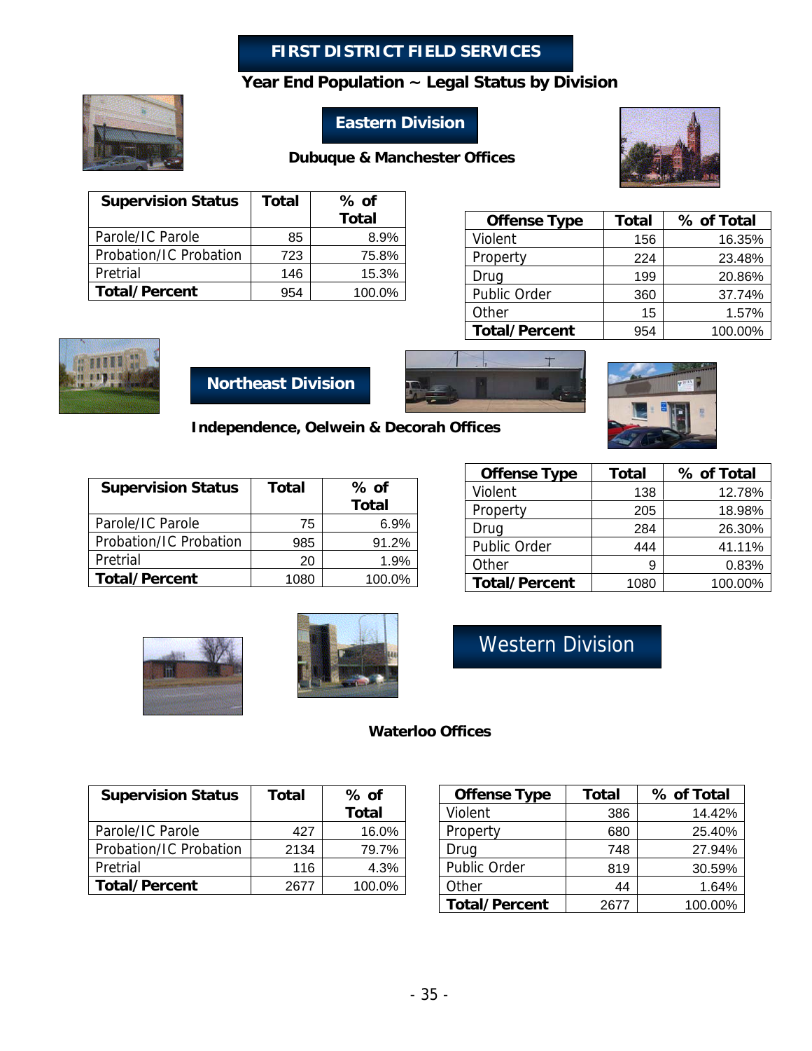# FIRST DISTRICT FIELD SERVICES

## Year End Population ~ Legal Status by Division

### Eastern Division

**Dubuque & Manchester Offices**

| Supervision Status | Total | % of Total |
|---|---|---|
| Parole/IC Parole | 85 | 8.9% |
| Probation/IC Probation | 723 | 75.8% |
| Pretrial | 146 | 15.3% |
| **Total/Percent** | 954 | 100.0% |

| Offense Type | Total | % of Total |
|---|---|---|
| Violent | 156 | 16.35% |
| Property | 224 | 23.48% |
| Drug | 199 | 20.86% |
| Public Order | 360 | 37.74% |
| Other | 15 | 1.57% |
| **Total/Percent** | 954 | 100.00% |

### Northeast Division

**Independence, Oelwein & Decorah Offices**

| Supervision Status | Total | % of Total |
|---|---|---|
| Parole/IC Parole | 75 | 6.9% |
| Probation/IC Probation | 985 | 91.2% |
| Pretrial | 20 | 1.9% |
| **Total/Percent** | 1080 | 100.0% |

| Offense Type | Total | % of Total |
|---|---|---|
| Violent | 138 | 12.78% |
| Property | 205 | 18.98% |
| Drug | 284 | 26.30% |
| Public Order | 444 | 41.11% |
| Other | 9 | 0.83% |
| **Total/Percent** | 1080 | 100.00% |

### Western Division

**Waterloo Offices**

| Supervision Status | Total | % of Total |
|---|---|---|
| Parole/IC Parole | 427 | 16.0% |
| Probation/IC Probation | 2134 | 79.7% |
| Pretrial | 116 | 4.3% |
| **Total/Percent** | 2677 | 100.0% |

| Offense Type | Total | % of Total |
|---|---|---|
| Violent | 386 | 14.42% |
| Property | 680 | 25.40% |
| Drug | 748 | 27.94% |
| Public Order | 819 | 30.59% |
| Other | 44 | 1.64% |
| **Total/Percent** | 2677 | 100.00% |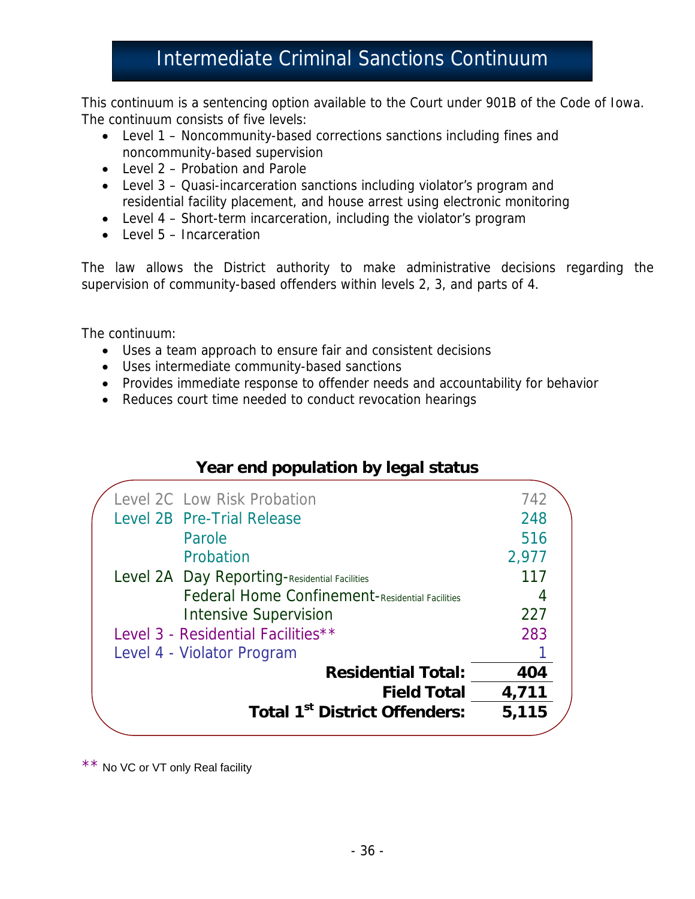# Intermediate Criminal Sanctions Continuum

This continuum is a sentencing option available to the Court under 901B of the Code of Iowa. The continuum consists of five levels:

- Level 1 – Noncommunity-based corrections sanctions including fines and noncommunity-based supervision
- Level 2 – Probation and Parole
- Level 3 – Quasi-incarceration sanctions including violator's program and residential facility placement, and house arrest using electronic monitoring
- Level 4 – Short-term incarceration, including the violator's program
- Level 5 – Incarceration

The law allows the District authority to make administrative decisions regarding the supervision of community-based offenders within levels 2, 3, and parts of 4.

The continuum:

- Uses a team approach to ensure fair and consistent decisions
- Uses intermediate community-based sanctions
- Provides immediate response to offender needs and accountability for behavior
- Reduces court time needed to conduct revocation hearings

## Year end population by legal status

| Level | Status | Population |
|---|---|---|
| Level 2C | Low Risk Probation | 742 |
| Level 2B | Pre-Trial Release | 248 |
| | Parole | 516 |
| | Probation | 2,977 |
| Level 2A | Day Reporting-Residential Facilities | 117 |
| | Federal Home Confinement-Residential Facilities | 4 |
| | Intensive Supervision | 227 |
| Level 3 - Residential Facilities** | | 283 |
| Level 4 - Violator Program | | 1 |
| | **Residential Total:** | **404** |
| | **Field Total** | **4,711** |
| | **Total 1st District Offenders:** | **5,115** |

** No VC or VT only Real facility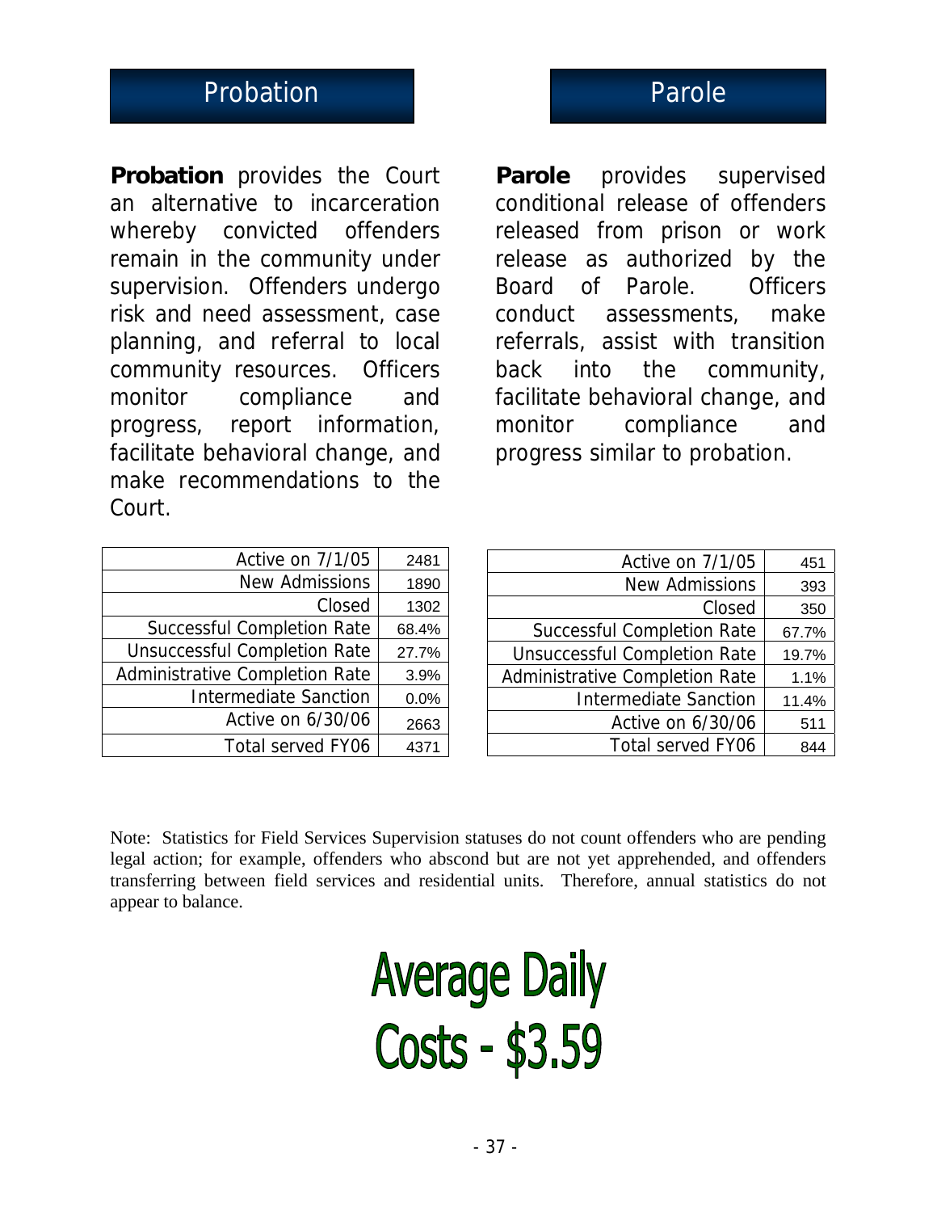## Probation

**Probation** provides the Court an alternative to incarceration whereby convicted offenders remain in the community under supervision. Offenders undergo risk and need assessment, case planning, and referral to local community resources. Officers monitor compliance and progress, report information, facilitate behavioral change, and make recommendations to the Court.

| | |
|---|---|
| Active on 7/1/05 | 2481 |
| New Admissions | 1890 |
| Closed | 1302 |
| Successful Completion Rate | 68.4% |
| Unsuccessful Completion Rate | 27.7% |
| Administrative Completion Rate | 3.9% |
| Intermediate Sanction | 0.0% |
| Active on 6/30/06 | 2663 |
| Total served FY06 | 4371 |

## Parole

**Parole** provides supervised conditional release of offenders released from prison or work release as authorized by the Board of Parole. Officers conduct assessments, make referrals, assist with transition back into the community, facilitate behavioral change, and monitor compliance and progress similar to probation.

| | |
|---|---|
| Active on 7/1/05 | 451 |
| New Admissions | 393 |
| Closed | 350 |
| Successful Completion Rate | 67.7% |
| Unsuccessful Completion Rate | 19.7% |
| Administrative Completion Rate | 1.1% |
| Intermediate Sanction | 11.4% |
| Active on 6/30/06 | 511 |
| Total served FY06 | 844 |

Note: Statistics for Field Services Supervision statuses do not count offenders who are pending legal action; for example, offenders who abscond but are not yet apprehended, and offenders transferring between field services and residential units. Therefore, annual statistics do not appear to balance.

# Average Daily Costs - $3.59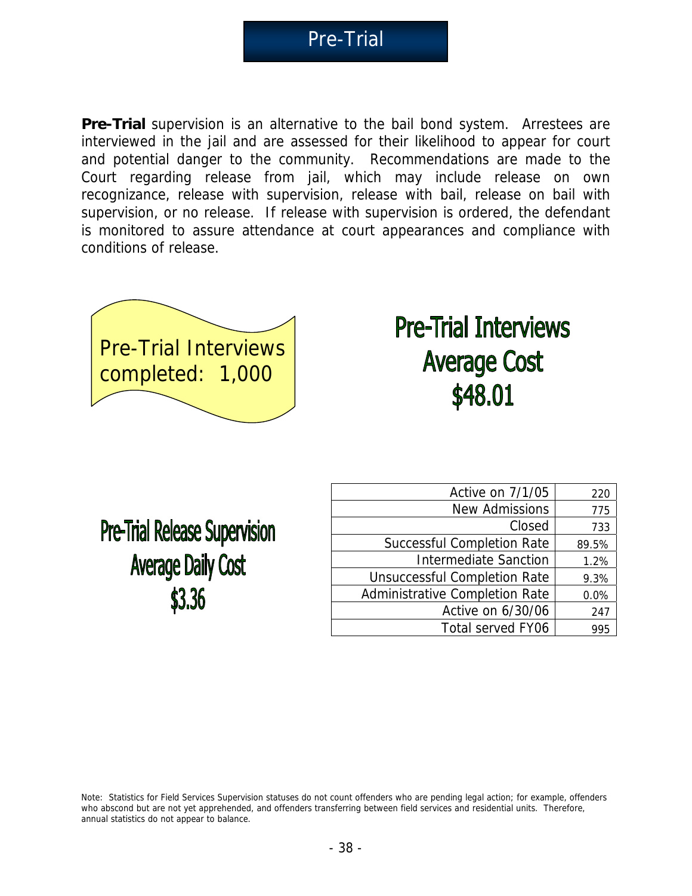# Pre-Trial

**Pre-Trial** supervision is an alternative to the bail bond system. Arrestees are interviewed in the jail and are assessed for their likelihood to appear for court and potential danger to the community. Recommendations are made to the Court regarding release from jail, which may include release on own recognizance, release with supervision, release with bail, release on bail with supervision, or no release. If release with supervision is ordered, the defendant is monitored to assure attendance at court appearances and compliance with conditions of release.

Pre-Trial Interviews completed: 1,000

**Pre-Trial Interviews Average Cost $48.01**

**Pre-Trial Release Supervision Average Daily Cost $3.36**

| | |
|---|---|
| Active on 7/1/05 | 220 |
| New Admissions | 775 |
| Closed | 733 |
| Successful Completion Rate | 89.5% |
| Intermediate Sanction | 1.2% |
| Unsuccessful Completion Rate | 9.3% |
| Administrative Completion Rate | 0.0% |
| Active on 6/30/06 | 247 |
| Total served FY06 | 995 |

Note: Statistics for Field Services Supervision statuses do not count offenders who are pending legal action; for example, offenders who abscond but are not yet apprehended, and offenders transferring between field services and residential units. Therefore, annual statistics do not appear to balance.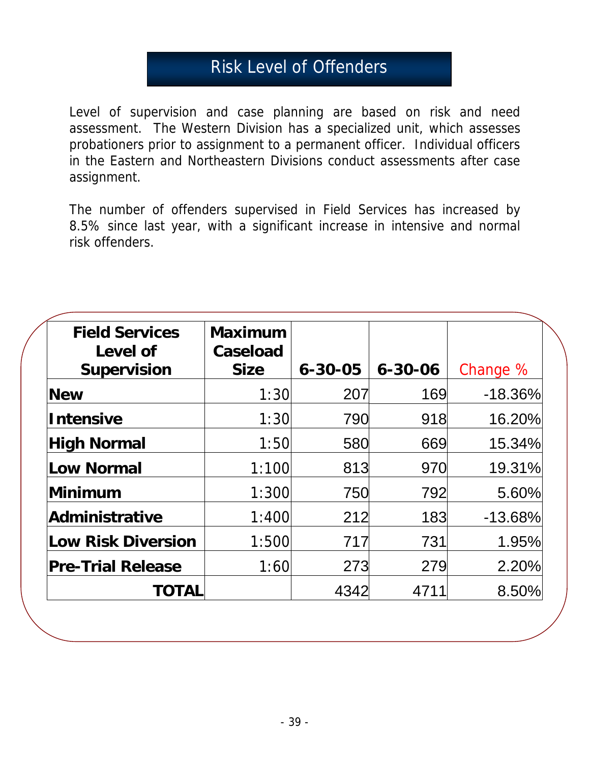# Risk Level of Offenders

Level of supervision and case planning are based on risk and need assessment. The Western Division has a specialized unit, which assesses probationers prior to assignment to a permanent officer. Individual officers in the Eastern and Northeastern Divisions conduct assessments after case assignment.

The number of offenders supervised in Field Services has increased by 8.5% since last year, with a significant increase in intensive and normal risk offenders.

| Field Services Level of Supervision | Maximum Caseload Size | 6-30-05 | 6-30-06 | Change % |
|---|---|---|---|---|
| **New** | 1:30 | 207 | 169 | -18.36% |
| **Intensive** | 1:30 | 790 | 918 | 16.20% |
| **High Normal** | 1:50 | 580 | 669 | 15.34% |
| **Low Normal** | 1:100 | 813 | 970 | 19.31% |
| **Minimum** | 1:300 | 750 | 792 | 5.60% |
| **Administrative** | 1:400 | 212 | 183 | -13.68% |
| **Low Risk Diversion** | 1:500 | 717 | 731 | 1.95% |
| **Pre-Trial Release** | 1:60 | 273 | 279 | 2.20% |
| **TOTAL** | | 4342 | 4711 | 8.50% |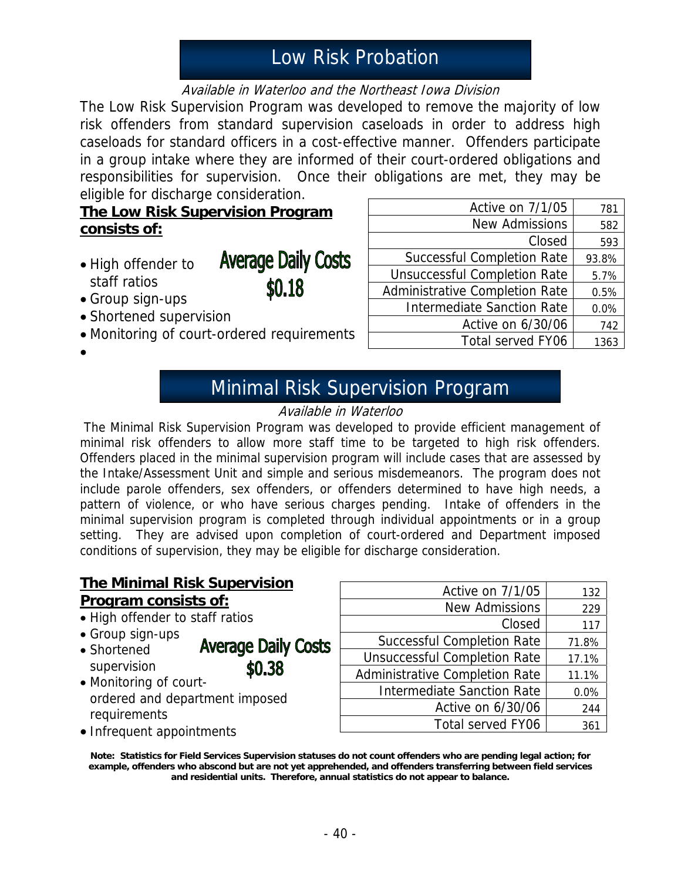# Low Risk Probation

*Available in Waterloo and the Northeast Iowa Division*

The Low Risk Supervision Program was developed to remove the majority of low risk offenders from standard supervision caseloads in order to address high caseloads for standard officers in a cost-effective manner. Offenders participate in a group intake where they are informed of their court-ordered obligations and responsibilities for supervision. Once their obligations are met, they may be eligible for discharge consideration.

**The Low Risk Supervision Program consists of:**

- High offender to staff ratios
- Group sign-ups
- Shortened supervision
- Monitoring of court-ordered requirements

**Average Daily Costs $0.18**

| | |
|---|---|
| Active on 7/1/05 | 781 |
| New Admissions | 582 |
| Closed | 593 |
| Successful Completion Rate | 93.8% |
| Unsuccessful Completion Rate | 5.7% |
| Administrative Completion Rate | 0.5% |
| Intermediate Sanction Rate | 0.0% |
| Active on 6/30/06 | 742 |
| Total served FY06 | 1363 |

# Minimal Risk Supervision Program

*Available in Waterloo*

The Minimal Risk Supervision Program was developed to provide efficient management of minimal risk offenders to allow more staff time to be targeted to high risk offenders. Offenders placed in the minimal supervision program will include cases that are assessed by the Intake/Assessment Unit and simple and serious misdemeanors. The program does not include parole offenders, sex offenders, or offenders determined to have high needs, a pattern of violence, or who have serious charges pending. Intake of offenders in the minimal supervision program is completed through individual appointments or in a group setting. They are advised upon completion of court-ordered and Department imposed conditions of supervision, they may be eligible for discharge consideration.

**The Minimal Risk Supervision Program consists of:**

- High offender to staff ratios
- Group sign-ups
- Shortened supervision
- Monitoring of court-ordered and department imposed requirements
- Infrequent appointments

**Average Daily Costs $0.38**

| | |
|---|---|
| Active on 7/1/05 | 132 |
| New Admissions | 229 |
| Closed | 117 |
| Successful Completion Rate | 71.8% |
| Unsuccessful Completion Rate | 17.1% |
| Administrative Completion Rate | 11.1% |
| Intermediate Sanction Rate | 0.0% |
| Active on 6/30/06 | 244 |
| Total served FY06 | 361 |

**Note: Statistics for Field Services Supervision statuses do not count offenders who are pending legal action; for example, offenders who abscond but are not yet apprehended, and offenders transferring between field services and residential units. Therefore, annual statistics do not appear to balance.**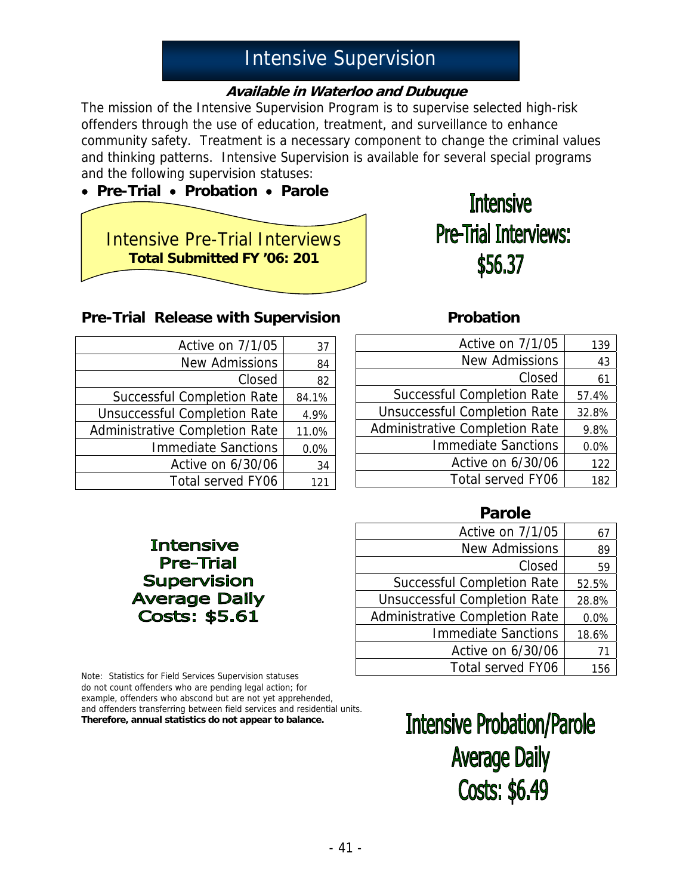# Intensive Supervision

***Available in Waterloo and Dubuque***

The mission of the Intensive Supervision Program is to supervise selected high-risk offenders through the use of education, treatment, and surveillance to enhance community safety. Treatment is a necessary component to change the criminal values and thinking patterns. Intensive Supervision is available for several special programs and the following supervision statuses:

- **Pre-Trial** • **Probation** • **Parole**

Intensive Pre-Trial Interviews
**Total Submitted FY '06: 201**

**Intensive Pre-Trial Interviews: $56.37**

### Pre-Trial Release with Supervision

| | |
|---|---|
| Active on 7/1/05 | 37 |
| New Admissions | 84 |
| Closed | 82 |
| Successful Completion Rate | 84.1% |
| Unsuccessful Completion Rate | 4.9% |
| Administrative Completion Rate | 11.0% |
| Immediate Sanctions | 0.0% |
| Active on 6/30/06 | 34 |
| Total served FY06 | 121 |

### Probation

| | |
|---|---|
| Active on 7/1/05 | 139 |
| New Admissions | 43 |
| Closed | 61 |
| Successful Completion Rate | 57.4% |
| Unsuccessful Completion Rate | 32.8% |
| Administrative Completion Rate | 9.8% |
| Immediate Sanctions | 0.0% |
| Active on 6/30/06 | 122 |
| Total served FY06 | 182 |

**Intensive Pre-Trial Supervision Average Daily Costs: $5.61**

### Parole

| | |
|---|---|
| Active on 7/1/05 | 67 |
| New Admissions | 89 |
| Closed | 59 |
| Successful Completion Rate | 52.5% |
| Unsuccessful Completion Rate | 28.8% |
| Administrative Completion Rate | 0.0% |
| Immediate Sanctions | 18.6% |
| Active on 6/30/06 | 71 |
| Total served FY06 | 156 |

Note: Statistics for Field Services Supervision statuses do not count offenders who are pending legal action; for example, offenders who abscond but are not yet apprehended, and offenders transferring between field services and residential units. **Therefore, annual statistics do not appear to balance.**

**Intensive Probation/Parole Average Daily Costs: $6.49**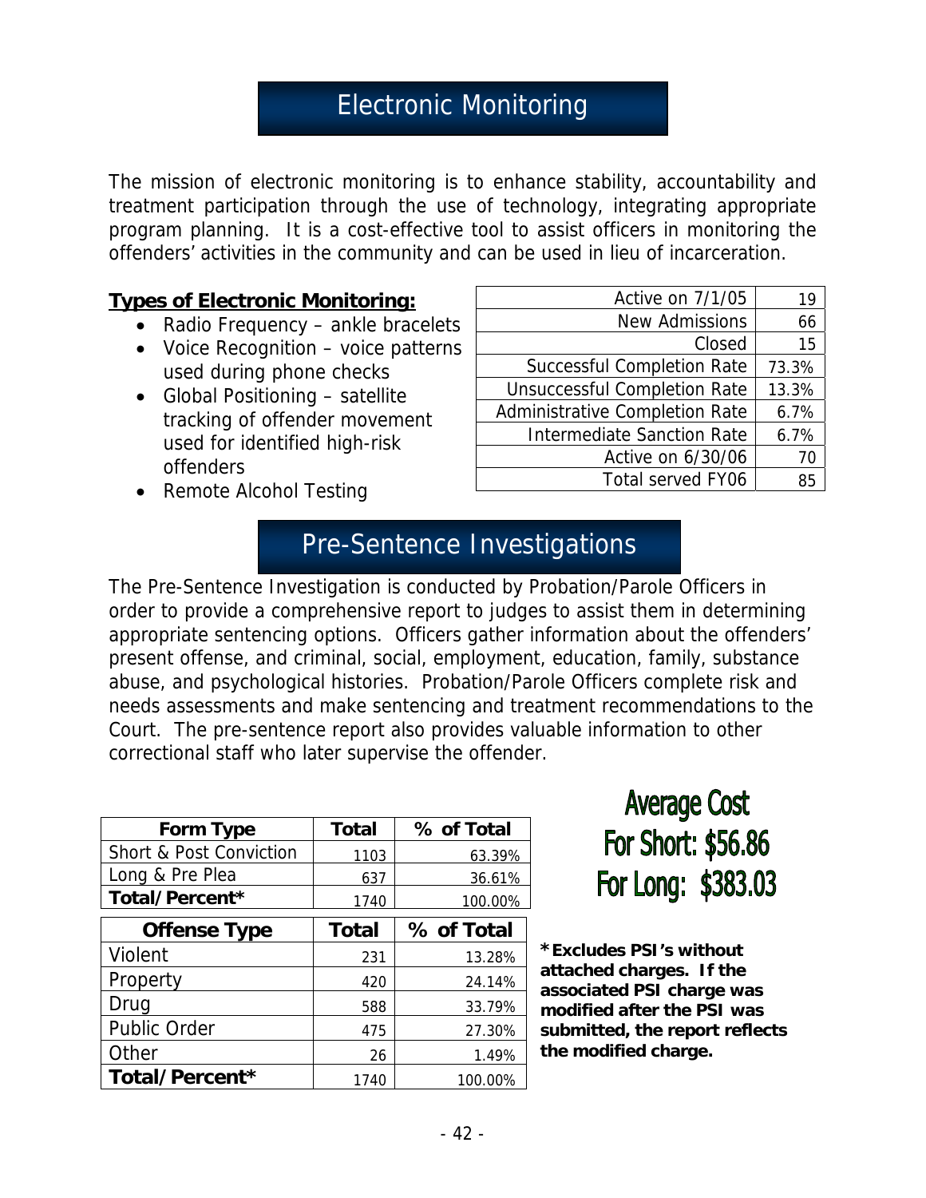# Electronic Monitoring

The mission of electronic monitoring is to enhance stability, accountability and treatment participation through the use of technology, integrating appropriate program planning. It is a cost-effective tool to assist officers in monitoring the offenders' activities in the community and can be used in lieu of incarceration.

**Types of Electronic Monitoring:**

- Radio Frequency – ankle bracelets
- Voice Recognition – voice patterns used during phone checks
- Global Positioning – satellite tracking of offender movement used for identified high-risk offenders
- Remote Alcohol Testing

| | |
|---|---|
| Active on 7/1/05 | 19 |
| New Admissions | 66 |
| Closed | 15 |
| Successful Completion Rate | 73.3% |
| Unsuccessful Completion Rate | 13.3% |
| Administrative Completion Rate | 6.7% |
| Intermediate Sanction Rate | 6.7% |
| Active on 6/30/06 | 70 |
| Total served FY06 | 85 |

# Pre-Sentence Investigations

The Pre-Sentence Investigation is conducted by Probation/Parole Officers in order to provide a comprehensive report to judges to assist them in determining appropriate sentencing options. Officers gather information about the offenders' present offense, and criminal, social, employment, education, family, substance abuse, and psychological histories. Probation/Parole Officers complete risk and needs assessments and make sentencing and treatment recommendations to the Court. The pre-sentence report also provides valuable information to other correctional staff who later supervise the offender.

| Form Type | Total | % of Total |
|---|---|---|
| Short & Post Conviction | 1103 | 63.39% |
| Long & Pre Plea | 637 | 36.61% |
| **Total/Percent*** | 1740 | 100.00% |

| Offense Type | Total | % of Total |
|---|---|---|
| Violent | 231 | 13.28% |
| Property | 420 | 24.14% |
| Drug | 588 | 33.79% |
| Public Order | 475 | 27.30% |
| Other | 26 | 1.49% |
| **Total/Percent*** | 1740 | 100.00% |

**Average Cost**
**For Short: $56.86**
**For Long: $383.03**

***Excludes PSI's without attached charges. If the associated PSI charge was modified after the PSI was submitted, the report reflects the modified charge.**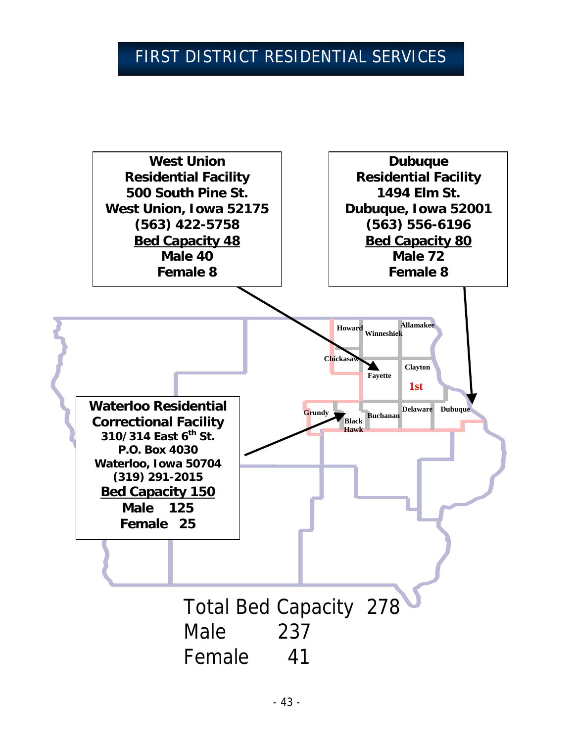# FIRST DISTRICT RESIDENTIAL SERVICES

**West Union**
**Residential Facility**
**500 South Pine St.**
**West Union, Iowa 52175**
**(563) 422-5758**
**<u>Bed Capacity 48</u>**
**Male 40**
**Female 8**

**Dubuque**
**Residential Facility**
**1494 Elm St.**
**Dubuque, Iowa 52001**
**(563) 556-6196**
**<u>Bed Capacity 80</u>**
**Male 72**
**Female 8**

**Waterloo Residential Correctional Facility**
**310/314 East 6th St.**
**P.O. Box 4030**
**Waterloo, Iowa 50704**
**(319) 291-2015**
**<u>Bed Capacity 150</u>**
**Male 125**
**Female 25**

Howard, Winneshiek, Allamakee, Chickasaw, Fayette, Clayton, **1st**, Grundy, Black Hawk, Buchanan, Delaware, Dubuque

Total Bed Capacity 278
Male 237
Female 41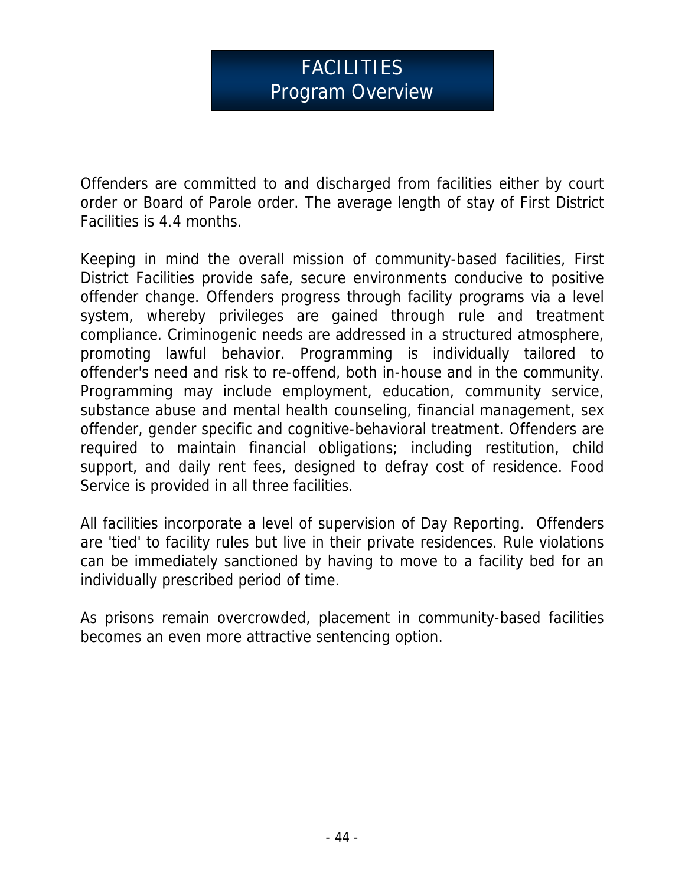# FACILITIES
## Program Overview

Offenders are committed to and discharged from facilities either by court order or Board of Parole order. The average length of stay of First District Facilities is 4.4 months.

Keeping in mind the overall mission of community-based facilities, First District Facilities provide safe, secure environments conducive to positive offender change. Offenders progress through facility programs via a level system, whereby privileges are gained through rule and treatment compliance. Criminogenic needs are addressed in a structured atmosphere, promoting lawful behavior. Programming is individually tailored to offender's need and risk to re-offend, both in-house and in the community. Programming may include employment, education, community service, substance abuse and mental health counseling, financial management, sex offender, gender specific and cognitive-behavioral treatment. Offenders are required to maintain financial obligations; including restitution, child support, and daily rent fees, designed to defray cost of residence. Food Service is provided in all three facilities.

All facilities incorporate a level of supervision of Day Reporting. Offenders are 'tied' to facility rules but live in their private residences. Rule violations can be immediately sanctioned by having to move to a facility bed for an individually prescribed period of time.

As prisons remain overcrowded, placement in community-based facilities becomes an even more attractive sentencing option.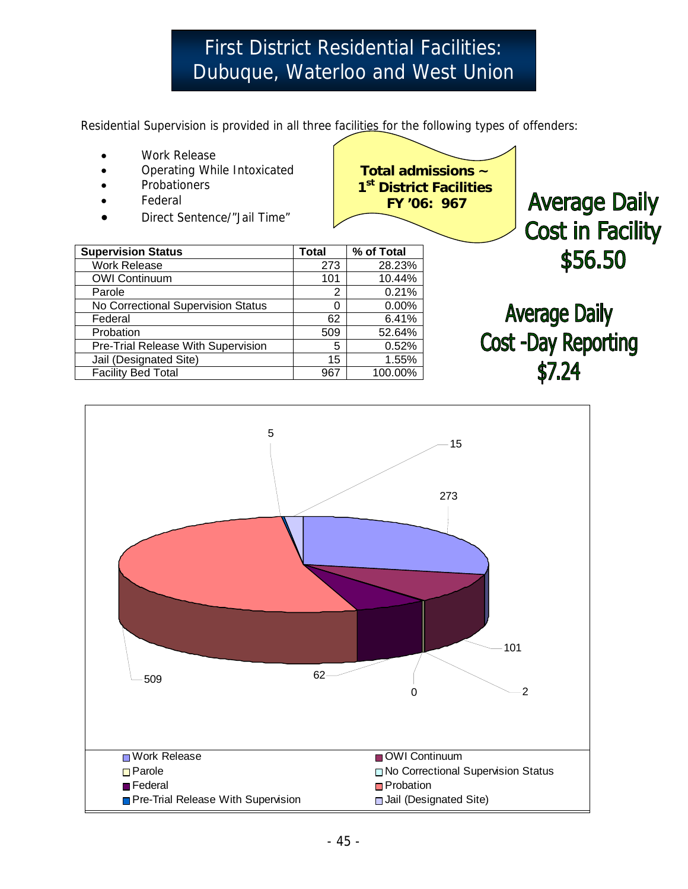# First District Residential Facilities: Dubuque, Waterloo and West Union

Residential Supervision is provided in all three facilities for the following types of offenders:

- Work Release
- Operating While Intoxicated
- Probationers
- Federal
- Direct Sentence/"Jail Time"

**Total admissions ~ 1st District Facilities FY '06: 967**

**Average Daily Cost in Facility $56.50**

**Average Daily Cost -Day Reporting $7.24**

| Supervision Status | Total | % of Total |
|---|---|---|
| Work Release | 273 | 28.23% |
| OWI Continuum | 101 | 10.44% |
| Parole | 2 | 0.21% |
| No Correctional Supervision Status | 0 | 0.00% |
| Federal | 62 | 6.41% |
| Probation | 509 | 52.64% |
| Pre-Trial Release With Supervision | 5 | 0.52% |
| Jail (Designated Site) | 15 | 1.55% |
| Facility Bed Total | 967 | 100.00% |

Chart values: Work Release 273; OWI Continuum 101; Parole 2; No Correctional Supervision Status 0; Federal 62; Probation 509; Pre-Trial Release With Supervision 5; Jail (Designated Site) 15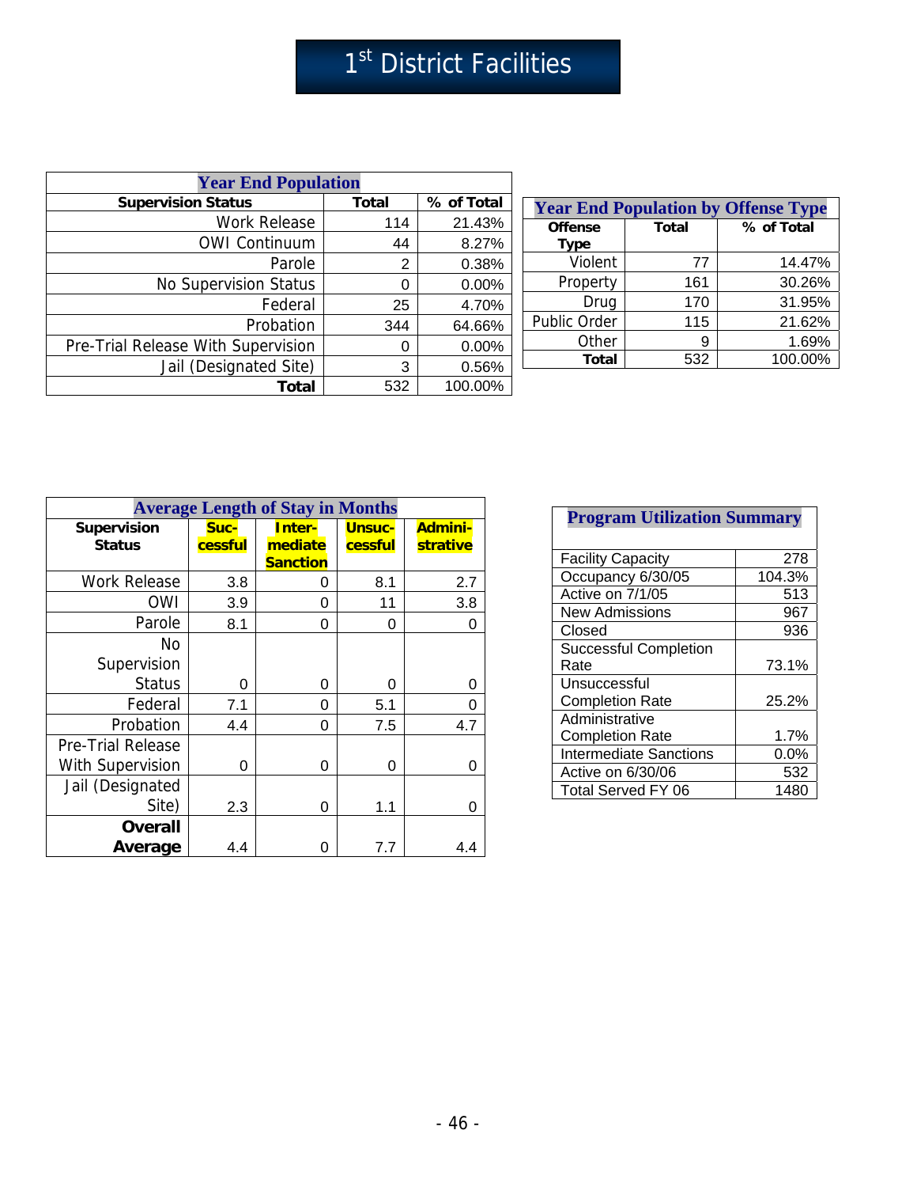# 1st District Facilities

| Year End Population | | |
|---|---|---|
| **Supervision Status** | **Total** | **% of Total** |
| Work Release | 114 | 21.43% |
| OWI Continuum | 44 | 8.27% |
| Parole | 2 | 0.38% |
| No Supervision Status | 0 | 0.00% |
| Federal | 25 | 4.70% |
| Probation | 344 | 64.66% |
| Pre-Trial Release With Supervision | 0 | 0.00% |
| Jail (Designated Site) | 3 | 0.56% |
| **Total** | 532 | 100.00% |

| Year End Population by Offense Type | | |
|---|---|---|
| **Offense Type** | **Total** | **% of Total** |
| Violent | 77 | 14.47% |
| Property | 161 | 30.26% |
| Drug | 170 | 31.95% |
| Public Order | 115 | 21.62% |
| Other | 9 | 1.69% |
| **Total** | 532 | 100.00% |

| Average Length of Stay in Months | | | | |
|---|---|---|---|---|
| **Supervision Status** | **Suc-cessful** | **Inter-mediate Sanction** | **Unsuc-cessful** | **Admini-strative** |
| Work Release | 3.8 | 0 | 8.1 | 2.7 |
| OWI | 3.9 | 0 | 11 | 3.8 |
| Parole | 8.1 | 0 | 0 | 0 |
| No Supervision Status | 0 | 0 | 0 | 0 |
| Federal | 7.1 | 0 | 5.1 | 0 |
| Probation | 4.4 | 0 | 7.5 | 4.7 |
| Pre-Trial Release With Supervision | 0 | 0 | 0 | 0 |
| Jail (Designated Site) | 2.3 | 0 | 1.1 | 0 |
| **Overall Average** | 4.4 | 0 | 7.7 | 4.4 |

| Program Utilization Summary | |
|---|---|
| Facility Capacity | 278 |
| Occupancy 6/30/05 | 104.3% |
| Active on 7/1/05 | 513 |
| New Admissions | 967 |
| Closed | 936 |
| Successful Completion Rate | 73.1% |
| Unsuccessful Completion Rate | 25.2% |
| Administrative Completion Rate | 1.7% |
| Intermediate Sanctions | 0.0% |
| Active on 6/30/06 | 532 |
| Total Served FY 06 | 1480 |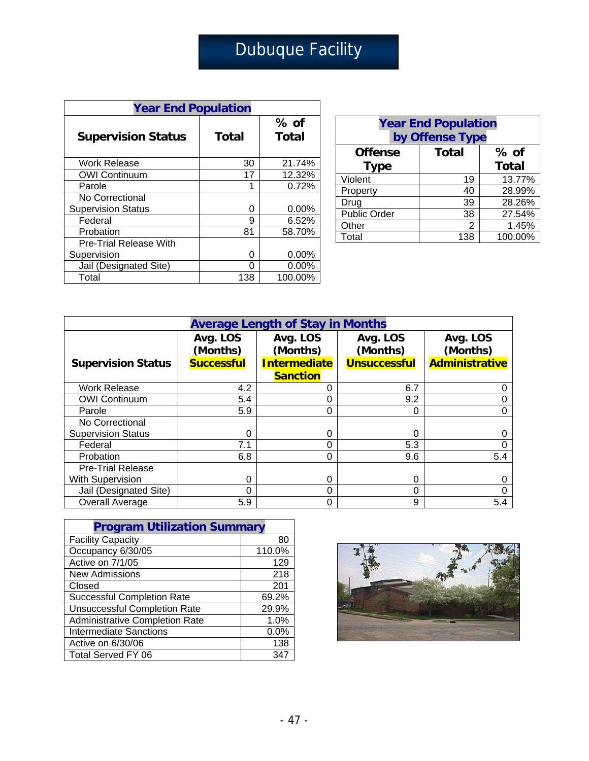# Dubuque Facility

| Year End Population | | |
|---|---|---|
| **Supervision Status** | **Total** | **% of Total** |
| Work Release | 30 | 21.74% |
| OWI Continuum | 17 | 12.32% |
| Parole | 1 | 0.72% |
| No Correctional Supervision Status | 0 | 0.00% |
| Federal | 9 | 6.52% |
| Probation | 81 | 58.70% |
| Pre-Trial Release With Supervision | 0 | 0.00% |
| Jail (Designated Site) | 0 | 0.00% |
| Total | 138 | 100.00% |

| Year End Population by Offense Type | | |
|---|---|---|
| **Offense Type** | **Total** | **% of Total** |
| Violent | 19 | 13.77% |
| Property | 40 | 28.99% |
| Drug | 39 | 28.26% |
| Public Order | 38 | 27.54% |
| Other | 2 | 1.45% |
| Total | 138 | 100.00% |

| Average Length of Stay in Months | | | | |
|---|---|---|---|---|
| **Supervision Status** | **Avg. LOS (Months) Successful** | **Avg. LOS (Months) Intermediate Sanction** | **Avg. LOS (Months) Unsuccessful** | **Avg. LOS (Months) Administrative** |
| Work Release | 4.2 | 0 | 6.7 | 0 |
| OWI Continuum | 5.4 | 0 | 9.2 | 0 |
| Parole | 5.9 | 0 | 0 | 0 |
| No Correctional Supervision Status | 0 | 0 | 0 | 0 |
| Federal | 7.1 | 0 | 5.3 | 0 |
| Probation | 6.8 | 0 | 9.6 | 5.4 |
| Pre-Trial Release With Supervision | 0 | 0 | 0 | 0 |
| Jail (Designated Site) | 0 | 0 | 0 | 0 |
| Overall Average | 5.9 | 0 | 9 | 5.4 |

| Program Utilization Summary | |
|---|---|
| Facility Capacity | 80 |
| Occupancy 6/30/05 | 110.0% |
| Active on 7/1/05 | 129 |
| New Admissions | 218 |
| Closed | 201 |
| Successful Completion Rate | 69.2% |
| Unsuccessful Completion Rate | 29.9% |
| Administrative Completion Rate | 1.0% |
| Intermediate Sanctions | 0.0% |
| Active on 6/30/06 | 138 |
| Total Served FY 06 | 347 |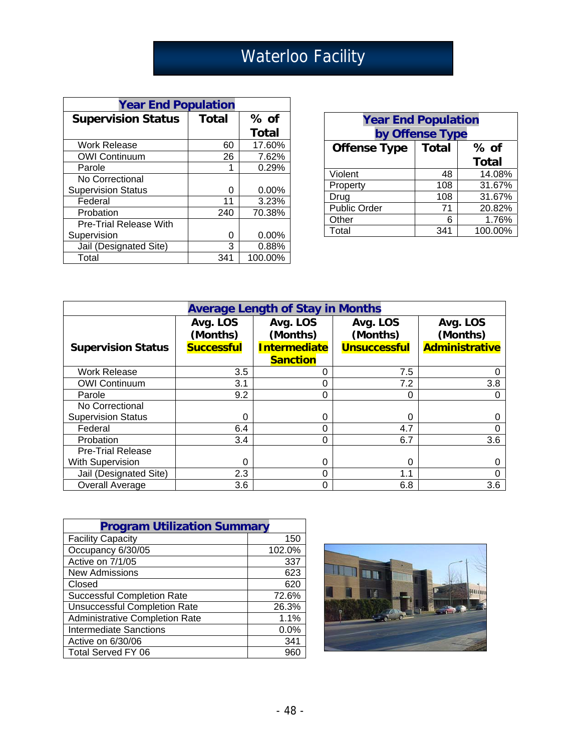# Waterloo Facility

| Year End Population | | |
|---|---|---|
| **Supervision Status** | **Total** | **% of Total** |
| Work Release | 60 | 17.60% |
| OWI Continuum | 26 | 7.62% |
| Parole | 1 | 0.29% |
| No Correctional Supervision Status | 0 | 0.00% |
| Federal | 11 | 3.23% |
| Probation | 240 | 70.38% |
| Pre-Trial Release With Supervision | 0 | 0.00% |
| Jail (Designated Site) | 3 | 0.88% |
| Total | 341 | 100.00% |

| Year End Population by Offense Type | | |
|---|---|---|
| **Offense Type** | **Total** | **% of Total** |
| Violent | 48 | 14.08% |
| Property | 108 | 31.67% |
| Drug | 108 | 31.67% |
| Public Order | 71 | 20.82% |
| Other | 6 | 1.76% |
| Total | 341 | 100.00% |

| Average Length of Stay in Months | | | | |
|---|---|---|---|---|
| **Supervision Status** | **Avg. LOS (Months) Successful** | **Avg. LOS (Months) Intermediate Sanction** | **Avg. LOS (Months) Unsuccessful** | **Avg. LOS (Months) Administrative** |
| Work Release | 3.5 | 0 | 7.5 | 0 |
| OWI Continuum | 3.1 | 0 | 7.2 | 3.8 |
| Parole | 9.2 | 0 | 0 | 0 |
| No Correctional Supervision Status | 0 | 0 | 0 | 0 |
| Federal | 6.4 | 0 | 4.7 | 0 |
| Probation | 3.4 | 0 | 6.7 | 3.6 |
| Pre-Trial Release With Supervision | 0 | 0 | 0 | 0 |
| Jail (Designated Site) | 2.3 | 0 | 1.1 | 0 |
| Overall Average | 3.6 | 0 | 6.8 | 3.6 |

| Program Utilization Summary | |
|---|---|
| Facility Capacity | 150 |
| Occupancy 6/30/05 | 102.0% |
| Active on 7/1/05 | 337 |
| New Admissions | 623 |
| Closed | 620 |
| Successful Completion Rate | 72.6% |
| Unsuccessful Completion Rate | 26.3% |
| Administrative Completion Rate | 1.1% |
| Intermediate Sanctions | 0.0% |
| Active on 6/30/06 | 341 |
| Total Served FY 06 | 960 |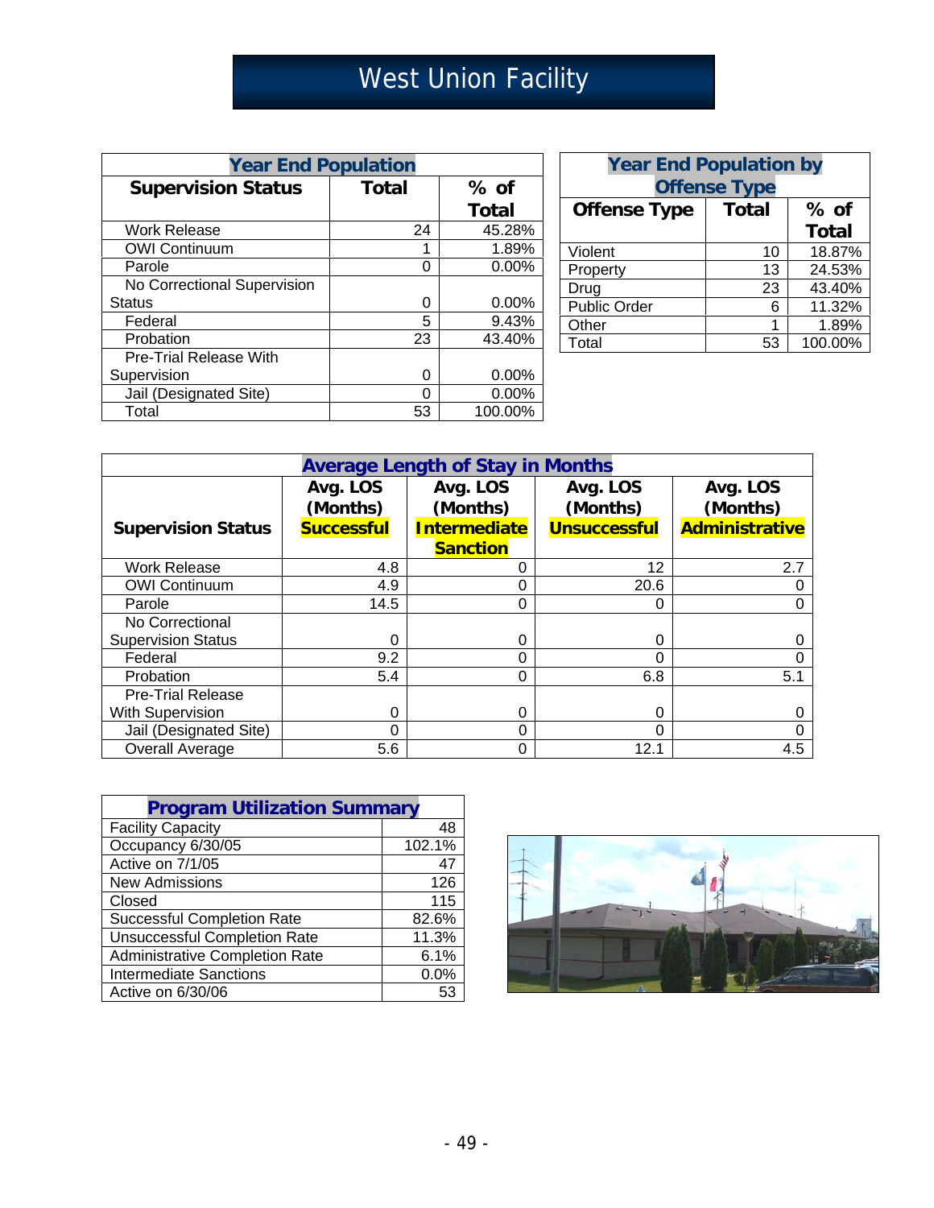# West Union Facility

| Year End Population | | |
|---|---|---|
| **Supervision Status** | **Total** | **% of Total** |
| Work Release | 24 | 45.28% |
| OWI Continuum | 1 | 1.89% |
| Parole | 0 | 0.00% |
| No Correctional Supervision Status | 0 | 0.00% |
| Federal | 5 | 9.43% |
| Probation | 23 | 43.40% |
| Pre-Trial Release With Supervision | 0 | 0.00% |
| Jail (Designated Site) | 0 | 0.00% |
| Total | 53 | 100.00% |

| Year End Population by Offense Type | | |
|---|---|---|
| **Offense Type** | **Total** | **% of Total** |
| Violent | 10 | 18.87% |
| Property | 13 | 24.53% |
| Drug | 23 | 43.40% |
| Public Order | 6 | 11.32% |
| Other | 1 | 1.89% |
| Total | 53 | 100.00% |

| Average Length of Stay in Months | | | | |
|---|---|---|---|---|
| **Supervision Status** | **Avg. LOS (Months) Successful** | **Avg. LOS (Months) Intermediate Sanction** | **Avg. LOS (Months) Unsuccessful** | **Avg. LOS (Months) Administrative** |
| Work Release | 4.8 | 0 | 12 | 2.7 |
| OWI Continuum | 4.9 | 0 | 20.6 | 0 |
| Parole | 14.5 | 0 | 0 | 0 |
| No Correctional Supervision Status | 0 | 0 | 0 | 0 |
| Federal | 9.2 | 0 | 0 | 0 |
| Probation | 5.4 | 0 | 6.8 | 5.1 |
| Pre-Trial Release With Supervision | 0 | 0 | 0 | 0 |
| Jail (Designated Site) | 0 | 0 | 0 | 0 |
| Overall Average | 5.6 | 0 | 12.1 | 4.5 |

| Program Utilization Summary | |
|---|---|
| Facility Capacity | 48 |
| Occupancy 6/30/05 | 102.1% |
| Active on 7/1/05 | 47 |
| New Admissions | 126 |
| Closed | 115 |
| Successful Completion Rate | 82.6% |
| Unsuccessful Completion Rate | 11.3% |
| Administrative Completion Rate | 6.1% |
| Intermediate Sanctions | 0.0% |
| Active on 6/30/06 | 53 |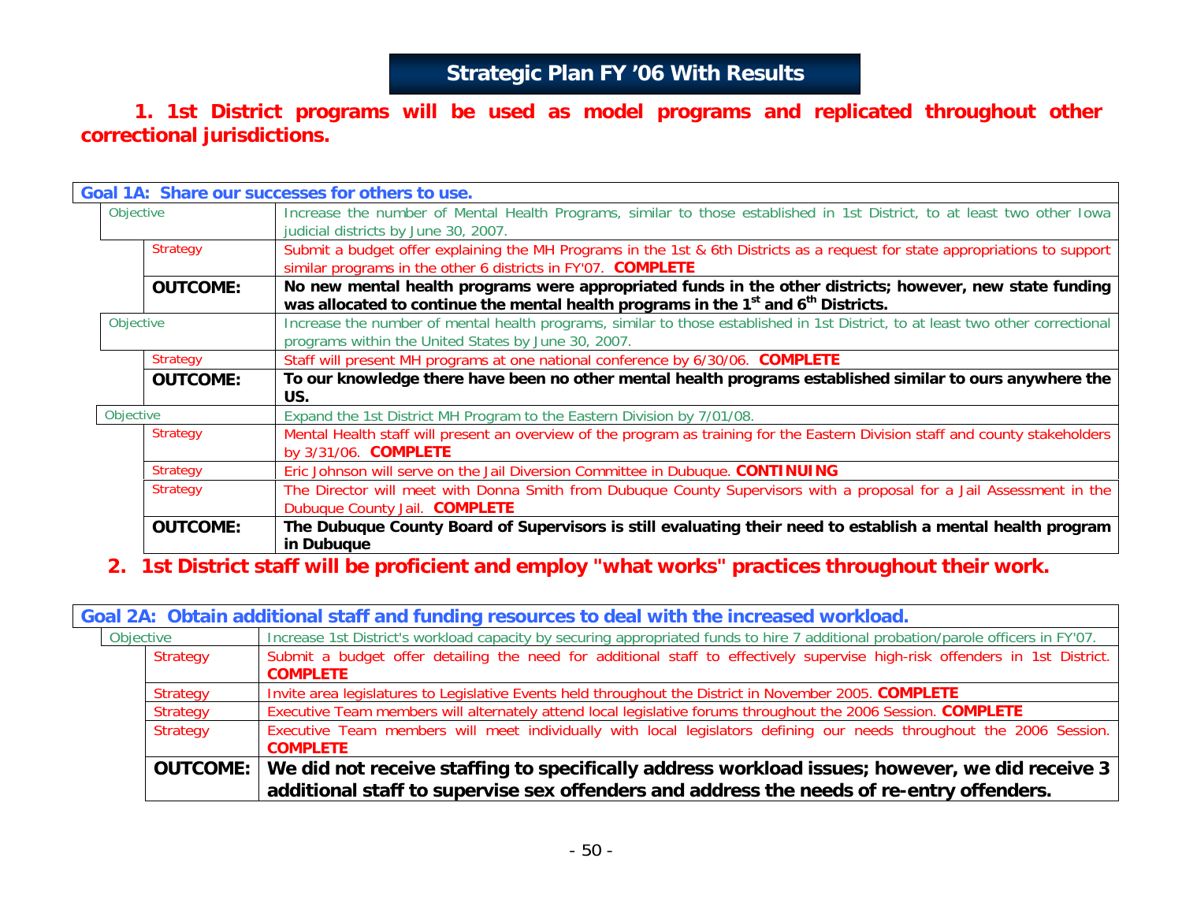# Strategic Plan FY '06 With Results

## 1. 1st District programs will be used as model programs and replicated throughout other correctional jurisdictions.

| Goal 1A: Share our successes for others to use. | |
|---|---|
| Objective | Increase the number of Mental Health Programs, similar to those established in 1st District, to at least two other Iowa judicial districts by June 30, 2007. |
| Strategy | Submit a budget offer explaining the MH Programs in the 1st & 6th Districts as a request for state appropriations to support similar programs in the other 6 districts in FY'07. **COMPLETE** |
| **OUTCOME:** | **No new mental health programs were appropriated funds in the other districts; however, new state funding was allocated to continue the mental health programs in the 1st and 6th Districts.** |
| Objective | Increase the number of mental health programs, similar to those established in 1st District, to at least two other correctional programs within the United States by June 30, 2007. |
| Strategy | Staff will present MH programs at one national conference by 6/30/06. **COMPLETE** |
| **OUTCOME:** | **To our knowledge there have been no other mental health programs established similar to ours anywhere the US.** |
| Objective | Expand the 1st District MH Program to the Eastern Division by 7/01/08. |
| Strategy | Mental Health staff will present an overview of the program as training for the Eastern Division staff and county stakeholders by 3/31/06. **COMPLETE** |
| Strategy | Eric Johnson will serve on the Jail Diversion Committee in Dubuque. **CONTINUING** |
| Strategy | The Director will meet with Donna Smith from Dubuque County Supervisors with a proposal for a Jail Assessment in the Dubuque County Jail. **COMPLETE** |
| **OUTCOME:** | **The Dubuque County Board of Supervisors is still evaluating their need to establish a mental health program in Dubuque** |

## 2. 1st District staff will be proficient and employ "what works" practices throughout their work.

| Goal 2A: Obtain additional staff and funding resources to deal with the increased workload. | |
|---|---|
| Objective | Increase 1st District's workload capacity by securing appropriated funds to hire 7 additional probation/parole officers in FY'07. |
| Strategy | Submit a budget offer detailing the need for additional staff to effectively supervise high-risk offenders in 1st District. **COMPLETE** |
| Strategy | Invite area legislatures to Legislative Events held throughout the District in November 2005. **COMPLETE** |
| Strategy | Executive Team members will alternately attend local legislative forums throughout the 2006 Session. **COMPLETE** |
| Strategy | Executive Team members will meet individually with local legislators defining our needs throughout the 2006 Session. **COMPLETE** |
| **OUTCOME:** | **We did not receive staffing to specifically address workload issues; however, we did receive 3 additional staff to supervise sex offenders and address the needs of re-entry offenders.** |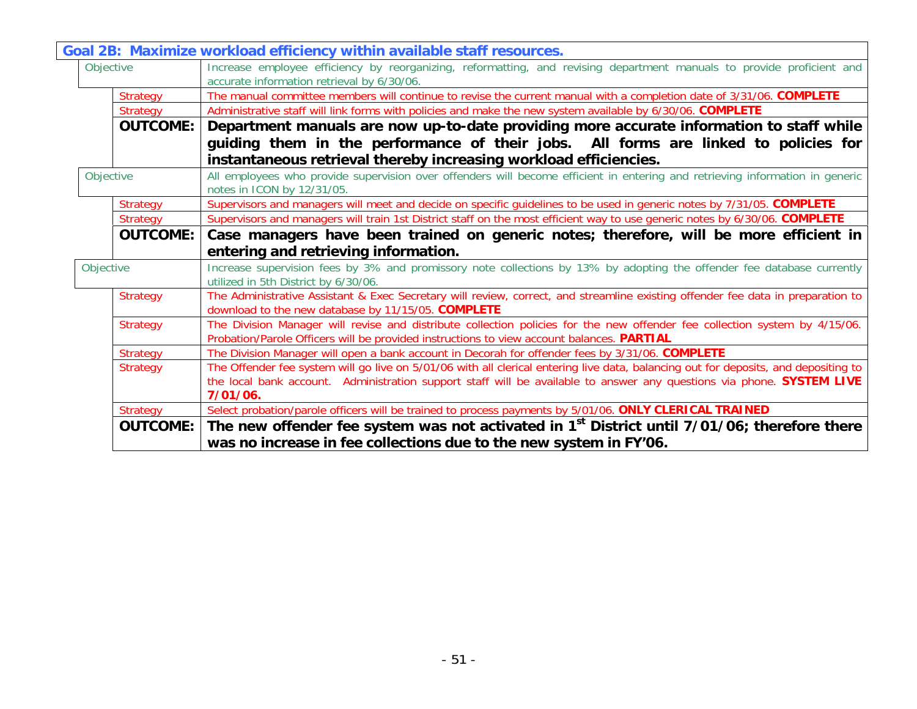## Goal 2B: Maximize workload efficiency within available staff resources.

| | |
|---|---|
| Objective | Increase employee efficiency by reorganizing, reformatting, and revising department manuals to provide proficient and accurate information retrieval by 6/30/06. |
| Strategy | The manual committee members will continue to revise the current manual with a completion date of 3/31/06. **COMPLETE** |
| Strategy | Administrative staff will link forms with policies and make the new system available by 6/30/06. **COMPLETE** |
| **OUTCOME:** | **Department manuals are now up-to-date providing more accurate information to staff while guiding them in the performance of their jobs. All forms are linked to policies for instantaneous retrieval thereby increasing workload efficiencies.** |
| Objective | All employees who provide supervision over offenders will become efficient in entering and retrieving information in generic notes in ICON by 12/31/05. |
| Strategy | Supervisors and managers will meet and decide on specific guidelines to be used in generic notes by 7/31/05. **COMPLETE** |
| Strategy | Supervisors and managers will train 1st District staff on the most efficient way to use generic notes by 6/30/06. **COMPLETE** |
| **OUTCOME:** | **Case managers have been trained on generic notes; therefore, will be more efficient in entering and retrieving information.** |
| Objective | Increase supervision fees by 3% and promissory note collections by 13% by adopting the offender fee database currently utilized in 5th District by 6/30/06. |
| Strategy | The Administrative Assistant & Exec Secretary will review, correct, and streamline existing offender fee data in preparation to download to the new database by 11/15/05. **COMPLETE** |
| Strategy | The Division Manager will revise and distribute collection policies for the new offender fee collection system by 4/15/06. Probation/Parole Officers will be provided instructions to view account balances. **PARTIAL** |
| Strategy | The Division Manager will open a bank account in Decorah for offender fees by 3/31/06. **COMPLETE** |
| Strategy | The Offender fee system will go live on 5/01/06 with all clerical entering live data, balancing out for deposits, and depositing to the local bank account. Administration support staff will be available to answer any questions via phone. **SYSTEM LIVE 7/01/06.** |
| Strategy | Select probation/parole officers will be trained to process payments by 5/01/06. **ONLY CLERICAL TRAINED** |
| **OUTCOME:** | **The new offender fee system was not activated in 1st District until 7/01/06; therefore there was no increase in fee collections due to the new system in FY'06.** |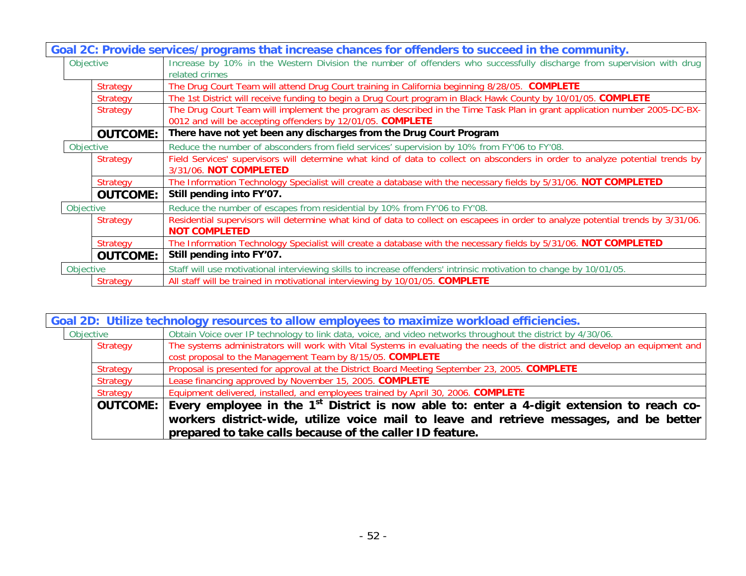| Goal 2C: Provide services/programs that increase chances for offenders to succeed in the community. | | |
|---|---|---|
| Objective | | Increase by 10% in the Western Division the number of offenders who successfully discharge from supervision with drug related crimes |
| | Strategy | The Drug Court Team will attend Drug Court training in California beginning 8/28/05. **COMPLETE** |
| | Strategy | The 1st District will receive funding to begin a Drug Court program in Black Hawk County by 10/01/05. **COMPLETE** |
| | Strategy | The Drug Court Team will implement the program as described in the Time Task Plan in grant application number 2005-DC-BX-0012 and will be accepting offenders by 12/01/05. **COMPLETE** |
| | **OUTCOME:** | **There have not yet been any discharges from the Drug Court Program** |
| Objective | | Reduce the number of absconders from field services' supervision by 10% from FY'06 to FY'08. |
| | Strategy | Field Services' supervisors will determine what kind of data to collect on absconders in order to analyze potential trends by 3/31/06. **NOT COMPLETED** |
| | Strategy | The Information Technology Specialist will create a database with the necessary fields by 5/31/06. **NOT COMPLETED** |
| | **OUTCOME:** | **Still pending into FY'07.** |
| Objective | | Reduce the number of escapes from residential by 10% from FY'06 to FY'08. |
| | Strategy | Residential supervisors will determine what kind of data to collect on escapees in order to analyze potential trends by 3/31/06. **NOT COMPLETED** |
| | Strategy | The Information Technology Specialist will create a database with the necessary fields by 5/31/06. **NOT COMPLETED** |
| | **OUTCOME:** | **Still pending into FY'07.** |
| Objective | | Staff will use motivational interviewing skills to increase offenders' intrinsic motivation to change by 10/01/05. |
| | Strategy | All staff will be trained in motivational interviewing by 10/01/05. **COMPLETE** |

| Goal 2D: Utilize technology resources to allow employees to maximize workload efficiencies. | | |
|---|---|---|
| Objective | | Obtain Voice over IP technology to link data, voice, and video networks throughout the district by 4/30/06. |
| | Strategy | The systems administrators will work with Vital Systems in evaluating the needs of the district and develop an equipment and cost proposal to the Management Team by 8/15/05. **COMPLETE** |
| | Strategy | Proposal is presented for approval at the District Board Meeting September 23, 2005. **COMPLETE** |
| | Strategy | Lease financing approved by November 15, 2005. **COMPLETE** |
| | Strategy | Equipment delivered, installed, and employees trained by April 30, 2006. **COMPLETE** |
| | **OUTCOME:** | **Every employee in the 1st District is now able to: enter a 4-digit extension to reach co-workers district-wide, utilize voice mail to leave and retrieve messages, and be better prepared to take calls because of the caller ID feature.** |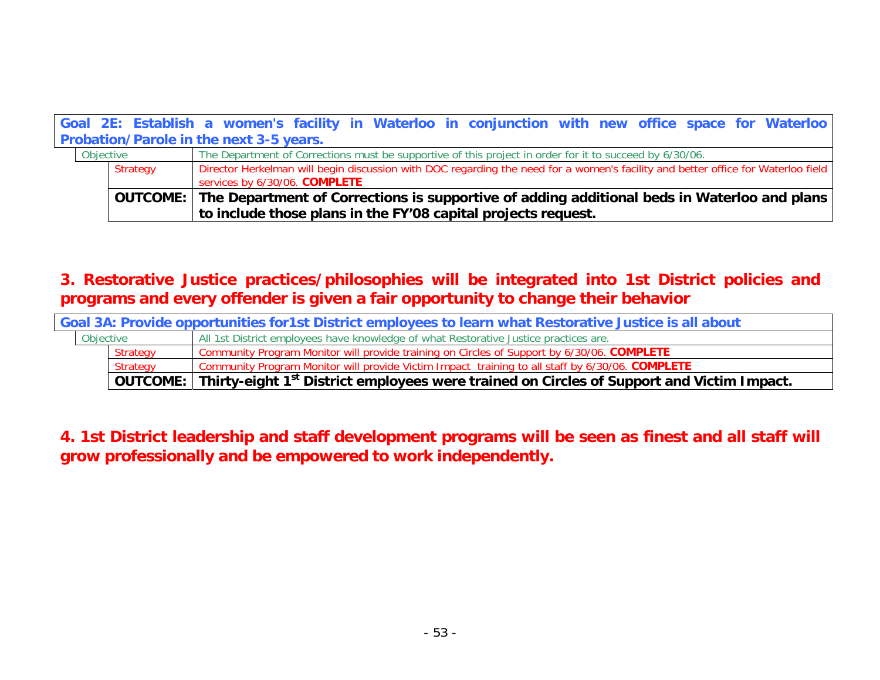| Goal 2E: Establish a women's facility in Waterloo in conjunction with new office space for Waterloo Probation/Parole in the next 3-5 years. | |
|---|---|
| Objective | The Department of Corrections must be supportive of this project in order for it to succeed by 6/30/06. |
| Strategy | Director Herkelman will begin discussion with DOC regarding the need for a women's facility and better office for Waterloo field services by 6/30/06. **COMPLETE** |
| **OUTCOME:** | **The Department of Corrections is supportive of adding additional beds in Waterloo and plans to include those plans in the FY'08 capital projects request.** |

## 3. Restorative Justice practices/philosophies will be integrated into 1st District policies and programs and every offender is given a fair opportunity to change their behavior

| Goal 3A: Provide opportunities for1st District employees to learn what Restorative Justice is all about | |
|---|---|
| Objective | All 1st District employees have knowledge of what Restorative Justice practices are. |
| Strategy | Community Program Monitor will provide training on Circles of Support by 6/30/06. **COMPLETE** |
| Strategy | Community Program Monitor will provide Victim Impact training to all staff by 6/30/06. **COMPLETE** |
| **OUTCOME:** | **Thirty-eight 1st District employees were trained on Circles of Support and Victim Impact.** |

## 4. 1st District leadership and staff development programs will be seen as finest and all staff will grow professionally and be empowered to work independently.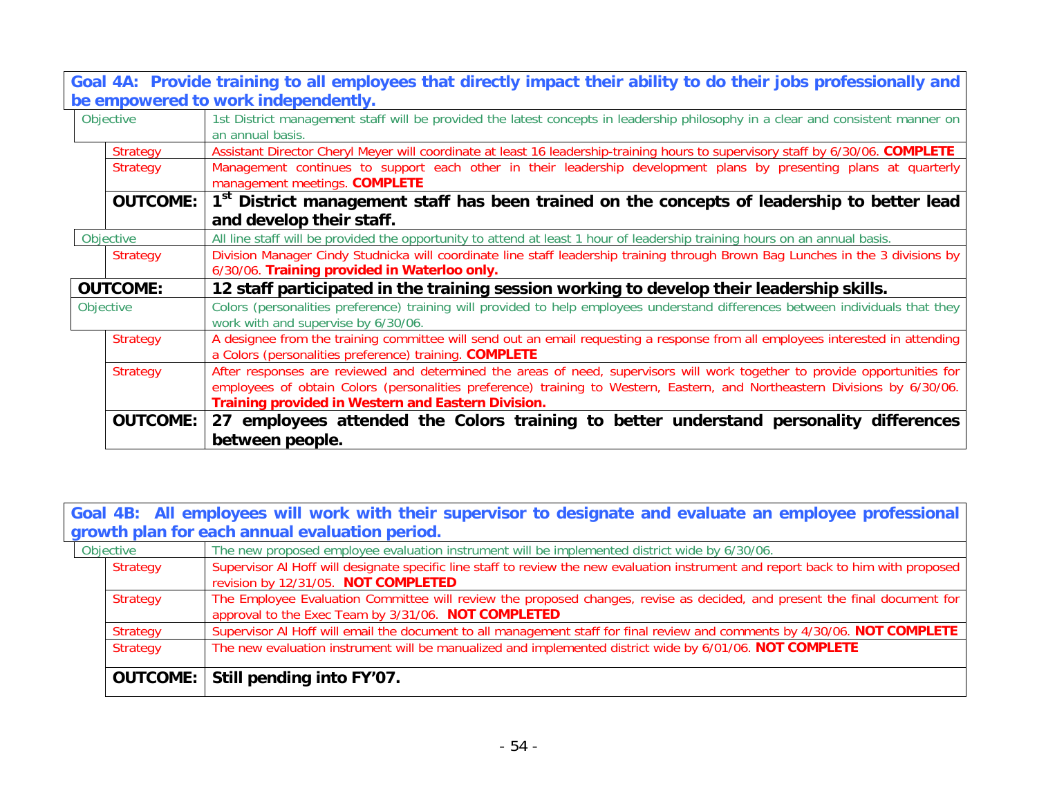**Goal 4A: Provide training to all employees that directly impact their ability to do their jobs professionally and be empowered to work independently.**

| | |
|---|---|
| Objective | 1st District management staff will be provided the latest concepts in leadership philosophy in a clear and consistent manner on an annual basis. |
| Strategy | Assistant Director Cheryl Meyer will coordinate at least 16 leadership-training hours to supervisory staff by 6/30/06. **COMPLETE** |
| Strategy | Management continues to support each other in their leadership development plans by presenting plans at quarterly management meetings. **COMPLETE** |
| **OUTCOME:** | **1st District management staff has been trained on the concepts of leadership to better lead and develop their staff.** |
| Objective | All line staff will be provided the opportunity to attend at least 1 hour of leadership training hours on an annual basis. |
| Strategy | Division Manager Cindy Studnicka will coordinate line staff leadership training through Brown Bag Lunches in the 3 divisions by 6/30/06. **Training provided in Waterloo only.** |
| **OUTCOME:** | **12 staff participated in the training session working to develop their leadership skills.** |
| Objective | Colors (personalities preference) training will provided to help employees understand differences between individuals that they work with and supervise by 6/30/06. |
| Strategy | A designee from the training committee will send out an email requesting a response from all employees interested in attending a Colors (personalities preference) training. **COMPLETE** |
| Strategy | After responses are reviewed and determined the areas of need, supervisors will work together to provide opportunities for employees of obtain Colors (personalities preference) training to Western, Eastern, and Northeastern Divisions by 6/30/06. **Training provided in Western and Eastern Division.** |
| **OUTCOME:** | **27 employees attended the Colors training to better understand personality differences between people.** |

**Goal 4B: All employees will work with their supervisor to designate and evaluate an employee professional growth plan for each annual evaluation period.**

| | |
|---|---|
| Objective | The new proposed employee evaluation instrument will be implemented district wide by 6/30/06. |
| Strategy | Supervisor Al Hoff will designate specific line staff to review the new evaluation instrument and report back to him with proposed revision by 12/31/05. **NOT COMPLETED** |
| Strategy | The Employee Evaluation Committee will review the proposed changes, revise as decided, and present the final document for approval to the Exec Team by 3/31/06. **NOT COMPLETED** |
| Strategy | Supervisor Al Hoff will email the document to all management staff for final review and comments by 4/30/06. **NOT COMPLETE** |
| Strategy | The new evaluation instrument will be manualized and implemented district wide by 6/01/06. **NOT COMPLETE** |
| **OUTCOME:** | **Still pending into FY'07.** |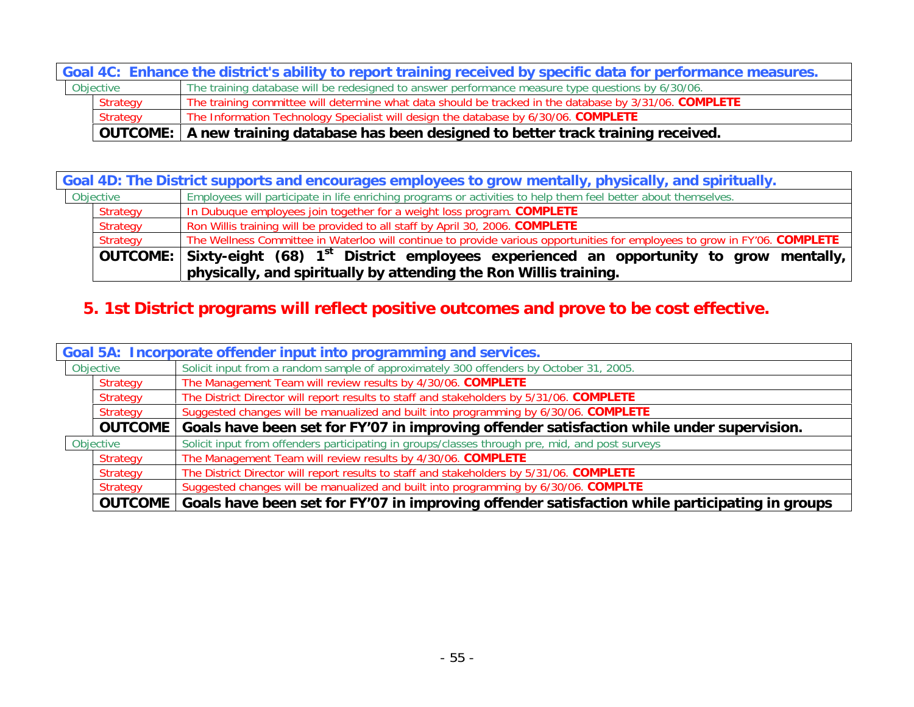| Goal 4C: Enhance the district's ability to report training received by specific data for performance measures. | | |
|---|---|---|
| Objective | | The training database will be redesigned to answer performance measure type questions by 6/30/06. |
| | Strategy | The training committee will determine what data should be tracked in the database by 3/31/06. **COMPLETE** |
| | Strategy | The Information Technology Specialist will design the database by 6/30/06. **COMPLETE** |
| | **OUTCOME:** | **A new training database has been designed to better track training received.** |

| Goal 4D: The District supports and encourages employees to grow mentally, physically, and spiritually. | | |
|---|---|---|
| Objective | | Employees will participate in life enriching programs or activities to help them feel better about themselves. |
| | Strategy | In Dubuque employees join together for a weight loss program. **COMPLETE** |
| | Strategy | Ron Willis training will be provided to all staff by April 30, 2006. **COMPLETE** |
| | Strategy | The Wellness Committee in Waterloo will continue to provide various opportunities for employees to grow in FY'06. **COMPLETE** |
| | **OUTCOME:** | **Sixty-eight (68) 1st District employees experienced an opportunity to grow mentally, physically, and spiritually by attending the Ron Willis training.** |

## 5. 1st District programs will reflect positive outcomes and prove to be cost effective.

| Goal 5A: Incorporate offender input into programming and services. | | |
|---|---|---|
| Objective | | Solicit input from a random sample of approximately 300 offenders by October 31, 2005. |
| | Strategy | The Management Team will review results by 4/30/06. **COMPLETE** |
| | Strategy | The District Director will report results to staff and stakeholders by 5/31/06. **COMPLETE** |
| | Strategy | Suggested changes will be manualized and built into programming by 6/30/06. **COMPLETE** |
| | **OUTCOME** | **Goals have been set for FY'07 in improving offender satisfaction while under supervision.** |
| Objective | | Solicit input from offenders participating in groups/classes through pre, mid, and post surveys |
| | Strategy | The Management Team will review results by 4/30/06. **COMPLETE** |
| | Strategy | The District Director will report results to staff and stakeholders by 5/31/06. **COMPLETE** |
| | Strategy | Suggested changes will be manualized and built into programming by 6/30/06. **COMPLTE** |
| | **OUTCOME** | **Goals have been set for FY'07 in improving offender satisfaction while participating in groups** |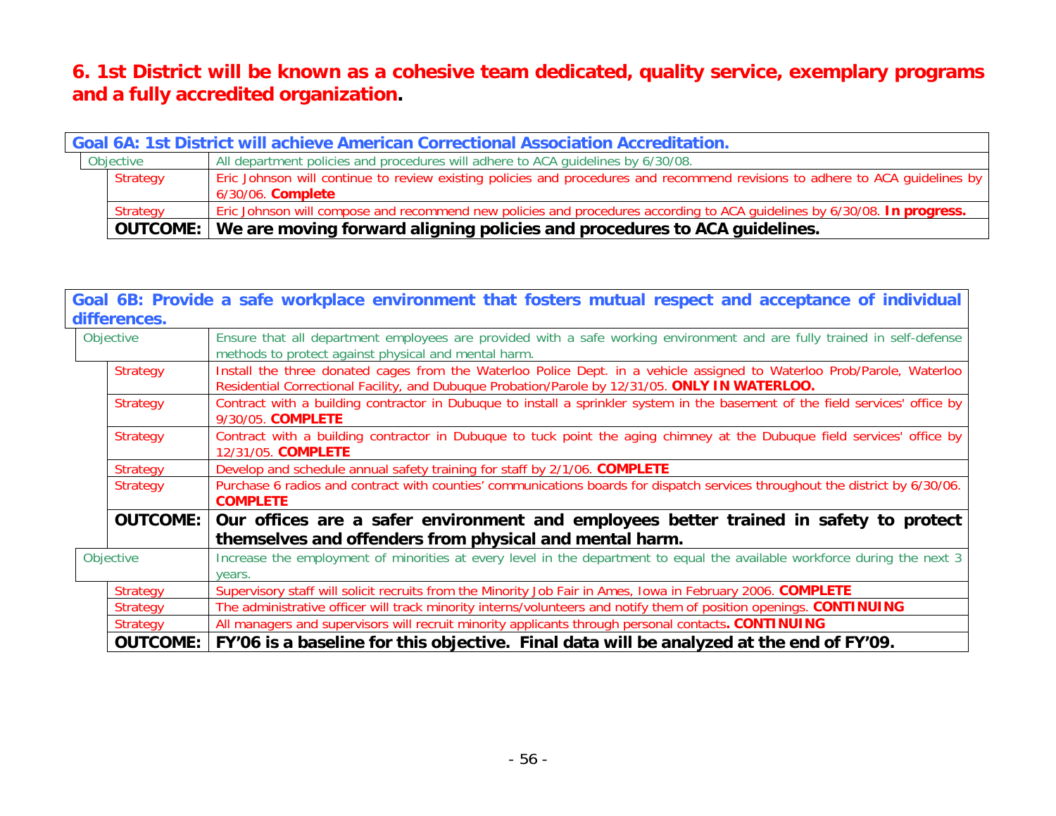# 6. 1st District will be known as a cohesive team dedicated, quality service, exemplary programs and a fully accredited organization.

| Goal 6A: 1st District will achieve American Correctional Association Accreditation. | |
|---|---|
| Objective | All department policies and procedures will adhere to ACA guidelines by 6/30/08. |
| Strategy | Eric Johnson will continue to review existing policies and procedures and recommend revisions to adhere to ACA guidelines by 6/30/06. **Complete** |
| Strategy | Eric Johnson will compose and recommend new policies and procedures according to ACA guidelines by 6/30/08. **In progress.** |
| **OUTCOME:** | **We are moving forward aligning policies and procedures to ACA guidelines.** |

| Goal 6B: Provide a safe workplace environment that fosters mutual respect and acceptance of individual differences. | |
|---|---|
| Objective | Ensure that all department employees are provided with a safe working environment and are fully trained in self-defense methods to protect against physical and mental harm. |
| Strategy | Install the three donated cages from the Waterloo Police Dept. in a vehicle assigned to Waterloo Prob/Parole, Waterloo Residential Correctional Facility, and Dubuque Probation/Parole by 12/31/05. **ONLY IN WATERLOO.** |
| Strategy | Contract with a building contractor in Dubuque to install a sprinkler system in the basement of the field services' office by 9/30/05. **COMPLETE** |
| Strategy | Contract with a building contractor in Dubuque to tuck point the aging chimney at the Dubuque field services' office by 12/31/05. **COMPLETE** |
| Strategy | Develop and schedule annual safety training for staff by 2/1/06. **COMPLETE** |
| Strategy | Purchase 6 radios and contract with counties' communications boards for dispatch services throughout the district by 6/30/06. **COMPLETE** |
| **OUTCOME:** | **Our offices are a safer environment and employees better trained in safety to protect themselves and offenders from physical and mental harm.** |
| Objective | Increase the employment of minorities at every level in the department to equal the available workforce during the next 3 years. |
| Strategy | Supervisory staff will solicit recruits from the Minority Job Fair in Ames, Iowa in February 2006. **COMPLETE** |
| Strategy | The administrative officer will track minority interns/volunteers and notify them of position openings. **CONTINUING** |
| Strategy | All managers and supervisors will recruit minority applicants through personal contacts**. CONTINUING** |
| **OUTCOME:** | **FY'06 is a baseline for this objective. Final data will be analyzed at the end of FY'09.** |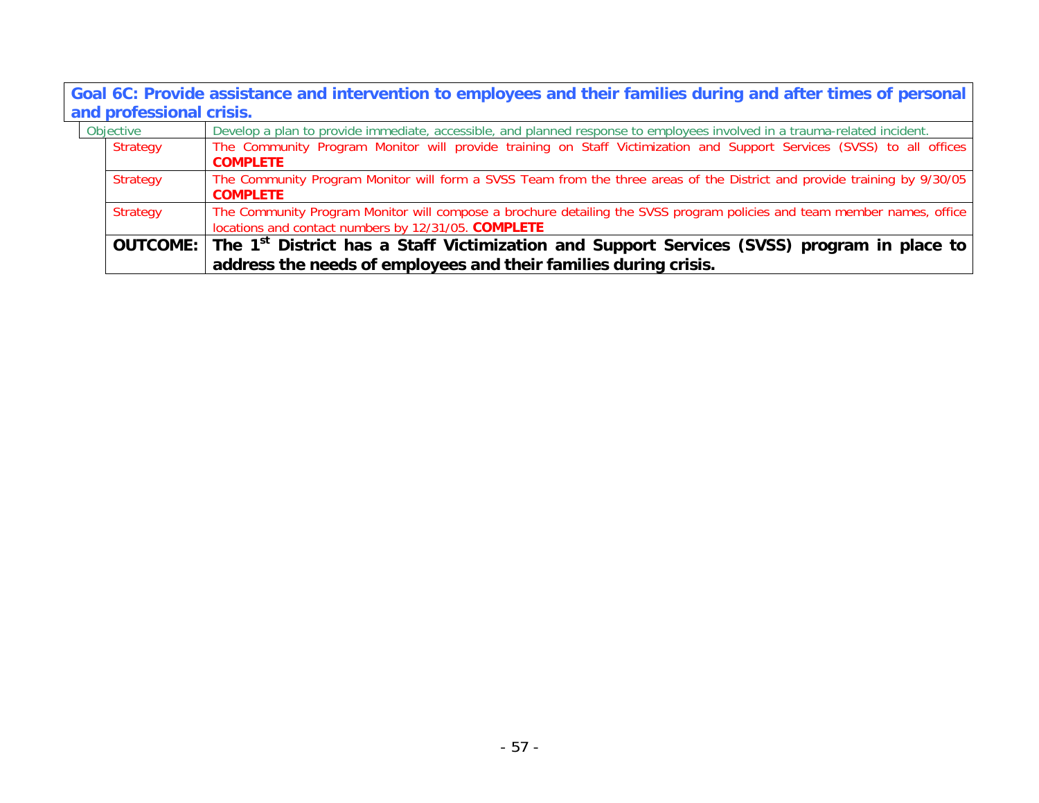**Goal 6C: Provide assistance and intervention to employees and their families during and after times of personal and professional crisis.**

| | |
|---|---|
| Objective | Develop a plan to provide immediate, accessible, and planned response to employees involved in a trauma-related incident. |
| Strategy | The Community Program Monitor will provide training on Staff Victimization and Support Services (SVSS) to all offices **COMPLETE** |
| Strategy | The Community Program Monitor will form a SVSS Team from the three areas of the District and provide training by 9/30/05 **COMPLETE** |
| Strategy | The Community Program Monitor will compose a brochure detailing the SVSS program policies and team member names, office locations and contact numbers by 12/31/05. **COMPLETE** |
| **OUTCOME:** | **The 1st District has a Staff Victimization and Support Services (SVSS) program in place to address the needs of employees and their families during crisis.** |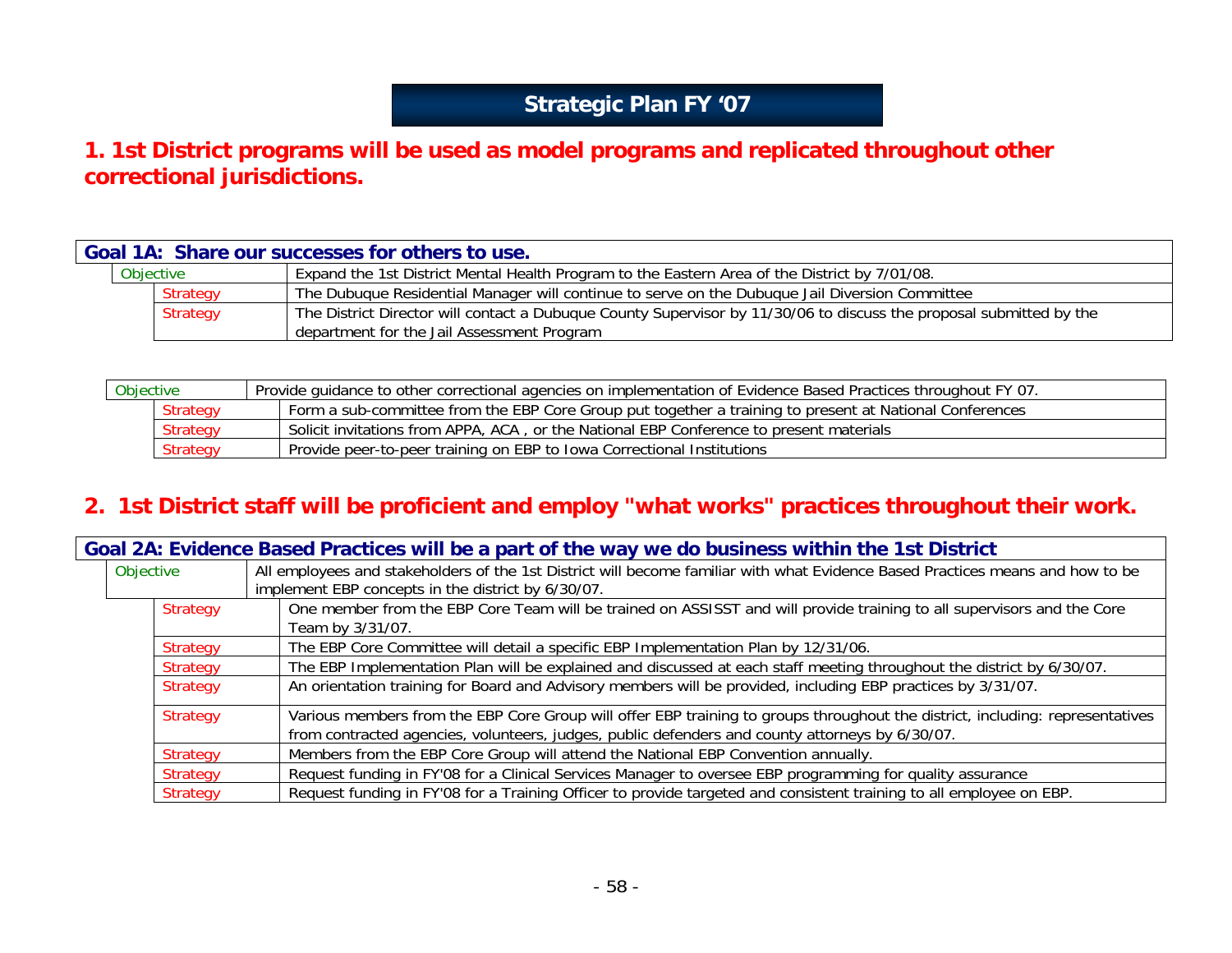# Strategic Plan FY '07

## 1. 1st District programs will be used as model programs and replicated throughout other correctional jurisdictions.

| Goal 1A: Share our successes for others to use. | |
|---|---|
| Objective | Expand the 1st District Mental Health Program to the Eastern Area of the District by 7/01/08. |
| Strategy | The Dubuque Residential Manager will continue to serve on the Dubuque Jail Diversion Committee |
| Strategy | The District Director will contact a Dubuque County Supervisor by 11/30/06 to discuss the proposal submitted by the department for the Jail Assessment Program |

| Objective | Provide guidance to other correctional agencies on implementation of Evidence Based Practices throughout FY 07. |
|---|---|
| Strategy | Form a sub-committee from the EBP Core Group put together a training to present at National Conferences |
| Strategy | Solicit invitations from APPA, ACA , or the National EBP Conference to present materials |
| Strategy | Provide peer-to-peer training on EBP to Iowa Correctional Institutions |

## 2. 1st District staff will be proficient and employ "what works" practices throughout their work.

| Goal 2A: Evidence Based Practices will be a part of the way we do business within the 1st District | |
|---|---|
| Objective | All employees and stakeholders of the 1st District will become familiar with what Evidence Based Practices means and how to be implement EBP concepts in the district by 6/30/07. |
| Strategy | One member from the EBP Core Team will be trained on ASSISST and will provide training to all supervisors and the Core Team by 3/31/07. |
| Strategy | The EBP Core Committee will detail a specific EBP Implementation Plan by 12/31/06. |
| Strategy | The EBP Implementation Plan will be explained and discussed at each staff meeting throughout the district by 6/30/07. |
| Strategy | An orientation training for Board and Advisory members will be provided, including EBP practices by 3/31/07. |
| Strategy | Various members from the EBP Core Group will offer EBP training to groups throughout the district, including: representatives from contracted agencies, volunteers, judges, public defenders and county attorneys by 6/30/07. |
| Strategy | Members from the EBP Core Group will attend the National EBP Convention annually. |
| Strategy | Request funding in FY'08 for a Clinical Services Manager to oversee EBP programming for quality assurance |
| Strategy | Request funding in FY'08 for a Training Officer to provide targeted and consistent training to all employee on EBP. |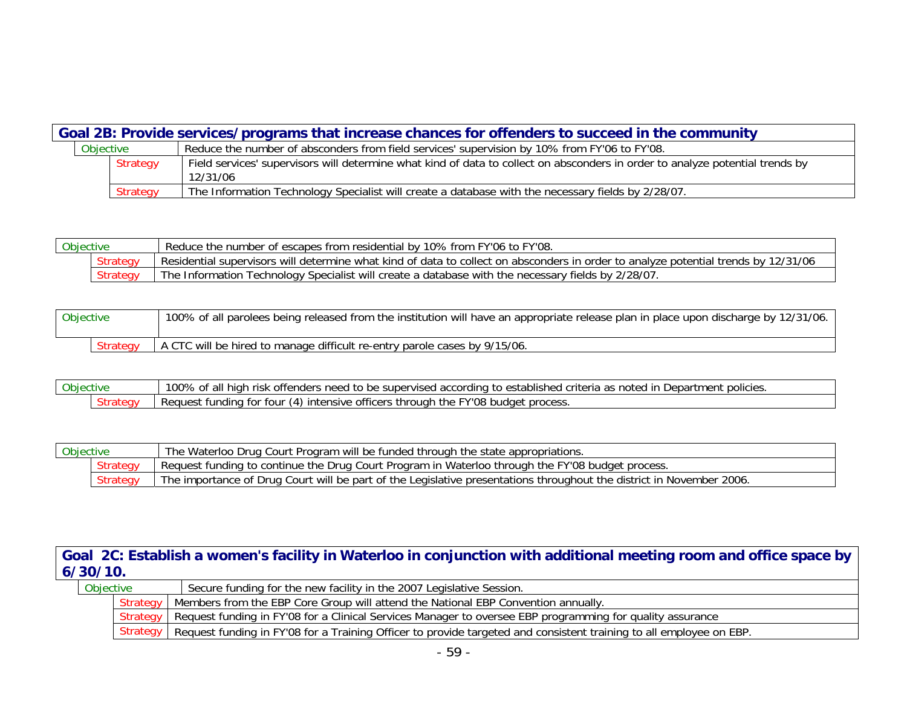## Goal 2B: Provide services/programs that increase chances for offenders to succeed in the community

| | |
|---|---|
| Objective | Reduce the number of absconders from field services' supervision by 10% from FY'06 to FY'08. |
| Strategy | Field services' supervisors will determine what kind of data to collect on absconders in order to analyze potential trends by 12/31/06 |
| Strategy | The Information Technology Specialist will create a database with the necessary fields by 2/28/07. |

| | |
|---|---|
| Objective | Reduce the number of escapes from residential by 10% from FY'06 to FY'08. |
| Strategy | Residential supervisors will determine what kind of data to collect on absconders in order to analyze potential trends by 12/31/06 |
| Strategy | The Information Technology Specialist will create a database with the necessary fields by 2/28/07. |

| | |
|---|---|
| Objective | 100% of all parolees being released from the institution will have an appropriate release plan in place upon discharge by 12/31/06. |
| Strategy | A CTC will be hired to manage difficult re-entry parole cases by 9/15/06. |

| | |
|---|---|
| Objective | 100% of all high risk offenders need to be supervised according to established criteria as noted in Department policies. |
| Strategy | Request funding for four (4) intensive officers through the FY'08 budget process. |

| | |
|---|---|
| Objective | The Waterloo Drug Court Program will be funded through the state appropriations. |
| Strategy | Request funding to continue the Drug Court Program in Waterloo through the FY'08 budget process. |
| Strategy | The importance of Drug Court will be part of the Legislative presentations throughout the district in November 2006. |

## Goal 2C: Establish a women's facility in Waterloo in conjunction with additional meeting room and office space by 6/30/10.

| | |
|---|---|
| Objective | Secure funding for the new facility in the 2007 Legislative Session. |
| Strategy | Members from the EBP Core Group will attend the National EBP Convention annually. |
| Strategy | Request funding in FY'08 for a Clinical Services Manager to oversee EBP programming for quality assurance |
| Strategy | Request funding in FY'08 for a Training Officer to provide targeted and consistent training to all employee on EBP. |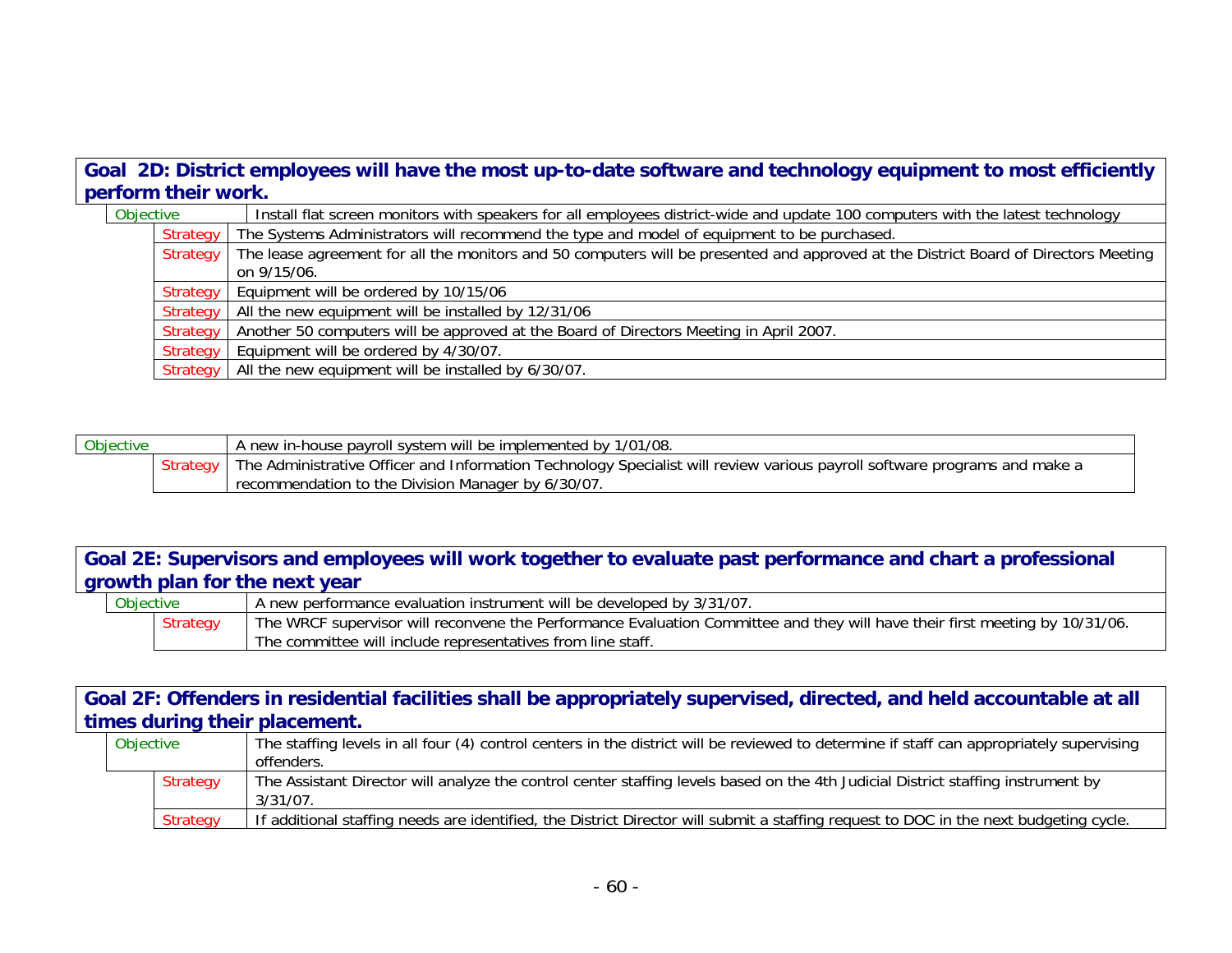## Goal 2D: District employees will have the most up-to-date software and technology equipment to most efficiently perform their work.

| | | |
|---|---|---|
| Objective | | Install flat screen monitors with speakers for all employees district-wide and update 100 computers with the latest technology |
| | Strategy | The Systems Administrators will recommend the type and model of equipment to be purchased. |
| | Strategy | The lease agreement for all the monitors and 50 computers will be presented and approved at the District Board of Directors Meeting on 9/15/06. |
| | Strategy | Equipment will be ordered by 10/15/06 |
| | Strategy | All the new equipment will be installed by 12/31/06 |
| | Strategy | Another 50 computers will be approved at the Board of Directors Meeting in April 2007. |
| | Strategy | Equipment will be ordered by 4/30/07. |
| | Strategy | All the new equipment will be installed by 6/30/07. |

| | | |
|---|---|---|
| Objective | | A new in-house payroll system will be implemented by 1/01/08. |
| | Strategy | The Administrative Officer and Information Technology Specialist will review various payroll software programs and make a recommendation to the Division Manager by 6/30/07. |

## Goal 2E: Supervisors and employees will work together to evaluate past performance and chart a professional growth plan for the next year

| | | |
|---|---|---|
| Objective | | A new performance evaluation instrument will be developed by 3/31/07. |
| | Strategy | The WRCF supervisor will reconvene the Performance Evaluation Committee and they will have their first meeting by 10/31/06. The committee will include representatives from line staff. |

## Goal 2F: Offenders in residential facilities shall be appropriately supervised, directed, and held accountable at all times during their placement.

| | | |
|---|---|---|
| Objective | | The staffing levels in all four (4) control centers in the district will be reviewed to determine if staff can appropriately supervising offenders. |
| | Strategy | The Assistant Director will analyze the control center staffing levels based on the 4th Judicial District staffing instrument by 3/31/07. |
| | Strategy | If additional staffing needs are identified, the District Director will submit a staffing request to DOC in the next budgeting cycle. |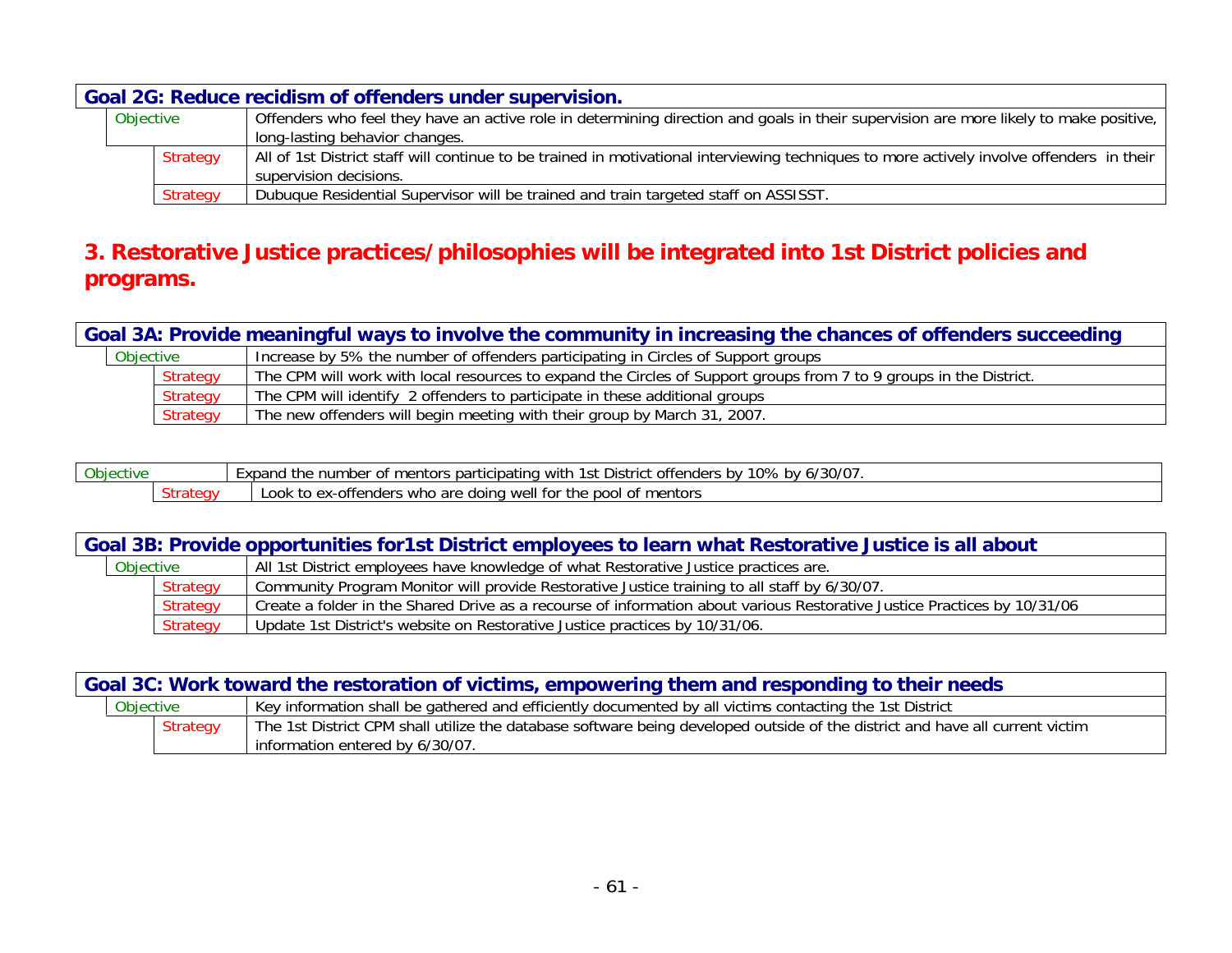| Goal 2G: Reduce recidism of offenders under supervision. | | |
|---|---|---|
| Objective | | Offenders who feel they have an active role in determining direction and goals in their supervision are more likely to make positive, long-lasting behavior changes. |
| | Strategy | All of 1st District staff will continue to be trained in motivational interviewing techniques to more actively involve offenders in their supervision decisions. |
| | Strategy | Dubuque Residential Supervisor will be trained and train targeted staff on ASSISST. |

## 3. Restorative Justice practices/philosophies will be integrated into 1st District policies and programs.

| Goal 3A: Provide meaningful ways to involve the community in increasing the chances of offenders succeeding | | |
|---|---|---|
| Objective | | Increase by 5% the number of offenders participating in Circles of Support groups |
| | Strategy | The CPM will work with local resources to expand the Circles of Support groups from 7 to 9 groups in the District. |
| | Strategy | The CPM will identify 2 offenders to participate in these additional groups |
| | Strategy | The new offenders will begin meeting with their group by March 31, 2007. |
| Objective | | Expand the number of mentors participating with 1st District offenders by 10% by 6/30/07. |
| | Strategy | Look to ex-offenders who are doing well for the pool of mentors |

| Goal 3B: Provide opportunities for1st District employees to learn what Restorative Justice is all about | | |
|---|---|---|
| Objective | | All 1st District employees have knowledge of what Restorative Justice practices are. |
| | Strategy | Community Program Monitor will provide Restorative Justice training to all staff by 6/30/07. |
| | Strategy | Create a folder in the Shared Drive as a recourse of information about various Restorative Justice Practices by 10/31/06 |
| | Strategy | Update 1st District's website on Restorative Justice practices by 10/31/06. |

| Goal 3C: Work toward the restoration of victims, empowering them and responding to their needs | | |
|---|---|---|
| Objective | | Key information shall be gathered and efficiently documented by all victims contacting the 1st District |
| | Strategy | The 1st District CPM shall utilize the database software being developed outside of the district and have all current victim information entered by 6/30/07. |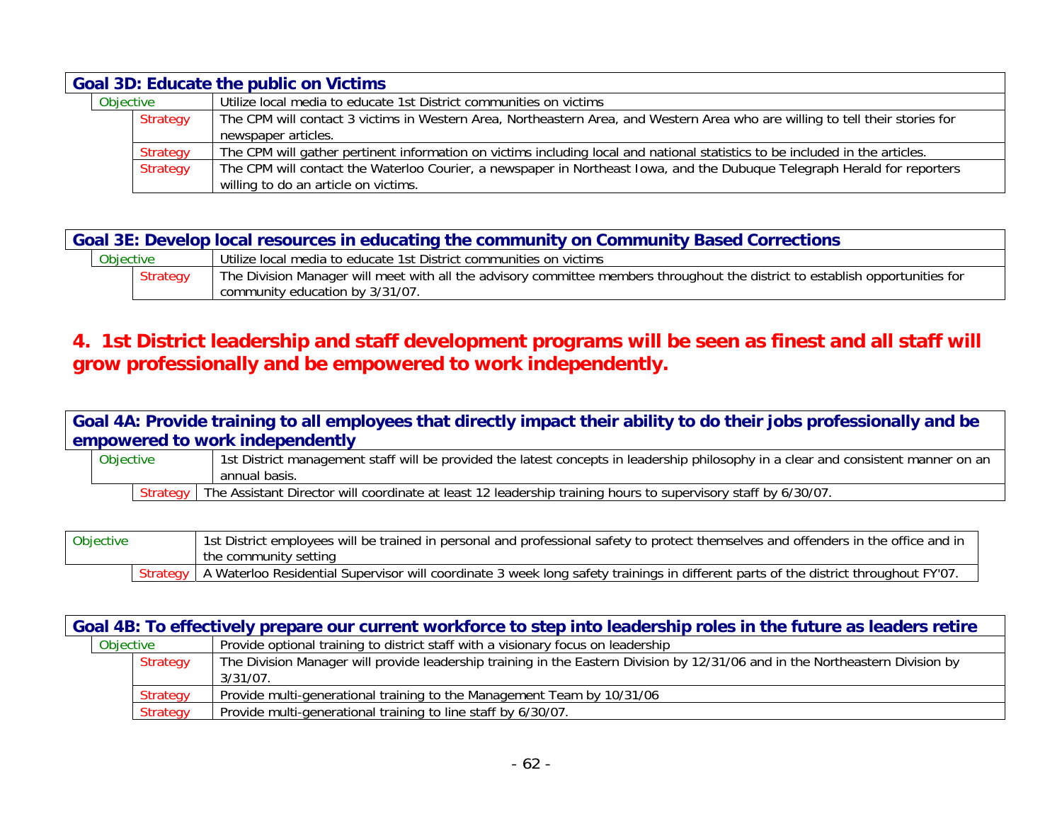| Goal 3D: Educate the public on Victims | | |
| --- | --- | --- |
| Objective | | Utilize local media to educate 1st District communities on victims |
| | Strategy | The CPM will contact 3 victims in Western Area, Northeastern Area, and Western Area who are willing to tell their stories for newspaper articles. |
| | Strategy | The CPM will gather pertinent information on victims including local and national statistics to be included in the articles. |
| | Strategy | The CPM will contact the Waterloo Courier, a newspaper in Northeast Iowa, and the Dubuque Telegraph Herald for reporters willing to do an article on victims. |

| Goal 3E: Develop local resources in educating the community on Community Based Corrections | | |
| --- | --- | --- |
| Objective | | Utilize local media to educate 1st District communities on victims |
| | Strategy | The Division Manager will meet with all the advisory committee members throughout the district to establish opportunities for community education by 3/31/07. |

## 4. 1st District leadership and staff development programs will be seen as finest and all staff will grow professionally and be empowered to work independently.

| Goal 4A: Provide training to all employees that directly impact their ability to do their jobs professionally and be empowered to work independently | | |
| --- | --- | --- |
| Objective | | 1st District management staff will be provided the latest concepts in leadership philosophy in a clear and consistent manner on an annual basis. |
| | Strategy | The Assistant Director will coordinate at least 12 leadership training hours to supervisory staff by 6/30/07. |
| Objective | | 1st District employees will be trained in personal and professional safety to protect themselves and offenders in the office and in the community setting |
| | Strategy | A Waterloo Residential Supervisor will coordinate 3 week long safety trainings in different parts of the district throughout FY'07. |

| Goal 4B: To effectively prepare our current workforce to step into leadership roles in the future as leaders retire | | |
| --- | --- | --- |
| Objective | | Provide optional training to district staff with a visionary focus on leadership |
| | Strategy | The Division Manager will provide leadership training in the Eastern Division by 12/31/06 and in the Northeastern Division by 3/31/07. |
| | Strategy | Provide multi-generational training to the Management Team by 10/31/06 |
| | Strategy | Provide multi-generational training to line staff by 6/30/07. |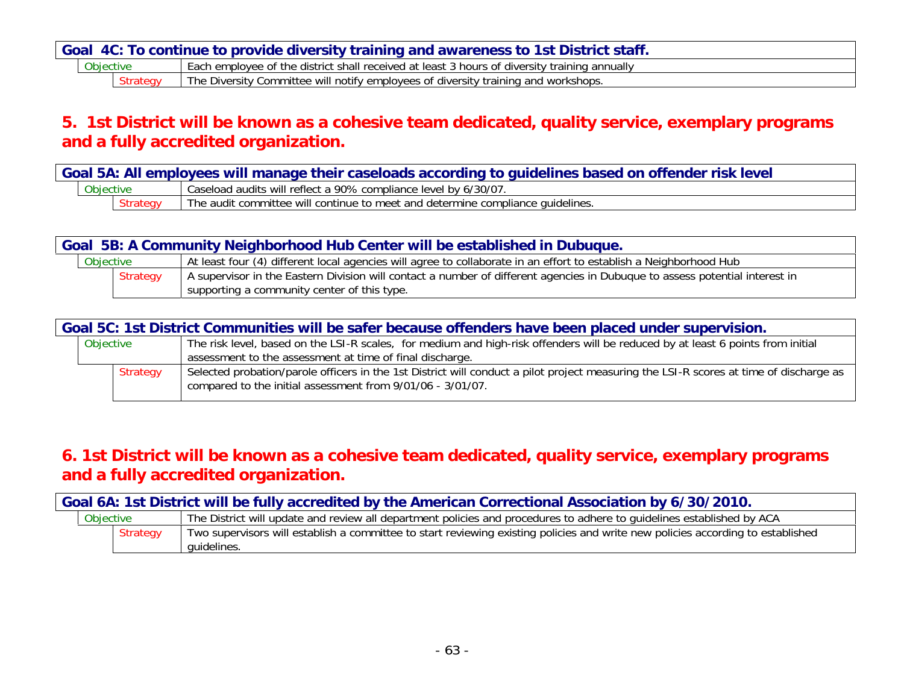| Goal 4C: To continue to provide diversity training and awareness to 1st District staff. | |
|---|---|
| Objective | Each employee of the district shall received at least 3 hours of diversity training annually |
| Strategy | The Diversity Committee will notify employees of diversity training and workshops. |

## 5. 1st District will be known as a cohesive team dedicated, quality service, exemplary programs and a fully accredited organization.

| Goal 5A: All employees will manage their caseloads according to guidelines based on offender risk level | |
|---|---|
| Objective | Caseload audits will reflect a 90% compliance level by 6/30/07. |
| Strategy | The audit committee will continue to meet and determine compliance guidelines. |

| Goal 5B: A Community Neighborhood Hub Center will be established in Dubuque. | |
|---|---|
| Objective | At least four (4) different local agencies will agree to collaborate in an effort to establish a Neighborhood Hub |
| Strategy | A supervisor in the Eastern Division will contact a number of different agencies in Dubuque to assess potential interest in supporting a community center of this type. |

| Goal 5C: 1st District Communities will be safer because offenders have been placed under supervision. | |
|---|---|
| Objective | The risk level, based on the LSI-R scales, for medium and high-risk offenders will be reduced by at least 6 points from initial assessment to the assessment at time of final discharge. |
| Strategy | Selected probation/parole officers in the 1st District will conduct a pilot project measuring the LSI-R scores at time of discharge as compared to the initial assessment from 9/01/06 - 3/01/07. |

## 6. 1st District will be known as a cohesive team dedicated, quality service, exemplary programs and a fully accredited organization.

| Goal 6A: 1st District will be fully accredited by the American Correctional Association by 6/30/2010. | |
|---|---|
| Objective | The District will update and review all department policies and procedures to adhere to guidelines established by ACA |
| Strategy | Two supervisors will establish a committee to start reviewing existing policies and write new policies according to established guidelines. |